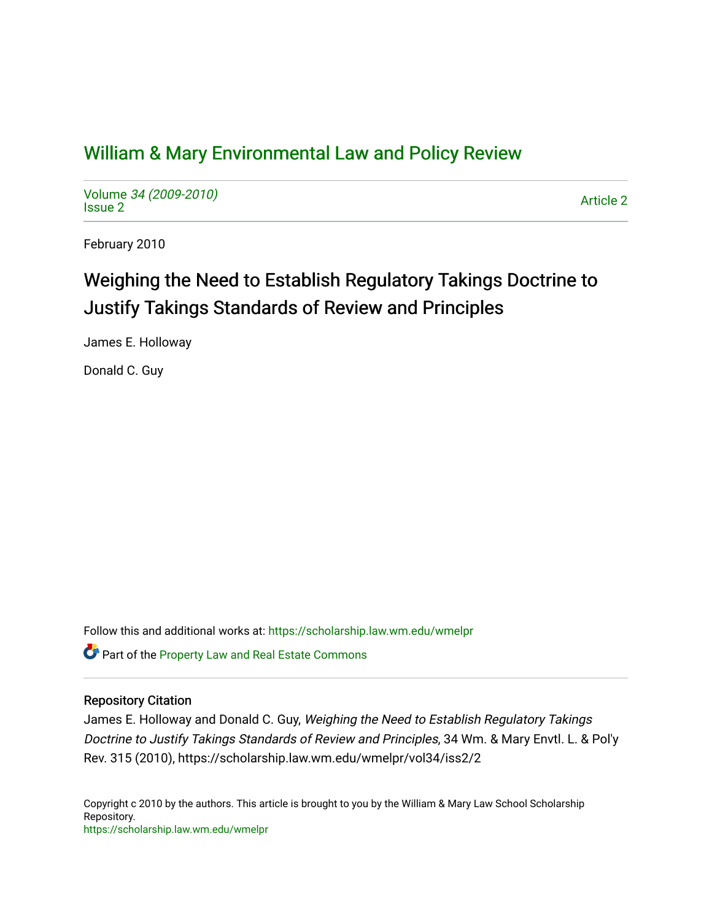# William & Mary Environmental Law and Policy Review

Volume *34 (2009-2010)*
Issue 2

Article 2

February 2010

## Weighing the Need to Establish Regulatory Takings Doctrine to Justify Takings Standards of Review and Principles

James E. Holloway

Donald C. Guy

Follow this and additional works at: https://scholarship.law.wm.edu/wmelpr

Part of the Property Law and Real Estate Commons

### Repository Citation

James E. Holloway and Donald C. Guy, *Weighing the Need to Establish Regulatory Takings Doctrine to Justify Takings Standards of Review and Principles*, 34 Wm. & Mary Envtl. L. & Pol'y Rev. 315 (2010), https://scholarship.law.wm.edu/wmelpr/vol34/iss2/2

Copyright c 2010 by the authors. This article is brought to you by the William & Mary Law School Scholarship Repository.
https://scholarship.law.wm.edu/wmelpr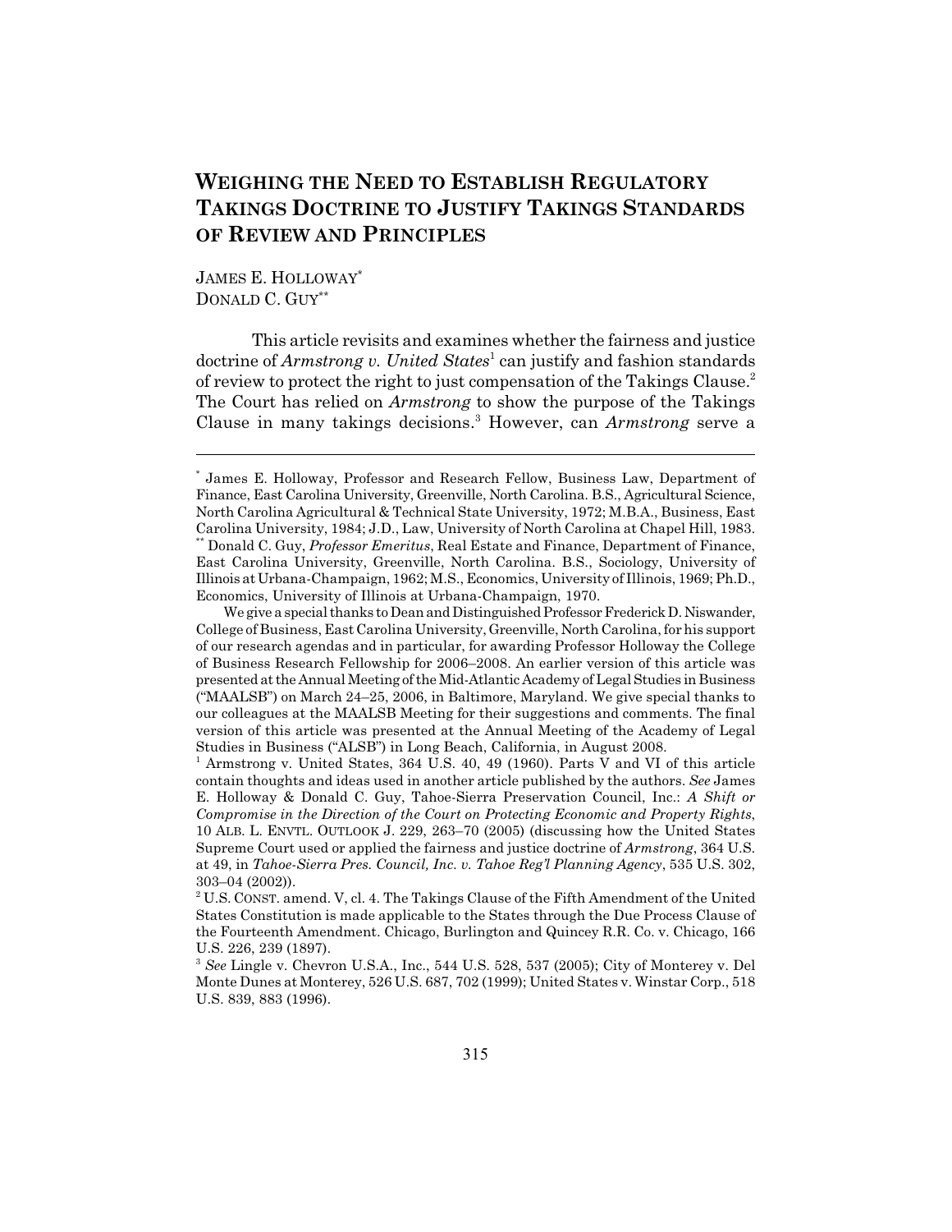# WEIGHING THE NEED TO ESTABLISH REGULATORY TAKINGS DOCTRINE TO JUSTIFY TAKINGS STANDARDS OF REVIEW AND PRINCIPLES

JAMES E. HOLLOWAY[*]
DONALD C. GUY[**]

This article revisits and examines whether the fairness and justice doctrine of *Armstrong v. United States*[1] can justify and fashion standards of review to protect the right to just compensation of the Takings Clause.[2] The Court has relied on *Armstrong* to show the purpose of the Takings Clause in many takings decisions.[3] However, can *Armstrong* serve a

---

[*] James E. Holloway, Professor and Research Fellow, Business Law, Department of Finance, East Carolina University, Greenville, North Carolina. B.S., Agricultural Science, North Carolina Agricultural & Technical State University, 1972; M.B.A., Business, East Carolina University, 1984; J.D., Law, University of North Carolina at Chapel Hill, 1983.

[**] Donald C. Guy, *Professor Emeritus*, Real Estate and Finance, Department of Finance, East Carolina University, Greenville, North Carolina. B.S., Sociology, University of Illinois at Urbana-Champaign, 1962; M.S., Economics, University of Illinois, 1969; Ph.D., Economics, University of Illinois at Urbana-Champaign, 1970.

We give a special thanks to Dean and Distinguished Professor Frederick D. Niswander, College of Business, East Carolina University, Greenville, North Carolina, for his support of our research agendas and in particular, for awarding Professor Holloway the College of Business Research Fellowship for 2006–2008. An earlier version of this article was presented at the Annual Meeting of the Mid-Atlantic Academy of Legal Studies in Business ("MAALSB") on March 24–25, 2006, in Baltimore, Maryland. We give special thanks to our colleagues at the MAALSB Meeting for their suggestions and comments. The final version of this article was presented at the Annual Meeting of the Academy of Legal Studies in Business ("ALSB") in Long Beach, California, in August 2008.

[1] Armstrong v. United States, 364 U.S. 40, 49 (1960). Parts V and VI of this article contain thoughts and ideas used in another article published by the authors. *See* James E. Holloway & Donald C. Guy, Tahoe-Sierra Preservation Council, Inc.: *A Shift or Compromise in the Direction of the Court on Protecting Economic and Property Rights*, 10 ALB. L. ENVTL. OUTLOOK J. 229, 263–70 (2005) (discussing how the United States Supreme Court used or applied the fairness and justice doctrine of *Armstrong*, 364 U.S. at 49, in *Tahoe-Sierra Pres. Council, Inc. v. Tahoe Reg'l Planning Agency*, 535 U.S. 302, 303–04 (2002)).

[2] U.S. CONST. amend. V, cl. 4. The Takings Clause of the Fifth Amendment of the United States Constitution is made applicable to the States through the Due Process Clause of the Fourteenth Amendment. Chicago, Burlington and Quincey R.R. Co. v. Chicago, 166 U.S. 226, 239 (1897).

[3] *See* Lingle v. Chevron U.S.A., Inc., 544 U.S. 528, 537 (2005); City of Monterey v. Del Monte Dunes at Monterey, 526 U.S. 687, 702 (1999); United States v. Winstar Corp., 518 U.S. 839, 883 (1996).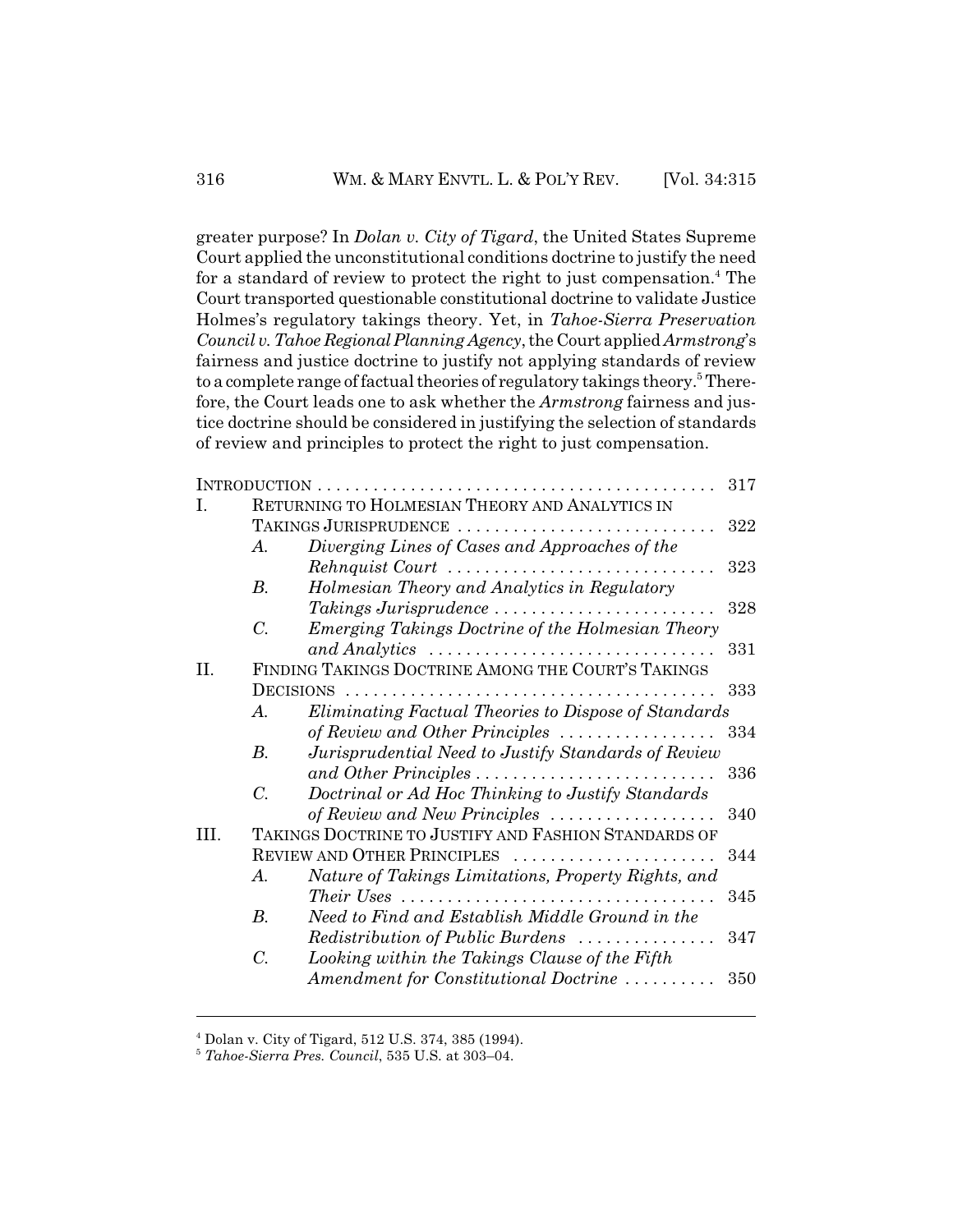greater purpose? In *Dolan v. City of Tigard*, the United States Supreme Court applied the unconstitutional conditions doctrine to justify the need for a standard of review to protect the right to just compensation.[4] The Court transported questionable constitutional doctrine to validate Justice Holmes's regulatory takings theory. Yet, in *Tahoe-Sierra Preservation Council v. Tahoe Regional Planning Agency*, the Court applied *Armstrong*'s fairness and justice doctrine to justify not applying standards of review to a complete range of factual theories of regulatory takings theory.[5] Therefore, the Court leads one to ask whether the *Armstrong* fairness and justice doctrine should be considered in justifying the selection of standards of review and principles to protect the right to just compensation.

| | | | |
|---|---|---|---|
| INTRODUCTION | | | 317 |
| I. | RETURNING TO HOLMESIAN THEORY AND ANALYTICS IN TAKINGS JURISPRUDENCE | | 322 |
| | *A.* | *Diverging Lines of Cases and Approaches of the Rehnquist Court* | 323 |
| | *B.* | *Holmesian Theory and Analytics in Regulatory Takings Jurisprudence* | 328 |
| | *C.* | *Emerging Takings Doctrine of the Holmesian Theory and Analytics* | 331 |
| II. | FINDING TAKINGS DOCTRINE AMONG THE COURT'S TAKINGS DECISIONS | | 333 |
| | *A.* | *Eliminating Factual Theories to Dispose of Standards of Review and Other Principles* | 334 |
| | *B.* | *Jurisprudential Need to Justify Standards of Review and Other Principles* | 336 |
| | *C.* | *Doctrinal or Ad Hoc Thinking to Justify Standards of Review and New Principles* | 340 |
| III. | TAKINGS DOCTRINE TO JUSTIFY AND FASHION STANDARDS OF REVIEW AND OTHER PRINCIPLES | | 344 |
| | *A.* | *Nature of Takings Limitations, Property Rights, and Their Uses* | 345 |
| | *B.* | *Need to Find and Establish Middle Ground in the Redistribution of Public Burdens* | 347 |
| | *C.* | *Looking within the Takings Clause of the Fifth Amendment for Constitutional Doctrine* | 350 |

[4] Dolan v. City of Tigard, 512 U.S. 374, 385 (1994).

[5] *Tahoe-Sierra Pres. Council*, 535 U.S. at 303–04.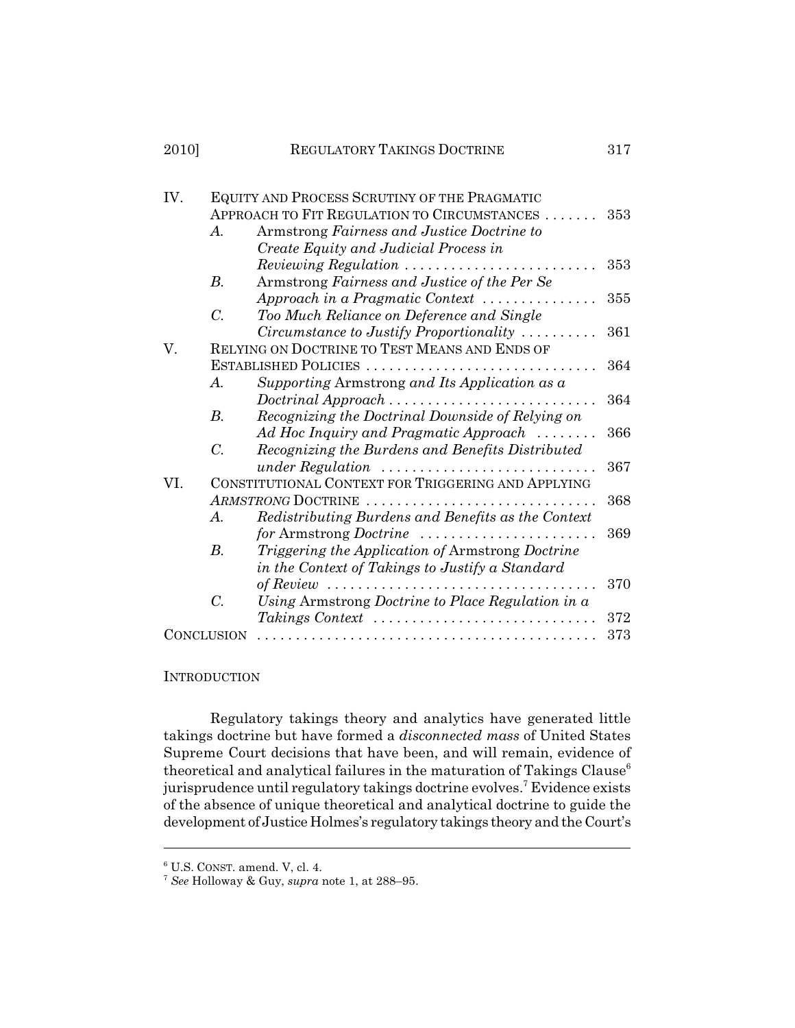| | | | |
|---|---|---|---|
| IV. | | EQUITY AND PROCESS SCRUTINY OF THE PRAGMATIC APPROACH TO FIT REGULATION TO CIRCUMSTANCES | 353 |
| | *A.* | Armstrong *Fairness and Justice Doctrine to Create Equity and Judicial Process in Reviewing Regulation* | 353 |
| | *B.* | Armstrong *Fairness and Justice of the Per Se Approach in a Pragmatic Context* | 355 |
| | *C.* | *Too Much Reliance on Deference and Single Circumstance to Justify Proportionality* | 361 |
| V. | | RELYING ON DOCTRINE TO TEST MEANS AND ENDS OF ESTABLISHED POLICIES | 364 |
| | *A.* | *Supporting* Armstrong *and Its Application as a Doctrinal Approach* | 364 |
| | *B.* | *Recognizing the Doctrinal Downside of Relying on Ad Hoc Inquiry and Pragmatic Approach* | 366 |
| | *C.* | *Recognizing the Burdens and Benefits Distributed under Regulation* | 367 |
| VI. | | CONSTITUTIONAL CONTEXT FOR TRIGGERING AND APPLYING *ARMSTRONG* DOCTRINE | 368 |
| | *A.* | *Redistributing Burdens and Benefits as the Context for* Armstrong *Doctrine* | 369 |
| | *B.* | *Triggering the Application of* Armstrong *Doctrine in the Context of Takings to Justify a Standard of Review* | 370 |
| | *C.* | *Using* Armstrong *Doctrine to Place Regulation in a Takings Context* | 372 |
| CONCLUSION | | | 373 |

## INTRODUCTION

Regulatory takings theory and analytics have generated little takings doctrine but have formed a *disconnected mass* of United States Supreme Court decisions that have been, and will remain, evidence of theoretical and analytical failures in the maturation of Takings Clause[6] jurisprudence until regulatory takings doctrine evolves.[7] Evidence exists of the absence of unique theoretical and analytical doctrine to guide the development of Justice Holmes's regulatory takings theory and the Court's

---

[6] U.S. CONST. amend. V, cl. 4.

[7] *See* Holloway & Guy, *supra* note 1, at 288–95.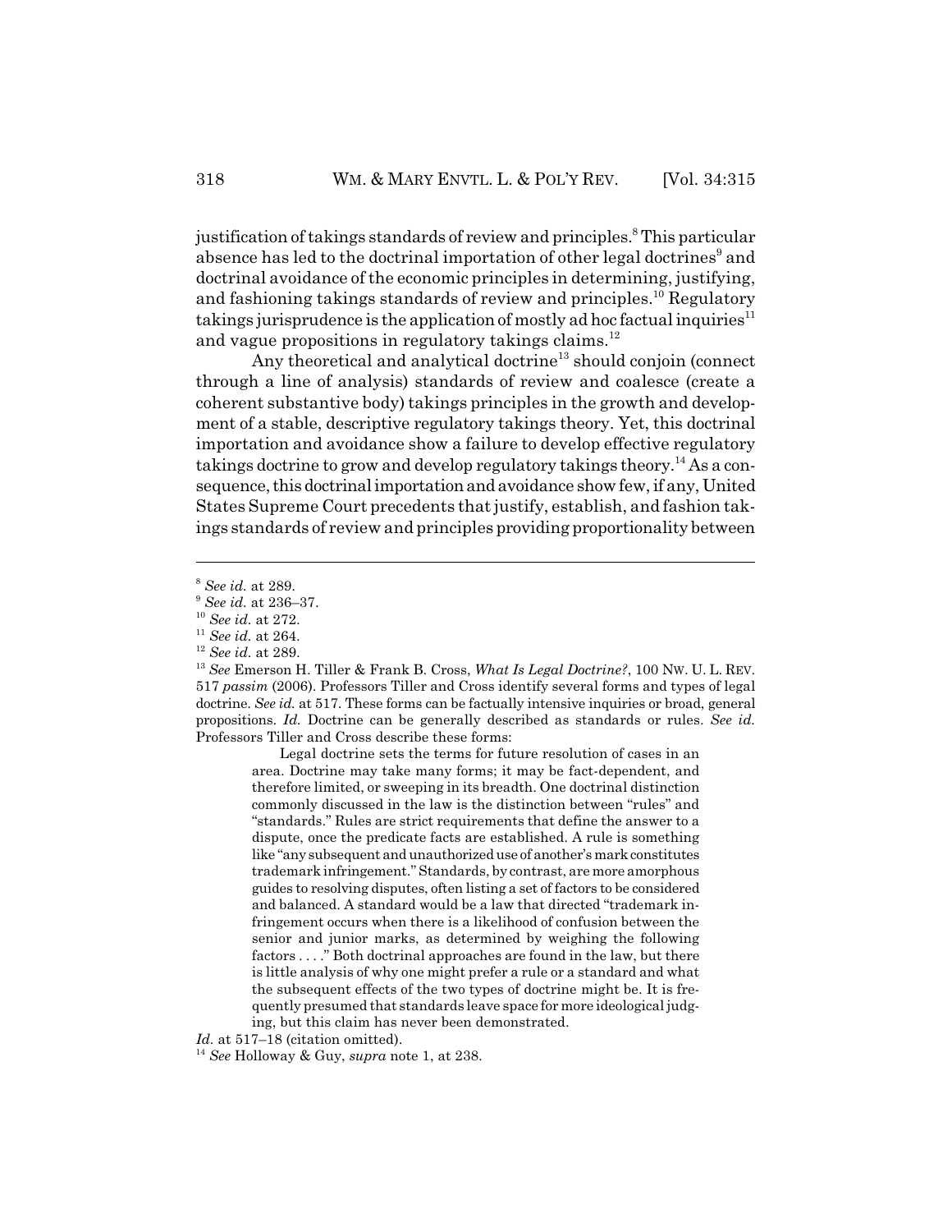justification of takings standards of review and principles.[8] This particular absence has led to the doctrinal importation of other legal doctrines[9] and doctrinal avoidance of the economic principles in determining, justifying, and fashioning takings standards of review and principles.[10] Regulatory takings jurisprudence is the application of mostly ad hoc factual inquiries[11] and vague propositions in regulatory takings claims.[12]

Any theoretical and analytical doctrine[13] should conjoin (connect through a line of analysis) standards of review and coalesce (create a coherent substantive body) takings principles in the growth and development of a stable, descriptive regulatory takings theory. Yet, this doctrinal importation and avoidance show a failure to develop effective regulatory takings doctrine to grow and develop regulatory takings theory.[14] As a consequence, this doctrinal importation and avoidance show few, if any, United States Supreme Court precedents that justify, establish, and fashion takings standards of review and principles providing proportionality between

---

[8] *See id.* at 289.

[9] *See id.* at 236–37.

[10] *See id.* at 272.

[11] *See id.* at 264.

[12] *See id.* at 289.

[13] *See* Emerson H. Tiller & Frank B. Cross, *What Is Legal Doctrine?*, 100 NW. U. L. REV. 517 *passim* (2006). Professors Tiller and Cross identify several forms and types of legal doctrine. *See id.* at 517. These forms can be factually intensive inquiries or broad, general propositions. *Id.* Doctrine can be generally described as standards or rules. *See id.* Professors Tiller and Cross describe these forms:

> Legal doctrine sets the terms for future resolution of cases in an area. Doctrine may take many forms; it may be fact-dependent, and therefore limited, or sweeping in its breadth. One doctrinal distinction commonly discussed in the law is the distinction between "rules" and "standards." Rules are strict requirements that define the answer to a dispute, once the predicate facts are established. A rule is something like "any subsequent and unauthorized use of another's mark constitutes trademark infringement." Standards, by contrast, are more amorphous guides to resolving disputes, often listing a set of factors to be considered and balanced. A standard would be a law that directed "trademark infringement occurs when there is a likelihood of confusion between the senior and junior marks, as determined by weighing the following factors . . . ." Both doctrinal approaches are found in the law, but there is little analysis of why one might prefer a rule or a standard and what the subsequent effects of the two types of doctrine might be. It is frequently presumed that standards leave space for more ideological judging, but this claim has never been demonstrated.

*Id.* at 517–18 (citation omitted).

[14] *See* Holloway & Guy, *supra* note 1, at 238.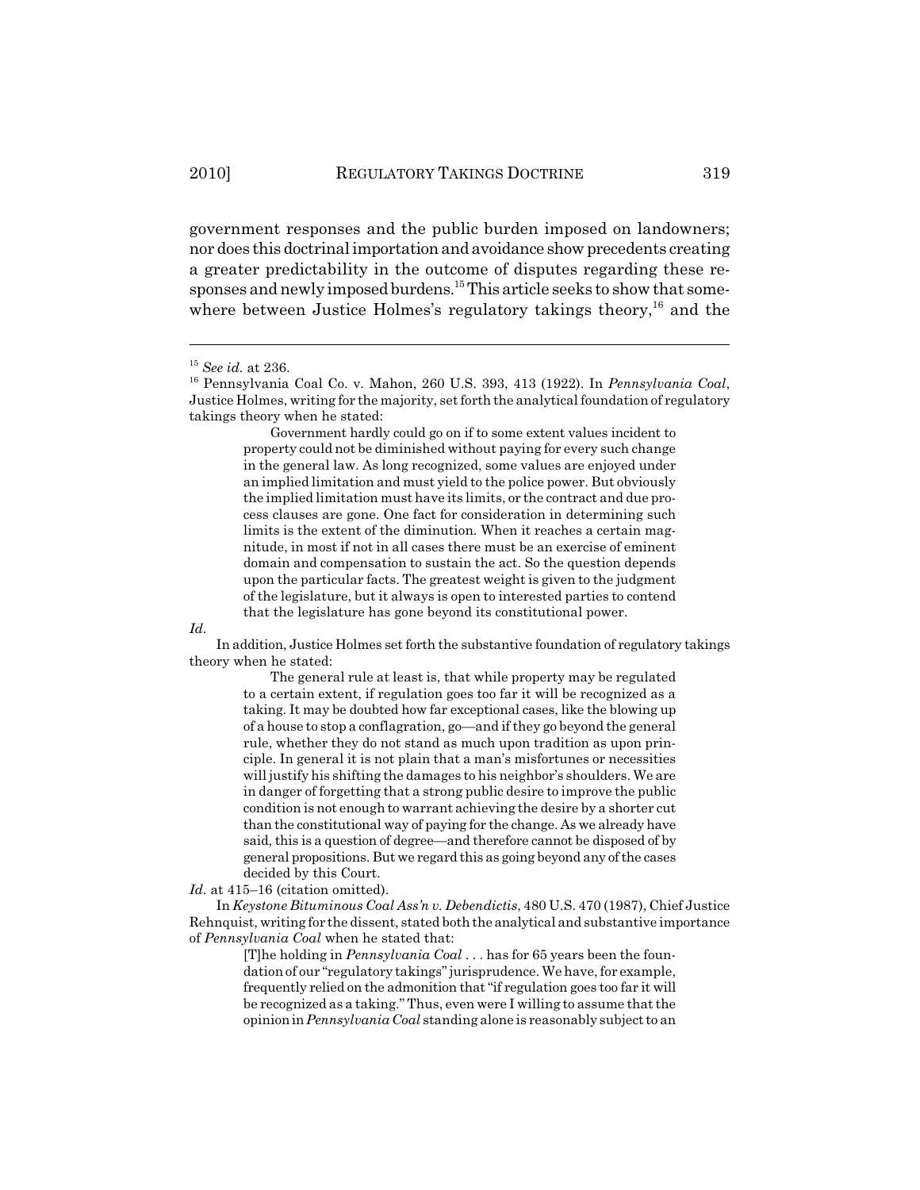government responses and the public burden imposed on landowners; nor does this doctrinal importation and avoidance show precedents creating a greater predictability in the outcome of disputes regarding these responses and newly imposed burdens.[15] This article seeks to show that somewhere between Justice Holmes's regulatory takings theory,[16] and the

---

[15] *See id.* at 236.

[16] Pennsylvania Coal Co. v. Mahon, 260 U.S. 393, 413 (1922). In *Pennsylvania Coal*, Justice Holmes, writing for the majority, set forth the analytical foundation of regulatory takings theory when he stated:

> Government hardly could go on if to some extent values incident to property could not be diminished without paying for every such change in the general law. As long recognized, some values are enjoyed under an implied limitation and must yield to the police power. But obviously the implied limitation must have its limits, or the contract and due process clauses are gone. One fact for consideration in determining such limits is the extent of the diminution. When it reaches a certain magnitude, in most if not in all cases there must be an exercise of eminent domain and compensation to sustain the act. So the question depends upon the particular facts. The greatest weight is given to the judgment of the legislature, but it always is open to interested parties to contend that the legislature has gone beyond its constitutional power.

*Id.*

In addition, Justice Holmes set forth the substantive foundation of regulatory takings theory when he stated:

> The general rule at least is, that while property may be regulated to a certain extent, if regulation goes too far it will be recognized as a taking. It may be doubted how far exceptional cases, like the blowing up of a house to stop a conflagration, go—and if they go beyond the general rule, whether they do not stand as much upon tradition as upon principle. In general it is not plain that a man's misfortunes or necessities will justify his shifting the damages to his neighbor's shoulders. We are in danger of forgetting that a strong public desire to improve the public condition is not enough to warrant achieving the desire by a shorter cut than the constitutional way of paying for the change. As we already have said, this is a question of degree—and therefore cannot be disposed of by general propositions. But we regard this as going beyond any of the cases decided by this Court.

*Id.* at 415–16 (citation omitted).

In *Keystone Bituminous Coal Ass'n v. Debendictis*, 480 U.S. 470 (1987), Chief Justice Rehnquist, writing for the dissent, stated both the analytical and substantive importance of *Pennsylvania Coal* when he stated that:

> [T]he holding in *Pennsylvania Coal* . . . has for 65 years been the foundation of our "regulatory takings" jurisprudence. We have, for example, frequently relied on the admonition that "if regulation goes too far it will be recognized as a taking." Thus, even were I willing to assume that the opinion in *Pennsylvania Coal* standing alone is reasonably subject to an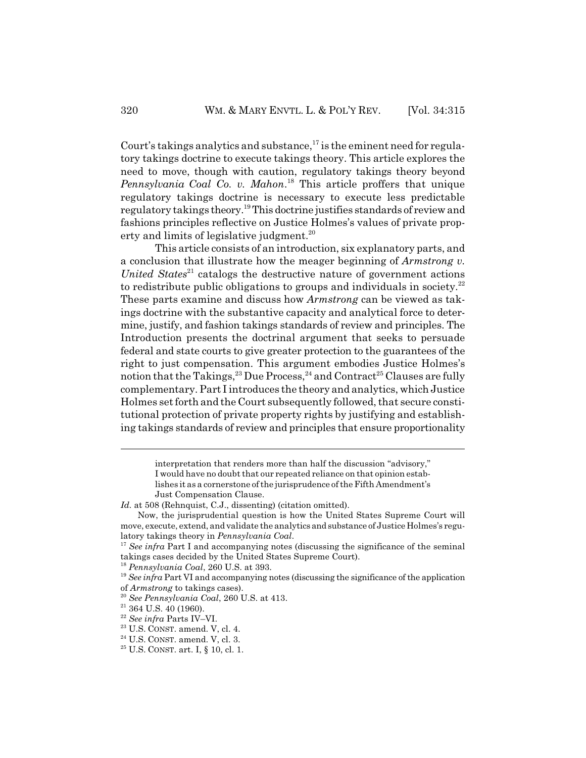Court's takings analytics and substance,[17] is the eminent need for regulatory takings doctrine to execute takings theory. This article explores the need to move, though with caution, regulatory takings theory beyond *Pennsylvania Coal Co. v. Mahon*.[18] This article proffers that unique regulatory takings doctrine is necessary to execute less predictable regulatory takings theory.[19] This doctrine justifies standards of review and fashions principles reflective on Justice Holmes's values of private property and limits of legislative judgment.[20]

This article consists of an introduction, six explanatory parts, and a conclusion that illustrate how the meager beginning of *Armstrong v. United States*[21] catalogs the destructive nature of government actions to redistribute public obligations to groups and individuals in society.[22] These parts examine and discuss how *Armstrong* can be viewed as takings doctrine with the substantive capacity and analytical force to determine, justify, and fashion takings standards of review and principles. The Introduction presents the doctrinal argument that seeks to persuade federal and state courts to give greater protection to the guarantees of the right to just compensation. This argument embodies Justice Holmes's notion that the Takings,[23] Due Process,[24] and Contract[25] Clauses are fully complementary. Part I introduces the theory and analytics, which Justice Holmes set forth and the Court subsequently followed, that secure constitutional protection of private property rights by justifying and establishing takings standards of review and principles that ensure proportionality

---

> interpretation that renders more than half the discussion "advisory," I would have no doubt that our repeated reliance on that opinion establishes it as a cornerstone of the jurisprudence of the Fifth Amendment's Just Compensation Clause.

*Id.* at 508 (Rehnquist, C.J., dissenting) (citation omitted).

Now, the jurisprudential question is how the United States Supreme Court will move, execute, extend, and validate the analytics and substance of Justice Holmes's regulatory takings theory in *Pennsylvania Coal*.

[17] *See infra* Part I and accompanying notes (discussing the significance of the seminal takings cases decided by the United States Supreme Court).

[18] *Pennsylvania Coal*, 260 U.S. at 393.

[19] *See infra* Part VI and accompanying notes (discussing the significance of the application of *Armstrong* to takings cases).

[20] *See Pennsylvania Coal*, 260 U.S. at 413.

[21] 364 U.S. 40 (1960).

[22] *See infra* Parts IV–VI.

[23] U.S. CONST. amend. V, cl. 4.

[24] U.S. CONST. amend. V, cl. 3.

[25] U.S. CONST. art. I, § 10, cl. 1.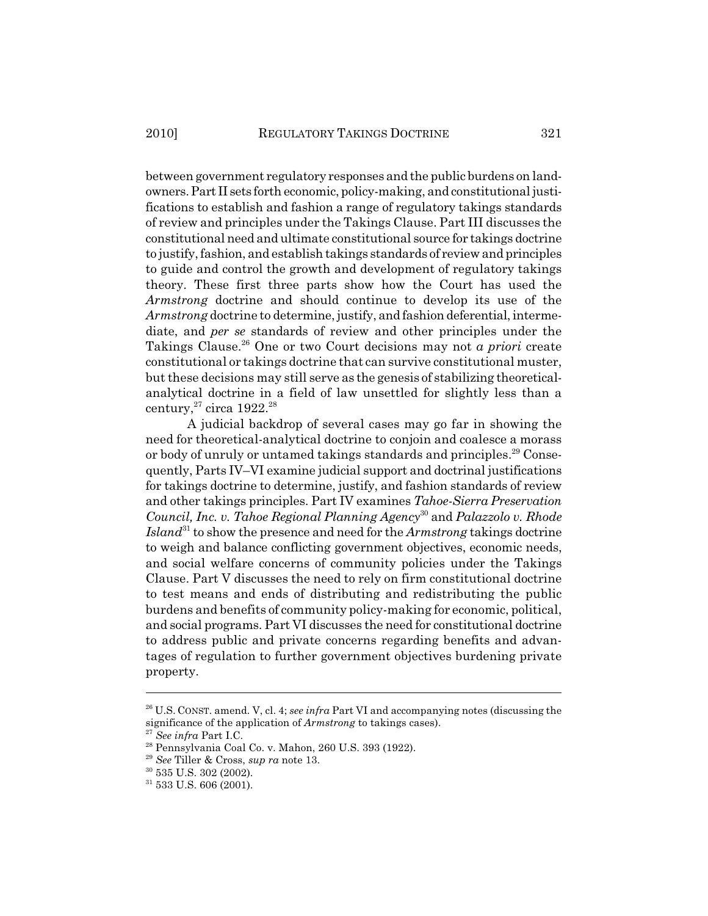between government regulatory responses and the public burdens on landowners. Part II sets forth economic, policy-making, and constitutional justifications to establish and fashion a range of regulatory takings standards of review and principles under the Takings Clause. Part III discusses the constitutional need and ultimate constitutional source for takings doctrine to justify, fashion, and establish takings standards of review and principles to guide and control the growth and development of regulatory takings theory. These first three parts show how the Court has used the *Armstrong* doctrine and should continue to develop its use of the *Armstrong* doctrine to determine, justify, and fashion deferential, intermediate, and *per se* standards of review and other principles under the Takings Clause.[26] One or two Court decisions may not *a priori* create constitutional or takings doctrine that can survive constitutional muster, but these decisions may still serve as the genesis of stabilizing theoretical-analytical doctrine in a field of law unsettled for slightly less than a century,[27] circa 1922.[28]

A judicial backdrop of several cases may go far in showing the need for theoretical-analytical doctrine to conjoin and coalesce a morass or body of unruly or untamed takings standards and principles.[29] Consequently, Parts IV–VI examine judicial support and doctrinal justifications for takings doctrine to determine, justify, and fashion standards of review and other takings principles. Part IV examines *Tahoe-Sierra Preservation Council, Inc. v. Tahoe Regional Planning Agency*[30] and *Palazzolo v. Rhode Island*[31] to show the presence and need for the *Armstrong* takings doctrine to weigh and balance conflicting government objectives, economic needs, and social welfare concerns of community policies under the Takings Clause. Part V discusses the need to rely on firm constitutional doctrine to test means and ends of distributing and redistributing the public burdens and benefits of community policy-making for economic, political, and social programs. Part VI discusses the need for constitutional doctrine to address public and private concerns regarding benefits and advantages of regulation to further government objectives burdening private property.

---

[26] U.S. CONST. amend. V, cl. 4; *see infra* Part VI and accompanying notes (discussing the significance of the application of *Armstrong* to takings cases).

[27] *See infra* Part I.C.

[28] Pennsylvania Coal Co. v. Mahon, 260 U.S. 393 (1922).

[29] *See* Tiller & Cross, *sup ra* note 13.

[30] 535 U.S. 302 (2002).

[31] 533 U.S. 606 (2001).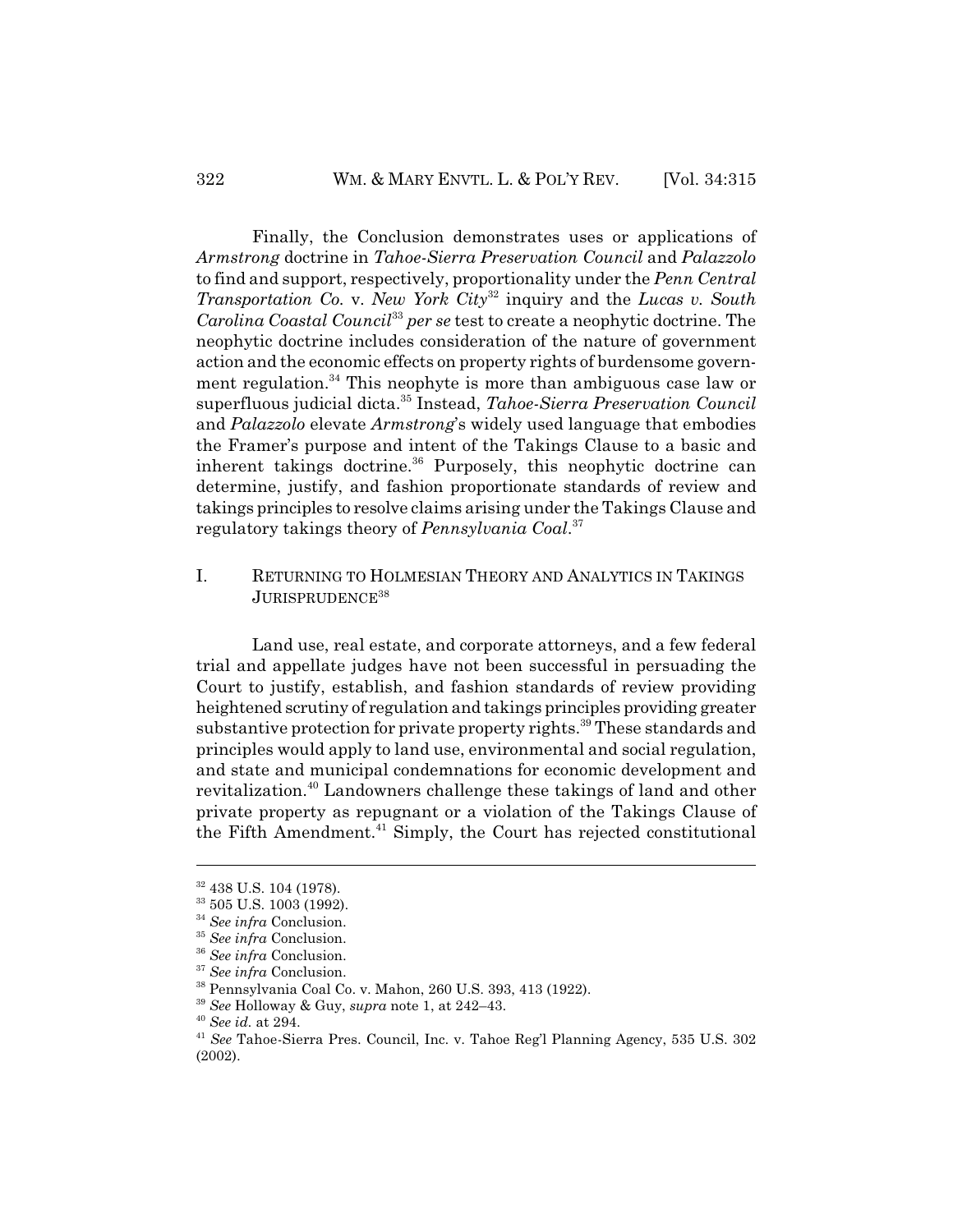Finally, the Conclusion demonstrates uses or applications of *Armstrong* doctrine in *Tahoe-Sierra Preservation Council* and *Palazzolo* to find and support, respectively, proportionality under the *Penn Central Transportation Co.* v. *New York City*[32] inquiry and the *Lucas v. South Carolina Coastal Council*[33] *per se* test to create a neophytic doctrine. The neophytic doctrine includes consideration of the nature of government action and the economic effects on property rights of burdensome government regulation.[34] This neophyte is more than ambiguous case law or superfluous judicial dicta.[35] Instead, *Tahoe-Sierra Preservation Council* and *Palazzolo* elevate *Armstrong*'s widely used language that embodies the Framer's purpose and intent of the Takings Clause to a basic and inherent takings doctrine.[36] Purposely, this neophytic doctrine can determine, justify, and fashion proportionate standards of review and takings principles to resolve claims arising under the Takings Clause and regulatory takings theory of *Pennsylvania Coal*.[37]

## I. RETURNING TO HOLMESIAN THEORY AND ANALYTICS IN TAKINGS JURISPRUDENCE[38]

Land use, real estate, and corporate attorneys, and a few federal trial and appellate judges have not been successful in persuading the Court to justify, establish, and fashion standards of review providing heightened scrutiny of regulation and takings principles providing greater substantive protection for private property rights.[39] These standards and principles would apply to land use, environmental and social regulation, and state and municipal condemnations for economic development and revitalization.[40] Landowners challenge these takings of land and other private property as repugnant or a violation of the Takings Clause of the Fifth Amendment.[41] Simply, the Court has rejected constitutional

---

[32] 438 U.S. 104 (1978).

[33] 505 U.S. 1003 (1992).

[34] *See infra* Conclusion.

[35] *See infra* Conclusion.

[36] *See infra* Conclusion.

[37] *See infra* Conclusion.

[38] Pennsylvania Coal Co. v. Mahon, 260 U.S. 393, 413 (1922).

[39] *See* Holloway & Guy, *supra* note 1, at 242–43.

[40] *See id.* at 294.

[41] *See* Tahoe-Sierra Pres. Council, Inc. v. Tahoe Reg'l Planning Agency, 535 U.S. 302 (2002).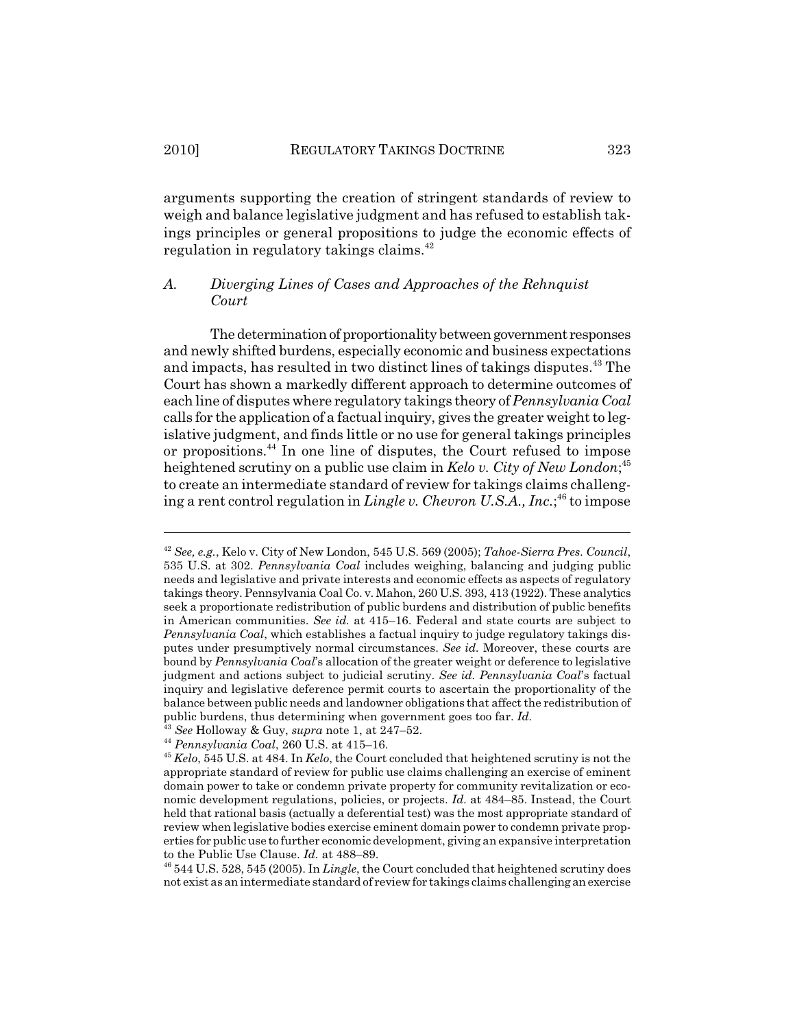arguments supporting the creation of stringent standards of review to weigh and balance legislative judgment and has refused to establish takings principles or general propositions to judge the economic effects of regulation in regulatory takings claims.[42]

### A. Diverging Lines of Cases and Approaches of the Rehnquist Court

The determination of proportionality between government responses and newly shifted burdens, especially economic and business expectations and impacts, has resulted in two distinct lines of takings disputes.[43] The Court has shown a markedly different approach to determine outcomes of each line of disputes where regulatory takings theory of *Pennsylvania Coal* calls for the application of a factual inquiry, gives the greater weight to legislative judgment, and finds little or no use for general takings principles or propositions.[44] In one line of disputes, the Court refused to impose heightened scrutiny on a public use claim in *Kelo v. City of New London*;[45] to create an intermediate standard of review for takings claims challenging a rent control regulation in *Lingle v. Chevron U.S.A., Inc.*;[46] to impose

---

[42] *See, e.g.*, Kelo v. City of New London, 545 U.S. 569 (2005); *Tahoe-Sierra Pres. Council*, 535 U.S. at 302. *Pennsylvania Coal* includes weighing, balancing and judging public needs and legislative and private interests and economic effects as aspects of regulatory takings theory. Pennsylvania Coal Co. v. Mahon, 260 U.S. 393, 413 (1922). These analytics seek a proportionate redistribution of public burdens and distribution of public benefits in American communities. *See id.* at 415–16. Federal and state courts are subject to *Pennsylvania Coal*, which establishes a factual inquiry to judge regulatory takings disputes under presumptively normal circumstances. *See id.* Moreover, these courts are bound by *Pennsylvania Coal*'s allocation of the greater weight or deference to legislative judgment and actions subject to judicial scrutiny. *See id. Pennsylvania Coal*'s factual inquiry and legislative deference permit courts to ascertain the proportionality of the balance between public needs and landowner obligations that affect the redistribution of public burdens, thus determining when government goes too far. *Id.*

[43] *See* Holloway & Guy, *supra* note 1, at 247–52.

[44] *Pennsylvania Coal*, 260 U.S. at 415–16.

[45] *Kelo*, 545 U.S. at 484. In *Kelo*, the Court concluded that heightened scrutiny is not the appropriate standard of review for public use claims challenging an exercise of eminent domain power to take or condemn private property for community revitalization or economic development regulations, policies, or projects. *Id.* at 484–85. Instead, the Court held that rational basis (actually a deferential test) was the most appropriate standard of review when legislative bodies exercise eminent domain power to condemn private properties for public use to further economic development, giving an expansive interpretation to the Public Use Clause. *Id.* at 488–89.

[46] 544 U.S. 528, 545 (2005). In *Lingle*, the Court concluded that heightened scrutiny does not exist as an intermediate standard of review for takings claims challenging an exercise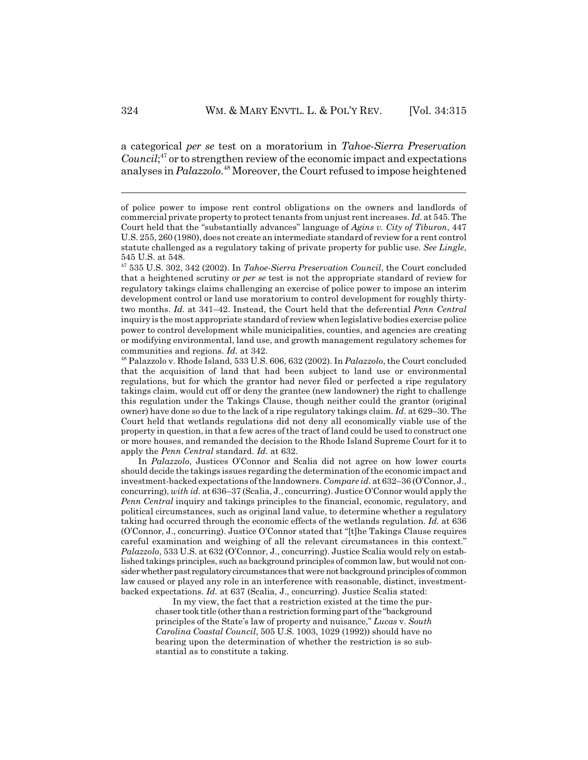a categorical *per se* test on a moratorium in *Tahoe-Sierra Preservation Council*;[47] or to strengthen review of the economic impact and expectations analyses in *Palazzolo*.[48] Moreover, the Court refused to impose heightened

---

of police power to impose rent control obligations on the owners and landlords of commercial private property to protect tenants from unjust rent increases. *Id.* at 545. The Court held that the "substantially advances" language of *Agins v. City of Tiburon*, 447 U.S. 255, 260 (1980), does not create an intermediate standard of review for a rent control statute challenged as a regulatory taking of private property for public use. *See Lingle*, 545 U.S. at 548.

[47] 535 U.S. 302, 342 (2002). In *Tahoe-Sierra Preservation Council*, the Court concluded that a heightened scrutiny or *per se* test is not the appropriate standard of review for regulatory takings claims challenging an exercise of police power to impose an interim development control or land use moratorium to control development for roughly thirty-two months. *Id.* at 341–42. Instead, the Court held that the deferential *Penn Central* inquiry is the most appropriate standard of review when legislative bodies exercise police power to control development while municipalities, counties, and agencies are creating or modifying environmental, land use, and growth management regulatory schemes for communities and regions. *Id.* at 342.

[48] Palazzolo v. Rhode Island, 533 U.S. 606, 632 (2002). In *Palazzolo*, the Court concluded that the acquisition of land that had been subject to land use or environmental regulations, but for which the grantor had never filed or perfected a ripe regulatory takings claim, would cut off or deny the grantee (new landowner) the right to challenge this regulation under the Takings Clause, though neither could the grantor (original owner) have done so due to the lack of a ripe regulatory takings claim. *Id.* at 629–30. The Court held that wetlands regulations did not deny all economically viable use of the property in question, in that a few acres of the tract of land could be used to construct one or more houses, and remanded the decision to the Rhode Island Supreme Court for it to apply the *Penn Central* standard. *Id.* at 632.

In *Palazzolo*, Justices O'Connor and Scalia did not agree on how lower courts should decide the takings issues regarding the determination of the economic impact and investment-backed expectations of the landowners. *Compare id.* at 632–36 (O'Connor, J., concurring), *with id.* at 636–37 (Scalia, J., concurring). Justice O'Connor would apply the *Penn Central* inquiry and takings principles to the financial, economic, regulatory, and political circumstances, such as original land value, to determine whether a regulatory taking had occurred through the economic effects of the wetlands regulation. *Id.* at 636 (O'Connor, J., concurring). Justice O'Connor stated that "[t]he Takings Clause requires careful examination and weighing of all the relevant circumstances in this context." *Palazzolo*, 533 U.S. at 632 (O'Connor, J., concurring). Justice Scalia would rely on established takings principles, such as background principles of common law, but would not consider whether past regulatory circumstances that were not background principles of common law caused or played any role in an interference with reasonable, distinct, investment-backed expectations. *Id.* at 637 (Scalia, J., concurring). Justice Scalia stated:

> In my view, the fact that a restriction existed at the time the purchaser took title (other than a restriction forming part of the "background principles of the State's law of property and nuisance," *Lucas* v. *South Carolina Coastal Council*, 505 U.S. 1003, 1029 (1992)) should have no bearing upon the determination of whether the restriction is so substantial as to constitute a taking.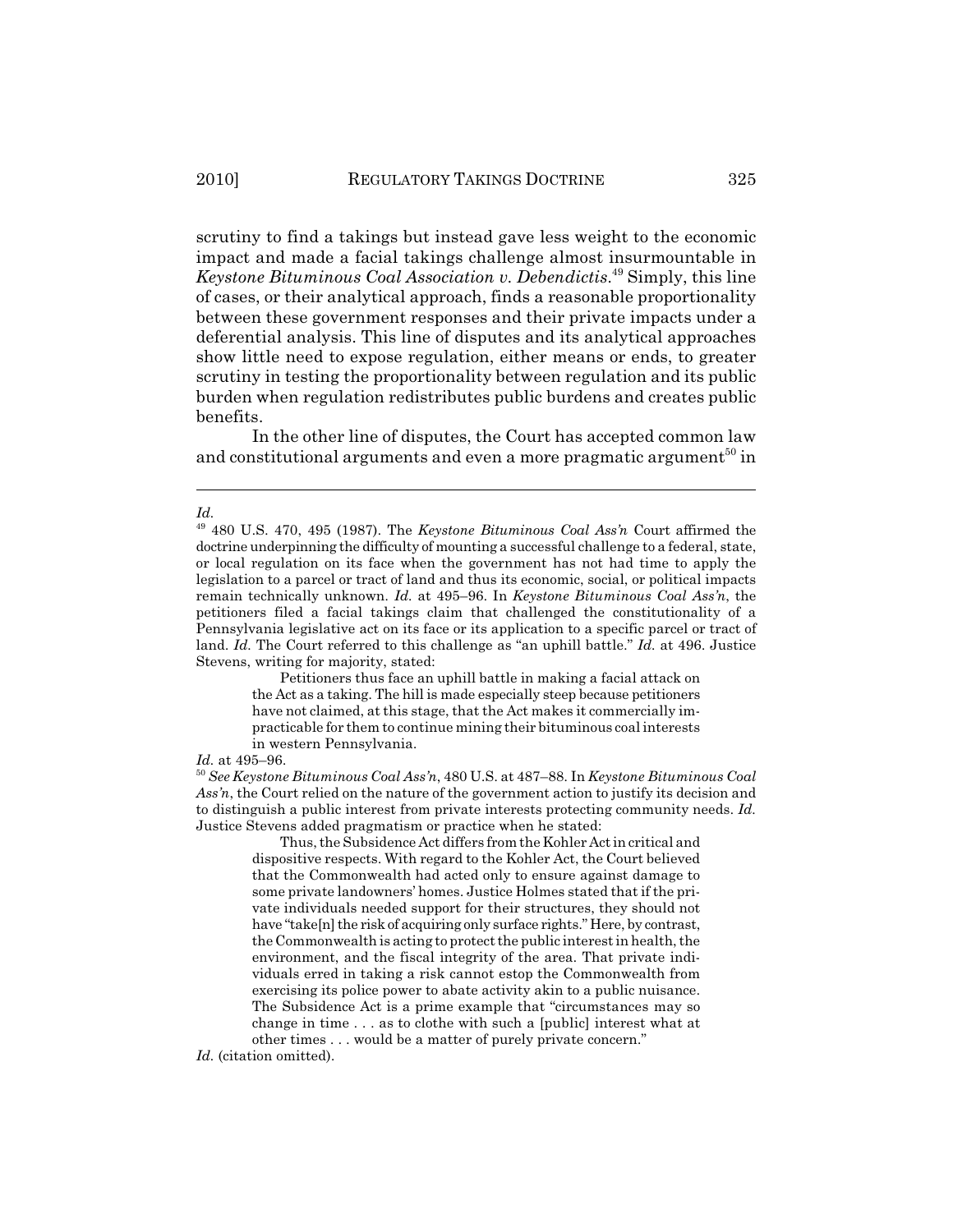scrutiny to find a takings but instead gave less weight to the economic impact and made a facial takings challenge almost insurmountable in *Keystone Bituminous Coal Association v. Debendictis*.[49] Simply, this line of cases, or their analytical approach, finds a reasonable proportionality between these government responses and their private impacts under a deferential analysis. This line of disputes and its analytical approaches show little need to expose regulation, either means or ends, to greater scrutiny in testing the proportionality between regulation and its public burden when regulation redistributes public burdens and creates public benefits.

In the other line of disputes, the Court has accepted common law and constitutional arguments and even a more pragmatic argument[50] in

---

*Id.*

[49] 480 U.S. 470, 495 (1987). The *Keystone Bituminous Coal Ass'n* Court affirmed the doctrine underpinning the difficulty of mounting a successful challenge to a federal, state, or local regulation on its face when the government has not had time to apply the legislation to a parcel or tract of land and thus its economic, social, or political impacts remain technically unknown. *Id.* at 495–96. In *Keystone Bituminous Coal Ass'n*, the petitioners filed a facial takings claim that challenged the constitutionality of a Pennsylvania legislative act on its face or its application to a specific parcel or tract of land. *Id.* The Court referred to this challenge as "an uphill battle." *Id.* at 496. Justice Stevens, writing for majority, stated:

> Petitioners thus face an uphill battle in making a facial attack on the Act as a taking. The hill is made especially steep because petitioners have not claimed, at this stage, that the Act makes it commercially impracticable for them to continue mining their bituminous coal interests in western Pennsylvania.

*Id.* at 495–96.

[50] *See Keystone Bituminous Coal Ass'n*, 480 U.S. at 487–88. In *Keystone Bituminous Coal Ass'n*, the Court relied on the nature of the government action to justify its decision and to distinguish a public interest from private interests protecting community needs. *Id.* Justice Stevens added pragmatism or practice when he stated:

> Thus, the Subsidence Act differs from the Kohler Act in critical and dispositive respects. With regard to the Kohler Act, the Court believed that the Commonwealth had acted only to ensure against damage to some private landowners' homes. Justice Holmes stated that if the private individuals needed support for their structures, they should not have "take[n] the risk of acquiring only surface rights." Here, by contrast, the Commonwealth is acting to protect the public interest in health, the environment, and the fiscal integrity of the area. That private individuals erred in taking a risk cannot estop the Commonwealth from exercising its police power to abate activity akin to a public nuisance. The Subsidence Act is a prime example that "circumstances may so change in time . . . as to clothe with such a [public] interest what at other times . . . would be a matter of purely private concern."

*Id.* (citation omitted).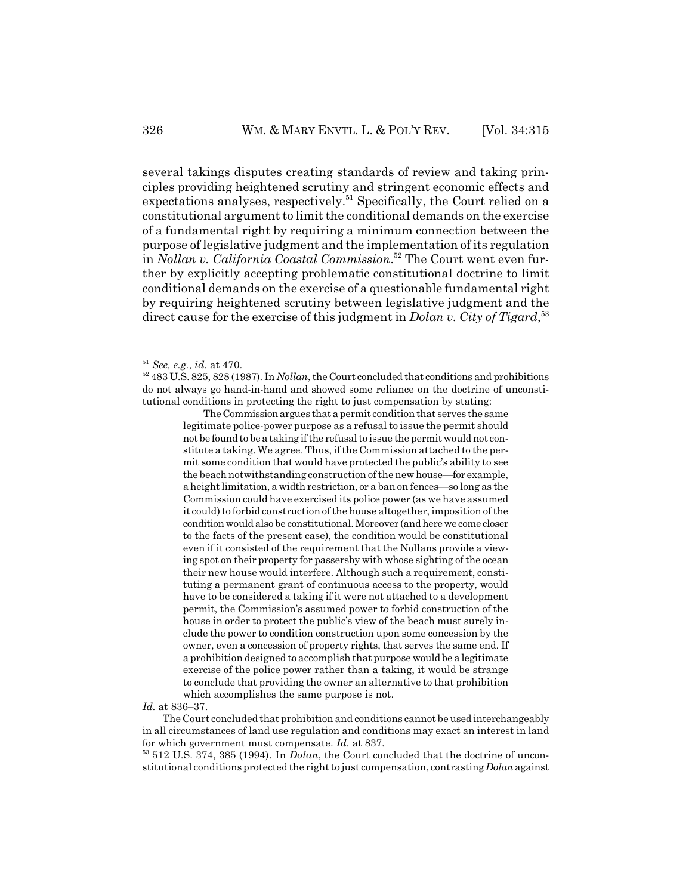several takings disputes creating standards of review and taking principles providing heightened scrutiny and stringent economic effects and expectations analyses, respectively.[51] Specifically, the Court relied on a constitutional argument to limit the conditional demands on the exercise of a fundamental right by requiring a minimum connection between the purpose of legislative judgment and the implementation of its regulation in *Nollan v. California Coastal Commission*.[52] The Court went even further by explicitly accepting problematic constitutional doctrine to limit conditional demands on the exercise of a questionable fundamental right by requiring heightened scrutiny between legislative judgment and the direct cause for the exercise of this judgment in *Dolan v. City of Tigard*,[53]

---

[51] *See, e.g.*, *id.* at 470.

[52] 483 U.S. 825, 828 (1987). In *Nollan*, the Court concluded that conditions and prohibitions do not always go hand-in-hand and showed some reliance on the doctrine of unconstitutional conditions in protecting the right to just compensation by stating:

> The Commission argues that a permit condition that serves the same legitimate police-power purpose as a refusal to issue the permit should not be found to be a taking if the refusal to issue the permit would not constitute a taking. We agree. Thus, if the Commission attached to the permit some condition that would have protected the public's ability to see the beach notwithstanding construction of the new house—for example, a height limitation, a width restriction, or a ban on fences—so long as the Commission could have exercised its police power (as we have assumed it could) to forbid construction of the house altogether, imposition of the condition would also be constitutional. Moreover (and here we come closer to the facts of the present case), the condition would be constitutional even if it consisted of the requirement that the Nollans provide a viewing spot on their property for passersby with whose sighting of the ocean their new house would interfere. Although such a requirement, constituting a permanent grant of continuous access to the property, would have to be considered a taking if it were not attached to a development permit, the Commission's assumed power to forbid construction of the house in order to protect the public's view of the beach must surely include the power to condition construction upon some concession by the owner, even a concession of property rights, that serves the same end. If a prohibition designed to accomplish that purpose would be a legitimate exercise of the police power rather than a taking, it would be strange to conclude that providing the owner an alternative to that prohibition which accomplishes the same purpose is not.

*Id.* at 836–37.

The Court concluded that prohibition and conditions cannot be used interchangeably in all circumstances of land use regulation and conditions may exact an interest in land for which government must compensate. *Id.* at 837.

[53] 512 U.S. 374, 385 (1994). In *Dolan*, the Court concluded that the doctrine of unconstitutional conditions protected the right to just compensation, contrasting *Dolan* against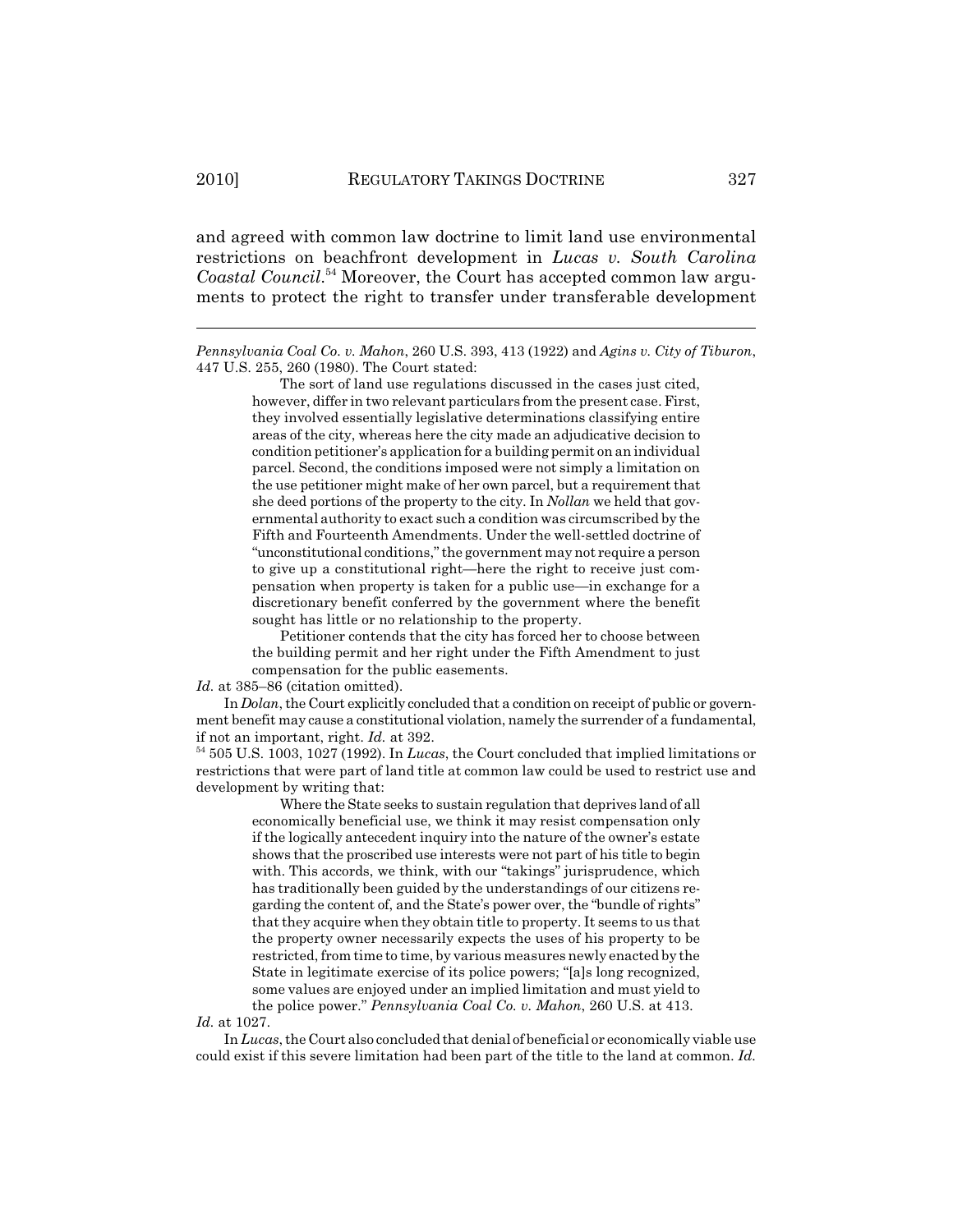and agreed with common law doctrine to limit land use environmental restrictions on beachfront development in *Lucas v. South Carolina Coastal Council*.[54] Moreover, the Court has accepted common law arguments to protect the right to transfer under transferable development

---

*Pennsylvania Coal Co. v. Mahon*, 260 U.S. 393, 413 (1922) and *Agins v. City of Tiburon*, 447 U.S. 255, 260 (1980). The Court stated:

> The sort of land use regulations discussed in the cases just cited, however, differ in two relevant particulars from the present case. First, they involved essentially legislative determinations classifying entire areas of the city, whereas here the city made an adjudicative decision to condition petitioner's application for a building permit on an individual parcel. Second, the conditions imposed were not simply a limitation on the use petitioner might make of her own parcel, but a requirement that she deed portions of the property to the city. In *Nollan* we held that governmental authority to exact such a condition was circumscribed by the Fifth and Fourteenth Amendments. Under the well-settled doctrine of "unconstitutional conditions," the government may not require a person to give up a constitutional right—here the right to receive just compensation when property is taken for a public use—in exchange for a discretionary benefit conferred by the government where the benefit sought has little or no relationship to the property.
>
> Petitioner contends that the city has forced her to choose between the building permit and her right under the Fifth Amendment to just compensation for the public easements.

*Id.* at 385–86 (citation omitted).

In *Dolan*, the Court explicitly concluded that a condition on receipt of public or government benefit may cause a constitutional violation, namely the surrender of a fundamental, if not an important, right. *Id.* at 392.

[54] 505 U.S. 1003, 1027 (1992). In *Lucas*, the Court concluded that implied limitations or restrictions that were part of land title at common law could be used to restrict use and development by writing that:

> Where the State seeks to sustain regulation that deprives land of all economically beneficial use, we think it may resist compensation only if the logically antecedent inquiry into the nature of the owner's estate shows that the proscribed use interests were not part of his title to begin with. This accords, we think, with our "takings" jurisprudence, which has traditionally been guided by the understandings of our citizens regarding the content of, and the State's power over, the "bundle of rights" that they acquire when they obtain title to property. It seems to us that the property owner necessarily expects the uses of his property to be restricted, from time to time, by various measures newly enacted by the State in legitimate exercise of its police powers; "[a]s long recognized, some values are enjoyed under an implied limitation and must yield to the police power." *Pennsylvania Coal Co. v. Mahon*, 260 U.S. at 413.

*Id.* at 1027.

In *Lucas*, the Court also concluded that denial of beneficial or economically viable use could exist if this severe limitation had been part of the title to the land at common. *Id.*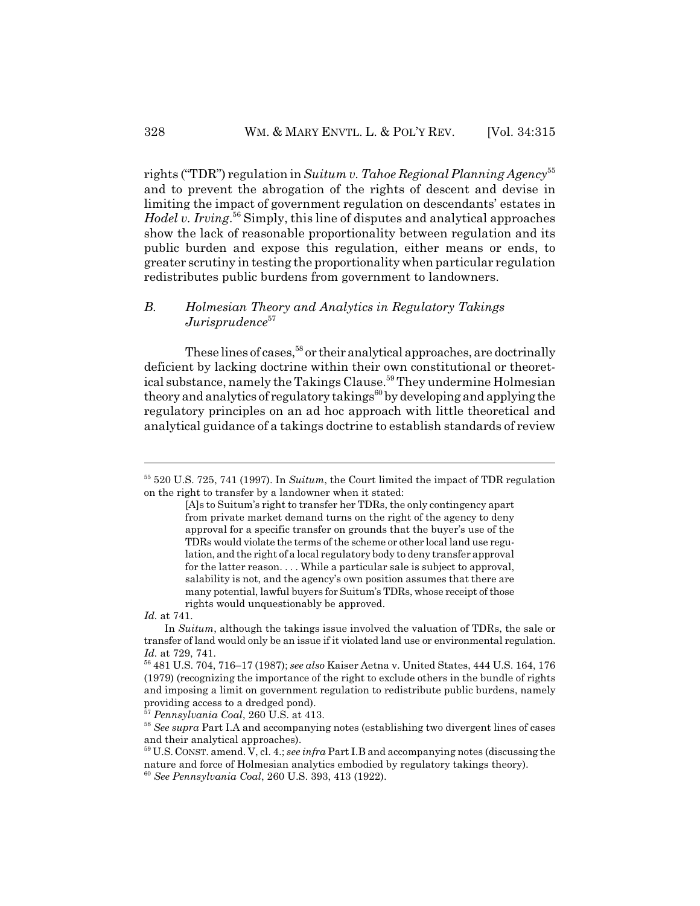rights ("TDR") regulation in *Suitum v. Tahoe Regional Planning Agency*[55] and to prevent the abrogation of the rights of descent and devise in limiting the impact of government regulation on descendants' estates in *Hodel v. Irving*.[56] Simply, this line of disputes and analytical approaches show the lack of reasonable proportionality between regulation and its public burden and expose this regulation, either means or ends, to greater scrutiny in testing the proportionality when particular regulation redistributes public burdens from government to landowners.

## *B. Holmesian Theory and Analytics in Regulatory Takings Jurisprudence*[57]

These lines of cases,[58] or their analytical approaches, are doctrinally deficient by lacking doctrine within their own constitutional or theoretical substance, namely the Takings Clause.[59] They undermine Holmesian theory and analytics of regulatory takings[60] by developing and applying the regulatory principles on an ad hoc approach with little theoretical and analytical guidance of a takings doctrine to establish standards of review

---

[55] 520 U.S. 725, 741 (1997). In *Suitum*, the Court limited the impact of TDR regulation on the right to transfer by a landowner when it stated:

> [A]s to Suitum's right to transfer her TDRs, the only contingency apart from private market demand turns on the right of the agency to deny approval for a specific transfer on grounds that the buyer's use of the TDRs would violate the terms of the scheme or other local land use regulation, and the right of a local regulatory body to deny transfer approval for the latter reason. . . . While a particular sale is subject to approval, salability is not, and the agency's own position assumes that there are many potential, lawful buyers for Suitum's TDRs, whose receipt of those rights would unquestionably be approved.

*Id.* at 741.

In *Suitum*, although the takings issue involved the valuation of TDRs, the sale or transfer of land would only be an issue if it violated land use or environmental regulation. *Id.* at 729, 741.

[56] 481 U.S. 704, 716–17 (1987); *see also* Kaiser Aetna v. United States, 444 U.S. 164, 176 (1979) (recognizing the importance of the right to exclude others in the bundle of rights and imposing a limit on government regulation to redistribute public burdens, namely providing access to a dredged pond).

[57] *Pennsylvania Coal*, 260 U.S. at 413.

[58] *See supra* Part I.A and accompanying notes (establishing two divergent lines of cases and their analytical approaches).

[59] U.S. CONST. amend. V, cl. 4.; *see infra* Part I.B and accompanying notes (discussing the nature and force of Holmesian analytics embodied by regulatory takings theory).

[60] *See Pennsylvania Coal*, 260 U.S. 393, 413 (1922).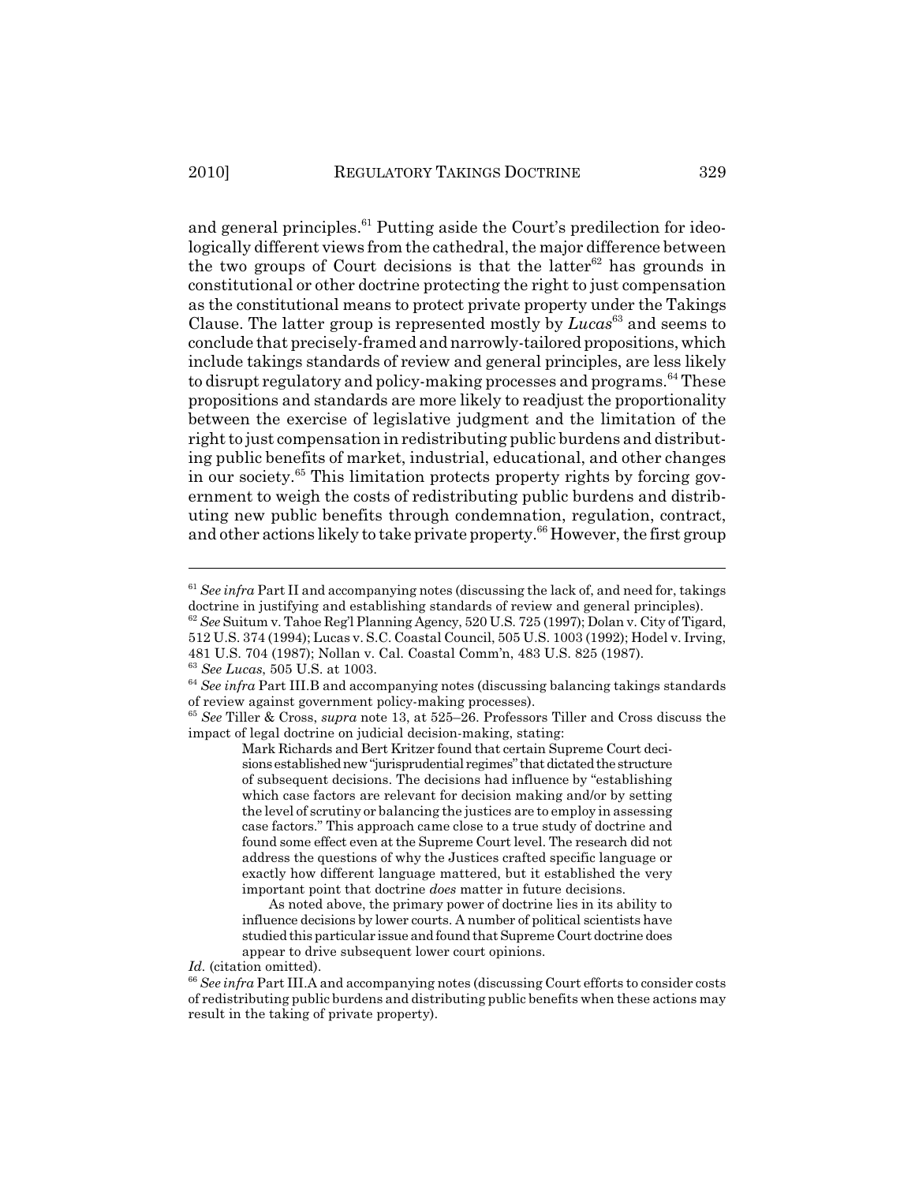and general principles.[61] Putting aside the Court's predilection for ideologically different views from the cathedral, the major difference between the two groups of Court decisions is that the latter[62] has grounds in constitutional or other doctrine protecting the right to just compensation as the constitutional means to protect private property under the Takings Clause. The latter group is represented mostly by *Lucas*[63] and seems to conclude that precisely-framed and narrowly-tailored propositions, which include takings standards of review and general principles, are less likely to disrupt regulatory and policy-making processes and programs.[64] These propositions and standards are more likely to readjust the proportionality between the exercise of legislative judgment and the limitation of the right to just compensation in redistributing public burdens and distributing public benefits of market, industrial, educational, and other changes in our society.[65] This limitation protects property rights by forcing government to weigh the costs of redistributing public burdens and distributing new public benefits through condemnation, regulation, contract, and other actions likely to take private property.[66] However, the first group

---

[61] *See infra* Part II and accompanying notes (discussing the lack of, and need for, takings doctrine in justifying and establishing standards of review and general principles).

[62] *See* Suitum v. Tahoe Reg'l Planning Agency, 520 U.S. 725 (1997); Dolan v. City of Tigard, 512 U.S. 374 (1994); Lucas v. S.C. Coastal Council, 505 U.S. 1003 (1992); Hodel v. Irving, 481 U.S. 704 (1987); Nollan v. Cal. Coastal Comm'n, 483 U.S. 825 (1987).

[63] *See Lucas*, 505 U.S. at 1003.

[64] *See infra* Part III.B and accompanying notes (discussing balancing takings standards of review against government policy-making processes).

[65] *See* Tiller & Cross, *supra* note 13, at 525–26. Professors Tiller and Cross discuss the impact of legal doctrine on judicial decision-making, stating:

> Mark Richards and Bert Kritzer found that certain Supreme Court decisions established new "jurisprudential regimes" that dictated the structure of subsequent decisions. The decisions had influence by "establishing which case factors are relevant for decision making and/or by setting the level of scrutiny or balancing the justices are to employ in assessing case factors." This approach came close to a true study of doctrine and found some effect even at the Supreme Court level. The research did not address the questions of why the Justices crafted specific language or exactly how different language mattered, but it established the very important point that doctrine *does* matter in future decisions.
>
> As noted above, the primary power of doctrine lies in its ability to influence decisions by lower courts. A number of political scientists have studied this particular issue and found that Supreme Court doctrine does appear to drive subsequent lower court opinions.

*Id.* (citation omitted).

[66] *See infra* Part III.A and accompanying notes (discussing Court efforts to consider costs of redistributing public burdens and distributing public benefits when these actions may result in the taking of private property).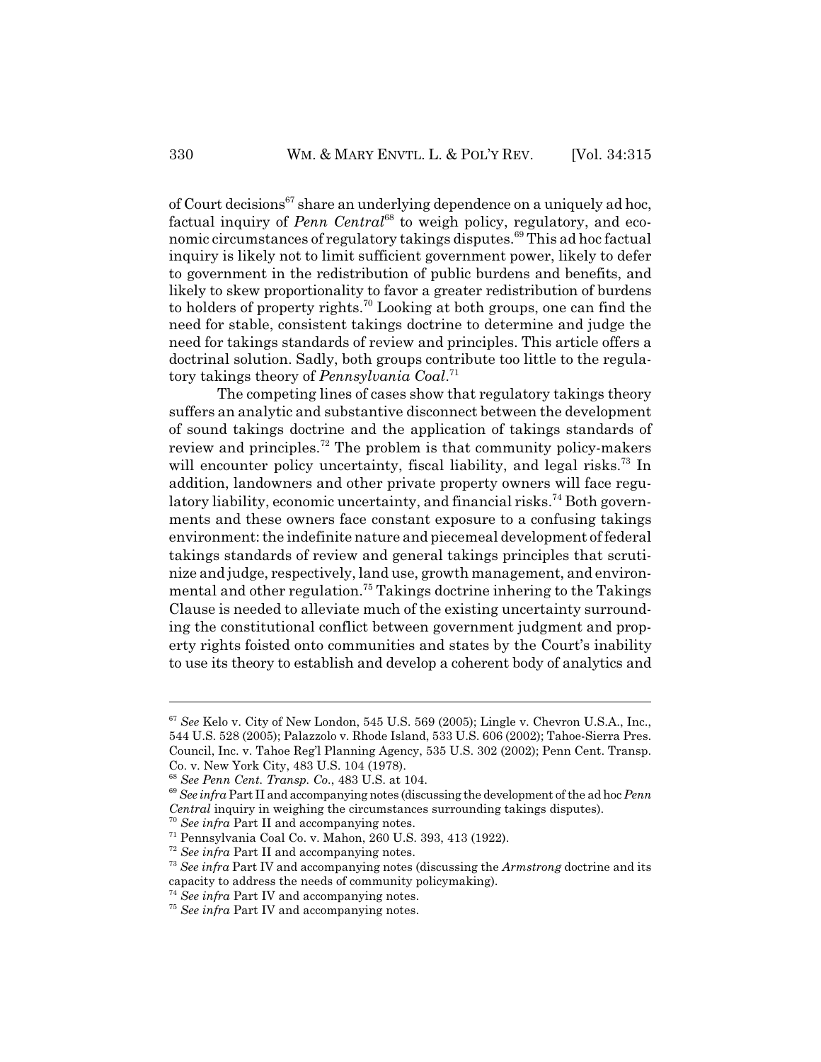of Court decisions[67] share an underlying dependence on a uniquely ad hoc, factual inquiry of *Penn Central*[68] to weigh policy, regulatory, and economic circumstances of regulatory takings disputes.[69] This ad hoc factual inquiry is likely not to limit sufficient government power, likely to defer to government in the redistribution of public burdens and benefits, and likely to skew proportionality to favor a greater redistribution of burdens to holders of property rights.[70] Looking at both groups, one can find the need for stable, consistent takings doctrine to determine and judge the need for takings standards of review and principles. This article offers a doctrinal solution. Sadly, both groups contribute too little to the regulatory takings theory of *Pennsylvania Coal*.[71]

The competing lines of cases show that regulatory takings theory suffers an analytic and substantive disconnect between the development of sound takings doctrine and the application of takings standards of review and principles.[72] The problem is that community policy-makers will encounter policy uncertainty, fiscal liability, and legal risks.[73] In addition, landowners and other private property owners will face regulatory liability, economic uncertainty, and financial risks.[74] Both governments and these owners face constant exposure to a confusing takings environment: the indefinite nature and piecemeal development of federal takings standards of review and general takings principles that scrutinize and judge, respectively, land use, growth management, and environmental and other regulation.[75] Takings doctrine inhering to the Takings Clause is needed to alleviate much of the existing uncertainty surrounding the constitutional conflict between government judgment and property rights foisted onto communities and states by the Court's inability to use its theory to establish and develop a coherent body of analytics and

---

[67] *See* Kelo v. City of New London, 545 U.S. 569 (2005); Lingle v. Chevron U.S.A., Inc., 544 U.S. 528 (2005); Palazzolo v. Rhode Island, 533 U.S. 606 (2002); Tahoe-Sierra Pres. Council, Inc. v. Tahoe Reg'l Planning Agency, 535 U.S. 302 (2002); Penn Cent. Transp. Co. v. New York City, 483 U.S. 104 (1978).

[68] *See Penn Cent. Transp. Co.*, 483 U.S. at 104.

[69] *See infra* Part II and accompanying notes (discussing the development of the ad hoc *Penn Central* inquiry in weighing the circumstances surrounding takings disputes).

[70] *See infra* Part II and accompanying notes.

[71] Pennsylvania Coal Co. v. Mahon, 260 U.S. 393, 413 (1922).

[72] *See infra* Part II and accompanying notes.

[73] *See infra* Part IV and accompanying notes (discussing the *Armstrong* doctrine and its capacity to address the needs of community policymaking).

[74] *See infra* Part IV and accompanying notes.

[75] *See infra* Part IV and accompanying notes.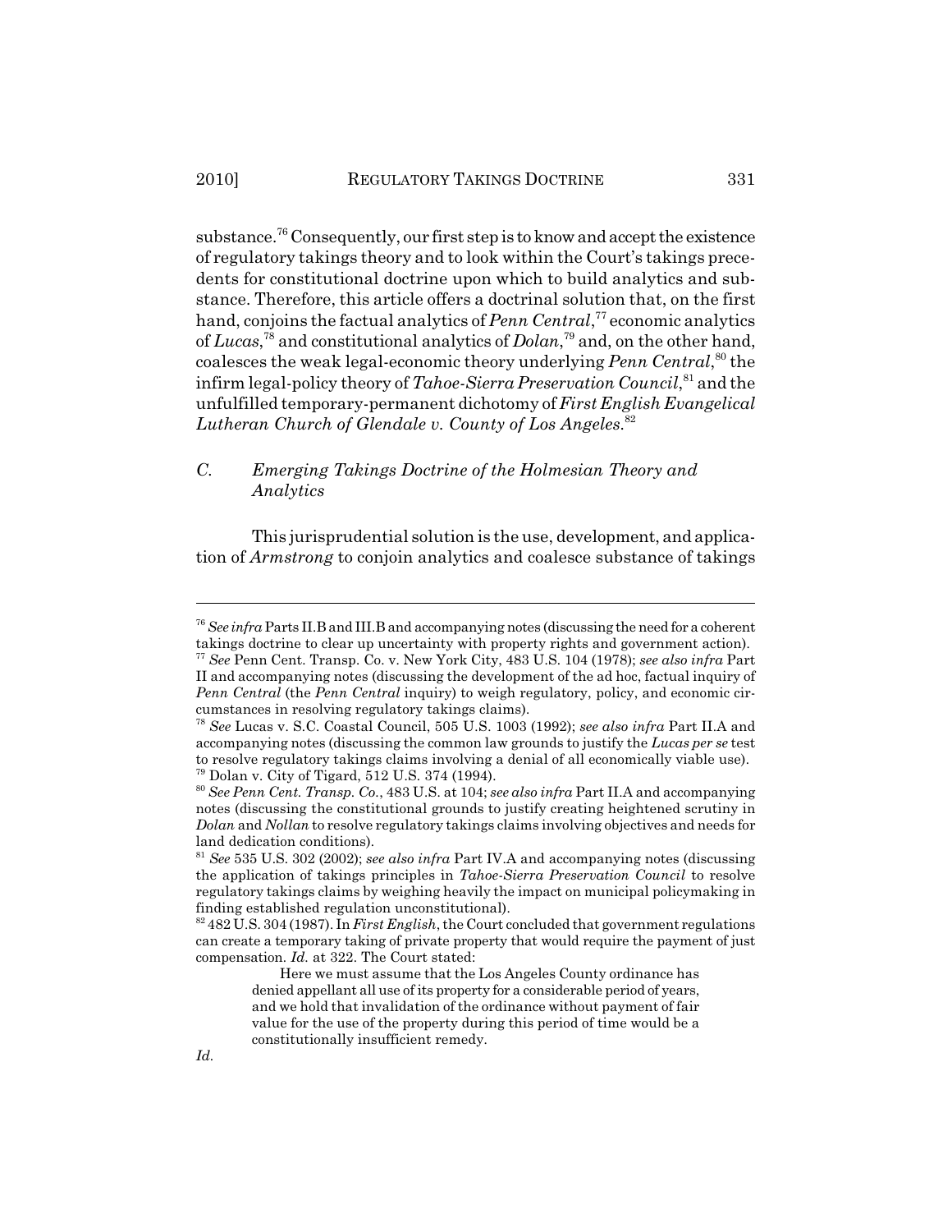substance.[76] Consequently, our first step is to know and accept the existence of regulatory takings theory and to look within the Court's takings precedents for constitutional doctrine upon which to build analytics and substance. Therefore, this article offers a doctrinal solution that, on the first hand, conjoins the factual analytics of *Penn Central*,[77] economic analytics of *Lucas*,[78] and constitutional analytics of *Dolan*,[79] and, on the other hand, coalesces the weak legal-economic theory underlying *Penn Central*,[80] the infirm legal-policy theory of *Tahoe-Sierra Preservation Council*,[81] and the unfulfilled temporary-permanent dichotomy of *First English Evangelical Lutheran Church of Glendale v. County of Los Angeles*.[82]

### C. *Emerging Takings Doctrine of the Holmesian Theory and Analytics*

This jurisprudential solution is the use, development, and application of *Armstrong* to conjoin analytics and coalesce substance of takings

---

[76] *See infra* Parts II.B and III.B and accompanying notes (discussing the need for a coherent takings doctrine to clear up uncertainty with property rights and government action).

[77] *See* Penn Cent. Transp. Co. v. New York City, 483 U.S. 104 (1978); *see also infra* Part II and accompanying notes (discussing the development of the ad hoc, factual inquiry of *Penn Central* (the *Penn Central* inquiry) to weigh regulatory, policy, and economic circumstances in resolving regulatory takings claims).

[78] *See* Lucas v. S.C. Coastal Council, 505 U.S. 1003 (1992); *see also infra* Part II.A and accompanying notes (discussing the common law grounds to justify the *Lucas per se* test to resolve regulatory takings claims involving a denial of all economically viable use).

[79] Dolan v. City of Tigard, 512 U.S. 374 (1994).

[80] *See Penn Cent. Transp. Co.*, 483 U.S. at 104; *see also infra* Part II.A and accompanying notes (discussing the constitutional grounds to justify creating heightened scrutiny in *Dolan* and *Nollan* to resolve regulatory takings claims involving objectives and needs for land dedication conditions).

[81] *See* 535 U.S. 302 (2002); *see also infra* Part IV.A and accompanying notes (discussing the application of takings principles in *Tahoe-Sierra Preservation Council* to resolve regulatory takings claims by weighing heavily the impact on municipal policymaking in finding established regulation unconstitutional).

[82] 482 U.S. 304 (1987). In *First English*, the Court concluded that government regulations can create a temporary taking of private property that would require the payment of just compensation. *Id.* at 322. The Court stated:

> Here we must assume that the Los Angeles County ordinance has denied appellant all use of its property for a considerable period of years, and we hold that invalidation of the ordinance without payment of fair value for the use of the property during this period of time would be a constitutionally insufficient remedy.

*Id.*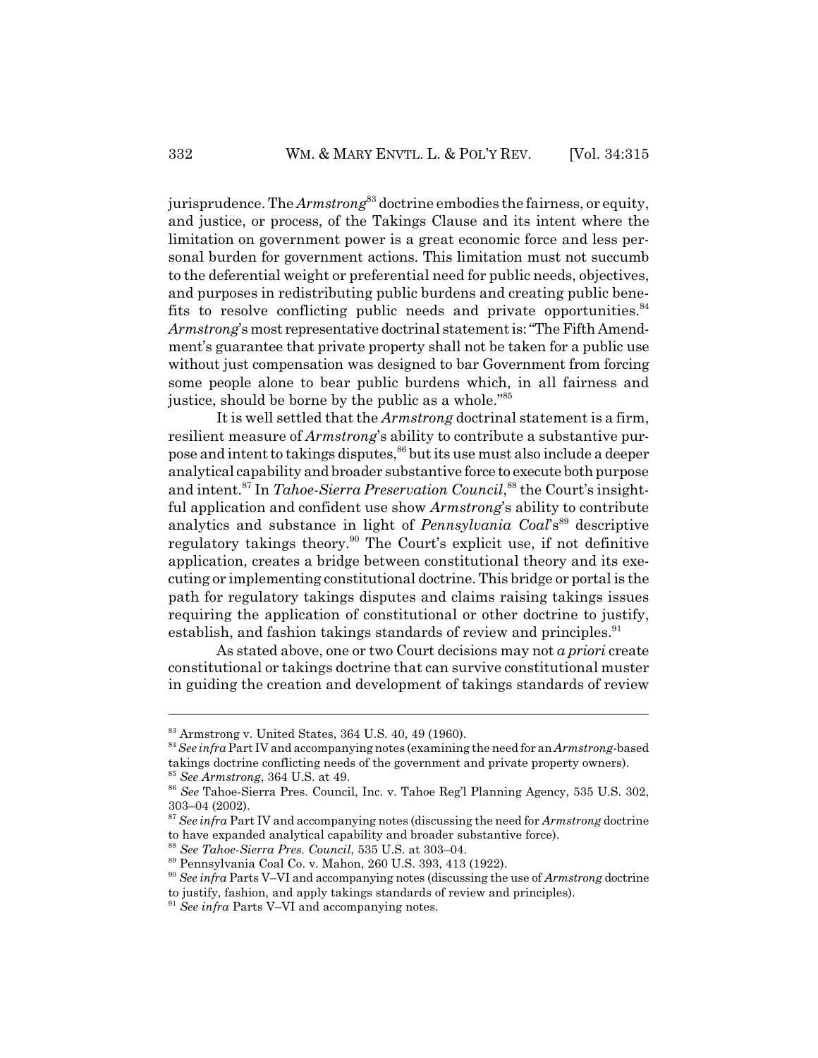jurisprudence. The *Armstrong*[83] doctrine embodies the fairness, or equity, and justice, or process, of the Takings Clause and its intent where the limitation on government power is a great economic force and less personal burden for government actions. This limitation must not succumb to the deferential weight or preferential need for public needs, objectives, and purposes in redistributing public burdens and creating public benefits to resolve conflicting public needs and private opportunities.[84] *Armstrong*'s most representative doctrinal statement is: "The Fifth Amendment's guarantee that private property shall not be taken for a public use without just compensation was designed to bar Government from forcing some people alone to bear public burdens which, in all fairness and justice, should be borne by the public as a whole."[85]

It is well settled that the *Armstrong* doctrinal statement is a firm, resilient measure of *Armstrong*'s ability to contribute a substantive purpose and intent to takings disputes,[86] but its use must also include a deeper analytical capability and broader substantive force to execute both purpose and intent.[87] In *Tahoe-Sierra Preservation Council*,[88] the Court's insightful application and confident use show *Armstrong*'s ability to contribute analytics and substance in light of *Pennsylvania Coal*'s[89] descriptive regulatory takings theory.[90] The Court's explicit use, if not definitive application, creates a bridge between constitutional theory and its executing or implementing constitutional doctrine. This bridge or portal is the path for regulatory takings disputes and claims raising takings issues requiring the application of constitutional or other doctrine to justify, establish, and fashion takings standards of review and principles.[91]

As stated above, one or two Court decisions may not *a priori* create constitutional or takings doctrine that can survive constitutional muster in guiding the creation and development of takings standards of review

---

[83] Armstrong v. United States, 364 U.S. 40, 49 (1960).

[84] *See infra* Part IV and accompanying notes (examining the need for an *Armstrong*-based takings doctrine conflicting needs of the government and private property owners).

[85] *See Armstrong*, 364 U.S. at 49.

[86] *See* Tahoe-Sierra Pres. Council, Inc. v. Tahoe Reg'l Planning Agency, 535 U.S. 302, 303–04 (2002).

[87] *See infra* Part IV and accompanying notes (discussing the need for *Armstrong* doctrine to have expanded analytical capability and broader substantive force).

[88] *See Tahoe-Sierra Pres. Council*, 535 U.S. at 303–04.

[89] Pennsylvania Coal Co. v. Mahon, 260 U.S. 393, 413 (1922).

[90] *See infra* Parts V–VI and accompanying notes (discussing the use of *Armstrong* doctrine to justify, fashion, and apply takings standards of review and principles).

[91] *See infra* Parts V–VI and accompanying notes.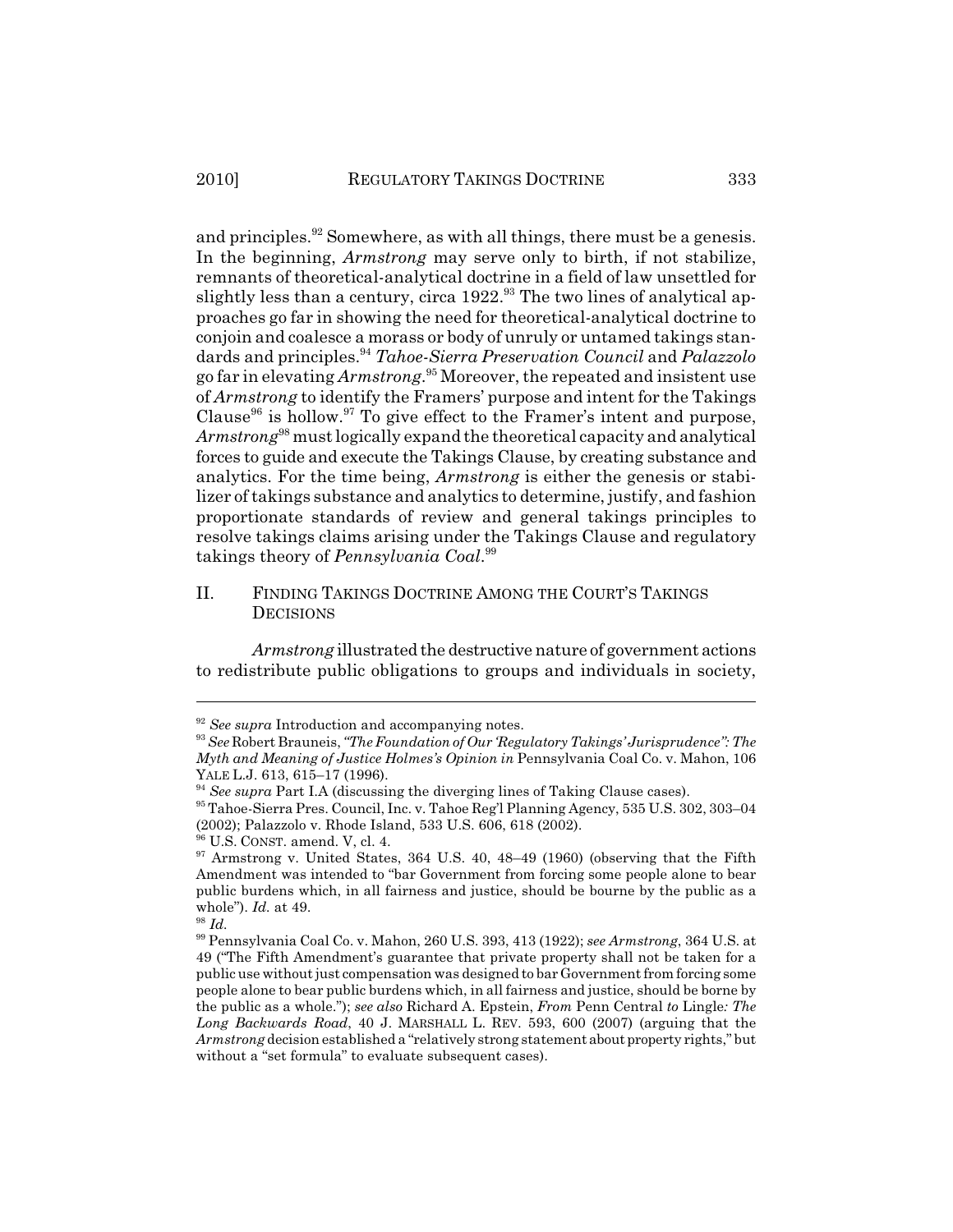and principles.[92] Somewhere, as with all things, there must be a genesis. In the beginning, *Armstrong* may serve only to birth, if not stabilize, remnants of theoretical-analytical doctrine in a field of law unsettled for slightly less than a century, circa 1922.[93] The two lines of analytical approaches go far in showing the need for theoretical-analytical doctrine to conjoin and coalesce a morass or body of unruly or untamed takings standards and principles.[94] *Tahoe-Sierra Preservation Council* and *Palazzolo* go far in elevating *Armstrong*.[95] Moreover, the repeated and insistent use of *Armstrong* to identify the Framers' purpose and intent for the Takings Clause[96] is hollow.[97] To give effect to the Framer's intent and purpose, *Armstrong*[98] must logically expand the theoretical capacity and analytical forces to guide and execute the Takings Clause, by creating substance and analytics. For the time being, *Armstrong* is either the genesis or stabilizer of takings substance and analytics to determine, justify, and fashion proportionate standards of review and general takings principles to resolve takings claims arising under the Takings Clause and regulatory takings theory of *Pennsylvania Coal*.[99]

## II. FINDING TAKINGS DOCTRINE AMONG THE COURT'S TAKINGS DECISIONS

*Armstrong* illustrated the destructive nature of government actions to redistribute public obligations to groups and individuals in society,

---

[92] *See supra* Introduction and accompanying notes.

[93] *See* Robert Brauneis, *"The Foundation of Our 'Regulatory Takings' Jurisprudence": The Myth and Meaning of Justice Holmes's Opinion in* Pennsylvania Coal Co. v. Mahon, 106 YALE L.J. 613, 615–17 (1996).

[94] *See supra* Part I.A (discussing the diverging lines of Taking Clause cases).

[95] Tahoe-Sierra Pres. Council, Inc. v. Tahoe Reg'l Planning Agency, 535 U.S. 302, 303–04 (2002); Palazzolo v. Rhode Island, 533 U.S. 606, 618 (2002).

[96] U.S. CONST. amend. V, cl. 4.

[97] Armstrong v. United States, 364 U.S. 40, 48–49 (1960) (observing that the Fifth Amendment was intended to "bar Government from forcing some people alone to bear public burdens which, in all fairness and justice, should be bourne by the public as a whole"). *Id.* at 49.

[98] *Id.*

[99] Pennsylvania Coal Co. v. Mahon, 260 U.S. 393, 413 (1922); *see Armstrong*, 364 U.S. at 49 ("The Fifth Amendment's guarantee that private property shall not be taken for a public use without just compensation was designed to bar Government from forcing some people alone to bear public burdens which, in all fairness and justice, should be borne by the public as a whole."); *see also* Richard A. Epstein, *From* Penn Central *to* Lingle*: The Long Backwards Road*, 40 J. MARSHALL L. REV. 593, 600 (2007) (arguing that the *Armstrong* decision established a "relatively strong statement about property rights," but without a "set formula" to evaluate subsequent cases).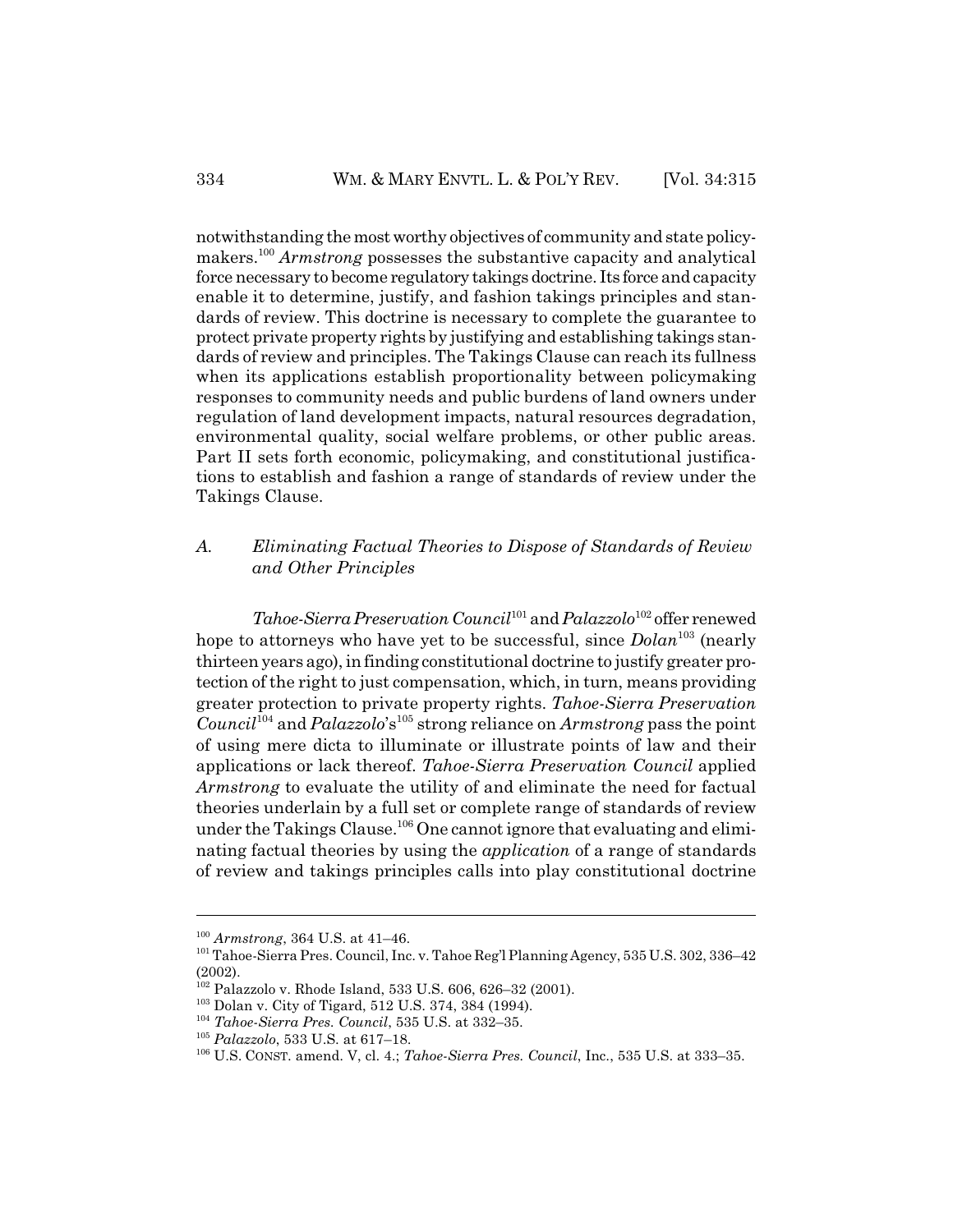notwithstanding the most worthy objectives of community and state policymakers.[100] *Armstrong* possesses the substantive capacity and analytical force necessary to become regulatory takings doctrine. Its force and capacity enable it to determine, justify, and fashion takings principles and standards of review. This doctrine is necessary to complete the guarantee to protect private property rights by justifying and establishing takings standards of review and principles. The Takings Clause can reach its fullness when its applications establish proportionality between policymaking responses to community needs and public burdens of land owners under regulation of land development impacts, natural resources degradation, environmental quality, social welfare problems, or other public areas. Part II sets forth economic, policymaking, and constitutional justifications to establish and fashion a range of standards of review under the Takings Clause.

### *A. Eliminating Factual Theories to Dispose of Standards of Review and Other Principles*

*Tahoe-Sierra Preservation Council*[101] and *Palazzolo*[102] offer renewed hope to attorneys who have yet to be successful, since *Dolan*[103] (nearly thirteen years ago), in finding constitutional doctrine to justify greater protection of the right to just compensation, which, in turn, means providing greater protection to private property rights. *Tahoe-Sierra Preservation Council*[104] and *Palazzolo*'s[105] strong reliance on *Armstrong* pass the point of using mere dicta to illuminate or illustrate points of law and their applications or lack thereof. *Tahoe-Sierra Preservation Council* applied *Armstrong* to evaluate the utility of and eliminate the need for factual theories underlain by a full set or complete range of standards of review under the Takings Clause.[106] One cannot ignore that evaluating and eliminating factual theories by using the *application* of a range of standards of review and takings principles calls into play constitutional doctrine

---

[100] *Armstrong*, 364 U.S. at 41–46.

[101] Tahoe-Sierra Pres. Council, Inc. v. Tahoe Reg'l Planning Agency, 535 U.S. 302, 336–42 (2002).

[102] Palazzolo v. Rhode Island, 533 U.S. 606, 626–32 (2001).

[103] Dolan v. City of Tigard, 512 U.S. 374, 384 (1994).

[104] *Tahoe-Sierra Pres. Council*, 535 U.S. at 332–35.

[105] *Palazzolo*, 533 U.S. at 617–18.

[106] U.S. CONST. amend. V, cl. 4.; *Tahoe-Sierra Pres. Council*, Inc., 535 U.S. at 333–35.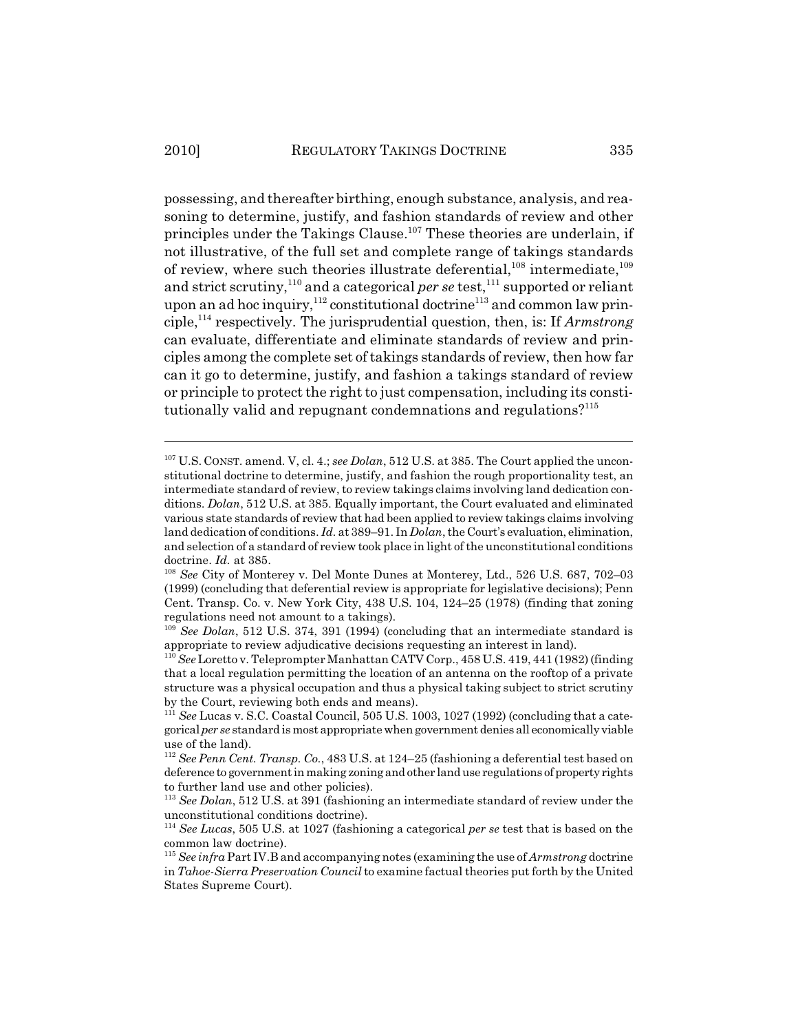possessing, and thereafter birthing, enough substance, analysis, and reasoning to determine, justify, and fashion standards of review and other principles under the Takings Clause.[107] These theories are underlain, if not illustrative, of the full set and complete range of takings standards of review, where such theories illustrate deferential,[108] intermediate,[109] and strict scrutiny,[110] and a categorical *per se* test,[111] supported or reliant upon an ad hoc inquiry,[112] constitutional doctrine[113] and common law principle,[114] respectively. The jurisprudential question, then, is: If *Armstrong* can evaluate, differentiate and eliminate standards of review and principles among the complete set of takings standards of review, then how far can it go to determine, justify, and fashion a takings standard of review or principle to protect the right to just compensation, including its constitutionally valid and repugnant condemnations and regulations?[115]

---

[107] U.S. CONST. amend. V, cl. 4.; *see Dolan*, 512 U.S. at 385. The Court applied the unconstitutional doctrine to determine, justify, and fashion the rough proportionality test, an intermediate standard of review, to review takings claims involving land dedication conditions. *Dolan*, 512 U.S. at 385. Equally important, the Court evaluated and eliminated various state standards of review that had been applied to review takings claims involving land dedication of conditions. *Id.* at 389–91. In *Dolan*, the Court's evaluation, elimination, and selection of a standard of review took place in light of the unconstitutional conditions doctrine. *Id.* at 385.

[108] *See* City of Monterey v. Del Monte Dunes at Monterey, Ltd., 526 U.S. 687, 702–03 (1999) (concluding that deferential review is appropriate for legislative decisions); Penn Cent. Transp. Co. v. New York City, 438 U.S. 104, 124–25 (1978) (finding that zoning regulations need not amount to a takings).

[109] *See Dolan*, 512 U.S. 374, 391 (1994) (concluding that an intermediate standard is appropriate to review adjudicative decisions requesting an interest in land).

[110] *See* Loretto v. Teleprompter Manhattan CATV Corp., 458 U.S. 419, 441 (1982) (finding that a local regulation permitting the location of an antenna on the rooftop of a private structure was a physical occupation and thus a physical taking subject to strict scrutiny by the Court, reviewing both ends and means).

[111] *See* Lucas v. S.C. Coastal Council, 505 U.S. 1003, 1027 (1992) (concluding that a categorical *per se* standard is most appropriate when government denies all economically viable use of the land).

[112] *See Penn Cent. Transp. Co.*, 483 U.S. at 124–25 (fashioning a deferential test based on deference to government in making zoning and other land use regulations of property rights to further land use and other policies).

[113] *See Dolan*, 512 U.S. at 391 (fashioning an intermediate standard of review under the unconstitutional conditions doctrine).

[114] *See Lucas*, 505 U.S. at 1027 (fashioning a categorical *per se* test that is based on the common law doctrine).

[115] *See infra* Part IV.B and accompanying notes (examining the use of *Armstrong* doctrine in *Tahoe-Sierra Preservation Council* to examine factual theories put forth by the United States Supreme Court).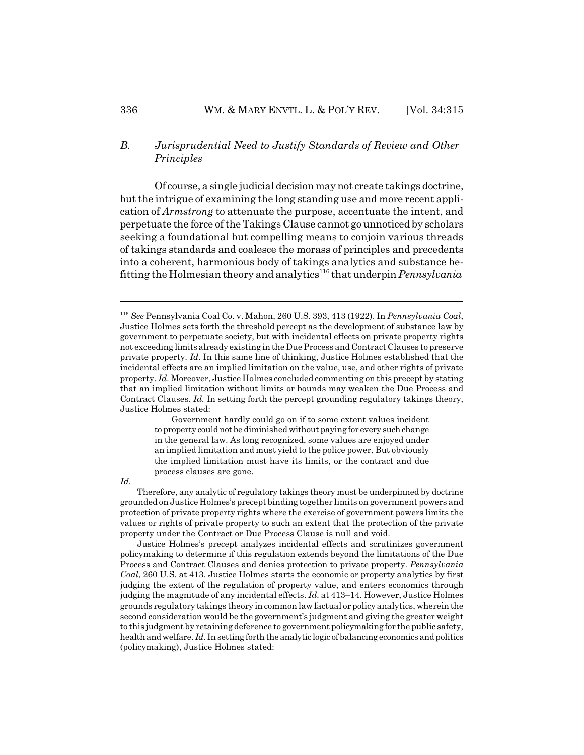### *B. Jurisprudential Need to Justify Standards of Review and Other Principles*

Of course, a single judicial decision may not create takings doctrine, but the intrigue of examining the long standing use and more recent application of *Armstrong* to attenuate the purpose, accentuate the intent, and perpetuate the force of the Takings Clause cannot go unnoticed by scholars seeking a foundational but compelling means to conjoin various threads of takings standards and coalesce the morass of principles and precedents into a coherent, harmonious body of takings analytics and substance befitting the Holmesian theory and analytics[116] that underpin *Pennsylvania*

---

[116] *See* Pennsylvania Coal Co. v. Mahon, 260 U.S. 393, 413 (1922). In *Pennsylvania Coal*, Justice Holmes sets forth the threshold percept as the development of substance law by government to perpetuate society, but with incidental effects on private property rights not exceeding limits already existing in the Due Process and Contract Clauses to preserve private property. *Id.* In this same line of thinking, Justice Holmes established that the incidental effects are an implied limitation on the value, use, and other rights of private property. *Id.* Moreover, Justice Holmes concluded commenting on this precept by stating that an implied limitation without limits or bounds may weaken the Due Process and Contract Clauses. *Id.* In setting forth the percept grounding regulatory takings theory, Justice Holmes stated:

> Government hardly could go on if to some extent values incident to property could not be diminished without paying for every such change in the general law. As long recognized, some values are enjoyed under an implied limitation and must yield to the police power. But obviously the implied limitation must have its limits, or the contract and due process clauses are gone.

*Id.*

Therefore, any analytic of regulatory takings theory must be underpinned by doctrine grounded on Justice Holmes's precept binding together limits on government powers and protection of private property rights where the exercise of government powers limits the values or rights of private property to such an extent that the protection of the private property under the Contract or Due Process Clause is null and void.

Justice Holmes's precept analyzes incidental effects and scrutinizes government policymaking to determine if this regulation extends beyond the limitations of the Due Process and Contract Clauses and denies protection to private property. *Pennsylvania Coal*, 260 U.S. at 413. Justice Holmes starts the economic or property analytics by first judging the extent of the regulation of property value, and enters economics through judging the magnitude of any incidental effects. *Id.* at 413–14. However, Justice Holmes grounds regulatory takings theory in common law factual or policy analytics, wherein the second consideration would be the government's judgment and giving the greater weight to this judgment by retaining deference to government policymaking for the public safety, health and welfare. *Id.* In setting forth the analytic logic of balancing economics and politics (policymaking), Justice Holmes stated: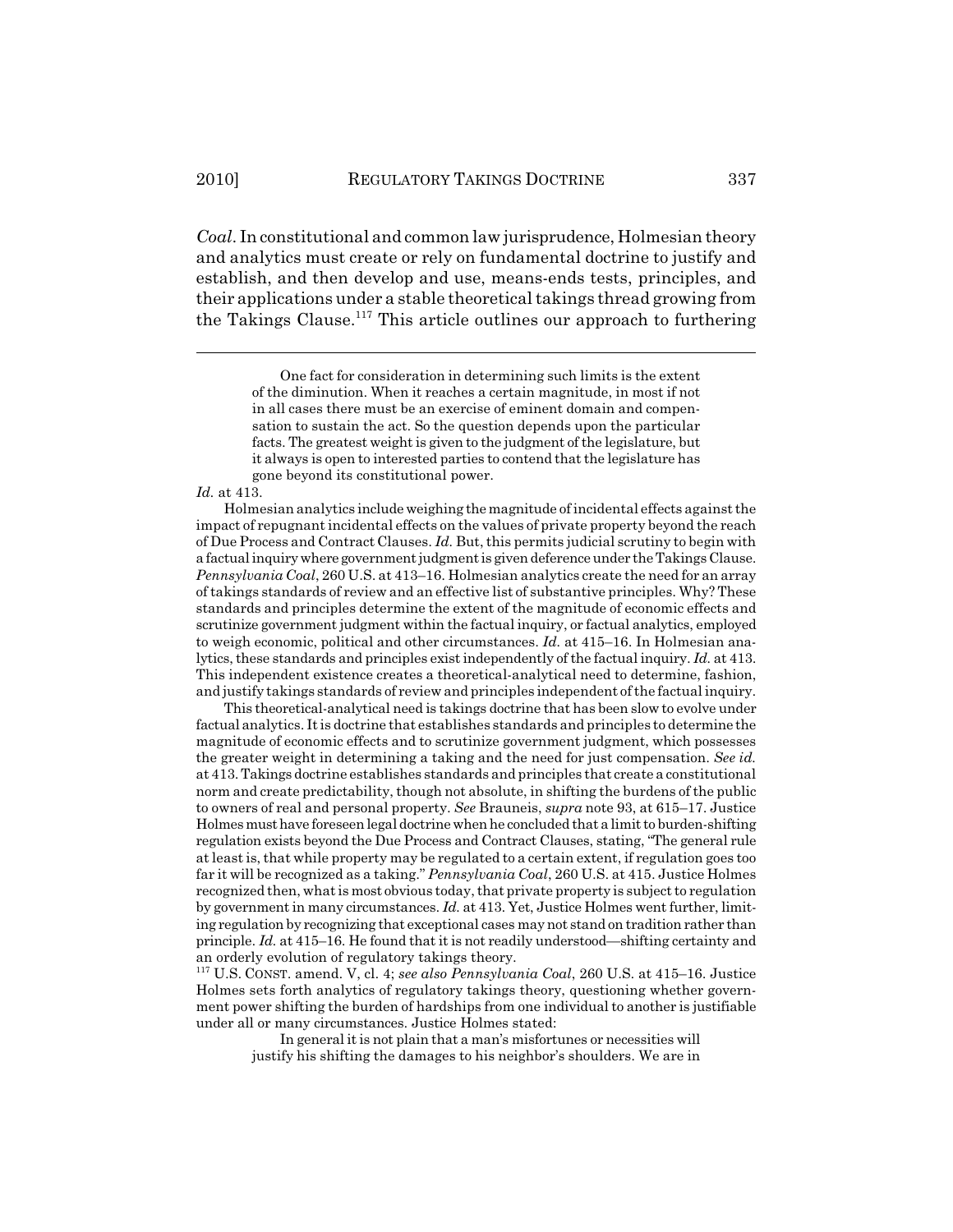*Coal*. In constitutional and common law jurisprudence, Holmesian theory and analytics must create or rely on fundamental doctrine to justify and establish, and then develop and use, means-ends tests, principles, and their applications under a stable theoretical takings thread growing from the Takings Clause.[117] This article outlines our approach to furthering

---

> One fact for consideration in determining such limits is the extent of the diminution. When it reaches a certain magnitude, in most if not in all cases there must be an exercise of eminent domain and compensation to sustain the act. So the question depends upon the particular facts. The greatest weight is given to the judgment of the legislature, but it always is open to interested parties to contend that the legislature has gone beyond its constitutional power.

*Id.* at 413.

Holmesian analytics include weighing the magnitude of incidental effects against the impact of repugnant incidental effects on the values of private property beyond the reach of Due Process and Contract Clauses. *Id.* But, this permits judicial scrutiny to begin with a factual inquiry where government judgment is given deference under the Takings Clause. *Pennsylvania Coal*, 260 U.S. at 413–16. Holmesian analytics create the need for an array of takings standards of review and an effective list of substantive principles. Why? These standards and principles determine the extent of the magnitude of economic effects and scrutinize government judgment within the factual inquiry, or factual analytics, employed to weigh economic, political and other circumstances. *Id.* at 415–16. In Holmesian analytics, these standards and principles exist independently of the factual inquiry. *Id.* at 413. This independent existence creates a theoretical-analytical need to determine, fashion, and justify takings standards of review and principles independent of the factual inquiry.

This theoretical-analytical need is takings doctrine that has been slow to evolve under factual analytics. It is doctrine that establishes standards and principles to determine the magnitude of economic effects and to scrutinize government judgment, which possesses the greater weight in determining a taking and the need for just compensation. *See id.* at 413. Takings doctrine establishes standards and principles that create a constitutional norm and create predictability, though not absolute, in shifting the burdens of the public to owners of real and personal property. *See* Brauneis, *supra* note 93, at 615–17. Justice Holmes must have foreseen legal doctrine when he concluded that a limit to burden-shifting regulation exists beyond the Due Process and Contract Clauses, stating, "The general rule at least is, that while property may be regulated to a certain extent, if regulation goes too far it will be recognized as a taking." *Pennsylvania Coal*, 260 U.S. at 415. Justice Holmes recognized then, what is most obvious today, that private property is subject to regulation by government in many circumstances. *Id.* at 413. Yet, Justice Holmes went further, limiting regulation by recognizing that exceptional cases may not stand on tradition rather than principle. *Id.* at 415–16. He found that it is not readily understood—shifting certainty and an orderly evolution of regulatory takings theory.

[117] U.S. CONST. amend. V, cl. 4; *see also Pennsylvania Coal*, 260 U.S. at 415–16. Justice Holmes sets forth analytics of regulatory takings theory, questioning whether government power shifting the burden of hardships from one individual to another is justifiable under all or many circumstances. Justice Holmes stated:

> In general it is not plain that a man's misfortunes or necessities will justify his shifting the damages to his neighbor's shoulders. We are in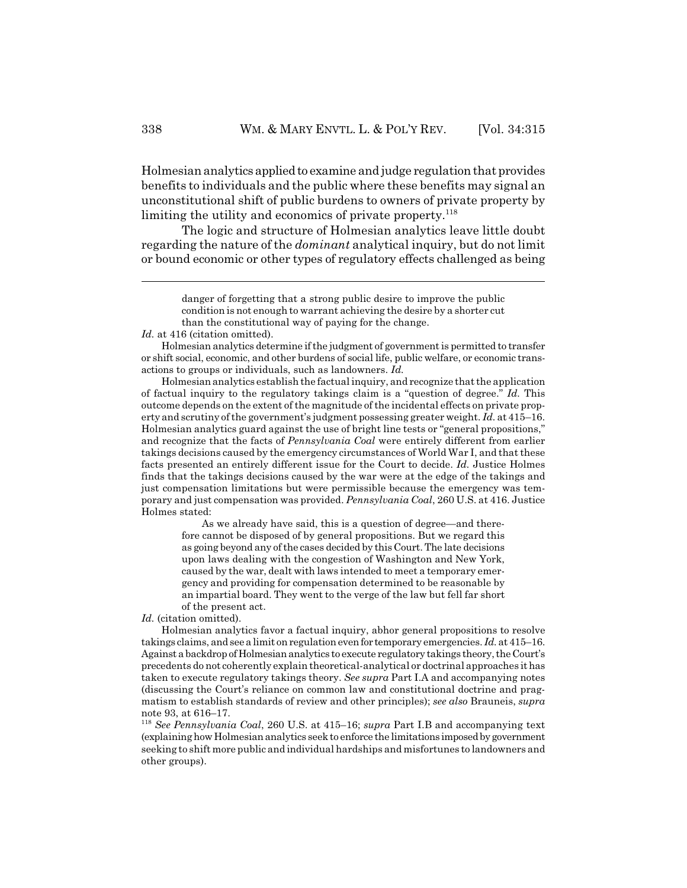Holmesian analytics applied to examine and judge regulation that provides benefits to individuals and the public where these benefits may signal an unconstitutional shift of public burdens to owners of private property by limiting the utility and economics of private property.[118]

The logic and structure of Holmesian analytics leave little doubt regarding the nature of the *dominant* analytical inquiry, but do not limit or bound economic or other types of regulatory effects challenged as being

---

> danger of forgetting that a strong public desire to improve the public condition is not enough to warrant achieving the desire by a shorter cut than the constitutional way of paying for the change.

*Id.* at 416 (citation omitted).

Holmesian analytics determine if the judgment of government is permitted to transfer or shift social, economic, and other burdens of social life, public welfare, or economic transactions to groups or individuals, such as landowners. *Id.*

Holmesian analytics establish the factual inquiry, and recognize that the application of factual inquiry to the regulatory takings claim is a "question of degree." *Id.* This outcome depends on the extent of the magnitude of the incidental effects on private property and scrutiny of the government's judgment possessing greater weight. *Id.* at 415–16. Holmesian analytics guard against the use of bright line tests or "general propositions," and recognize that the facts of *Pennsylvania Coal* were entirely different from earlier takings decisions caused by the emergency circumstances of World War I, and that these facts presented an entirely different issue for the Court to decide. *Id.* Justice Holmes finds that the takings decisions caused by the war were at the edge of the takings and just compensation limitations but were permissible because the emergency was temporary and just compensation was provided. *Pennsylvania Coal*, 260 U.S. at 416. Justice Holmes stated:

> As we already have said, this is a question of degree—and therefore cannot be disposed of by general propositions. But we regard this as going beyond any of the cases decided by this Court. The late decisions upon laws dealing with the congestion of Washington and New York, caused by the war, dealt with laws intended to meet a temporary emergency and providing for compensation determined to be reasonable by an impartial board. They went to the verge of the law but fell far short of the present act.

*Id.* (citation omitted).

Holmesian analytics favor a factual inquiry, abhor general propositions to resolve takings claims, and see a limit on regulation even for temporary emergencies. *Id.* at 415–16. Against a backdrop of Holmesian analytics to execute regulatory takings theory, the Court's precedents do not coherently explain theoretical-analytical or doctrinal approaches it has taken to execute regulatory takings theory. *See supra* Part I.A and accompanying notes (discussing the Court's reliance on common law and constitutional doctrine and pragmatism to establish standards of review and other principles); *see also* Brauneis, *supra* note 93, at 616–17.

[118] *See Pennsylvania Coal*, 260 U.S. at 415–16; *supra* Part I.B and accompanying text (explaining how Holmesian analytics seek to enforce the limitations imposed by government seeking to shift more public and individual hardships and misfortunes to landowners and other groups).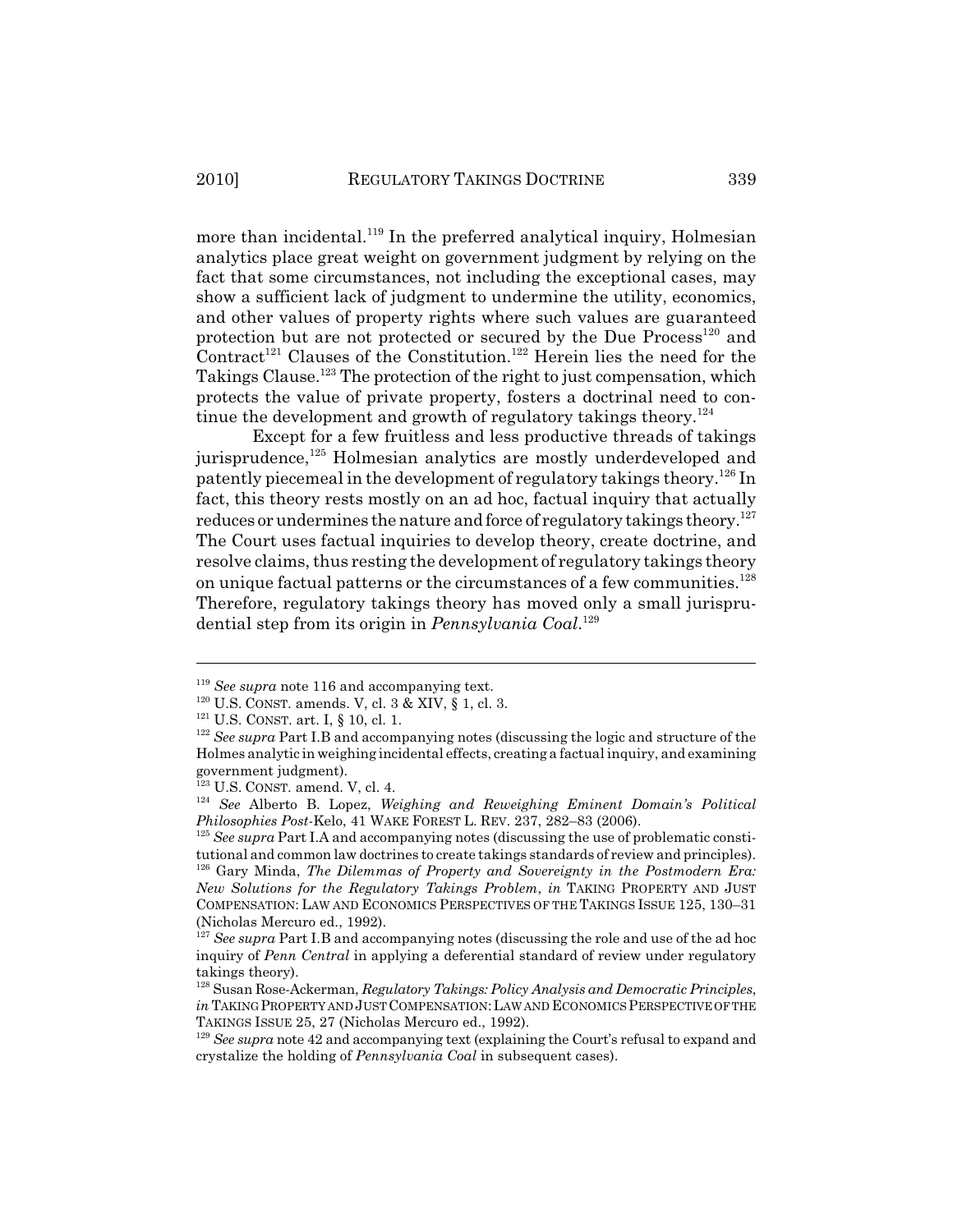more than incidental.[119] In the preferred analytical inquiry, Holmesian analytics place great weight on government judgment by relying on the fact that some circumstances, not including the exceptional cases, may show a sufficient lack of judgment to undermine the utility, economics, and other values of property rights where such values are guaranteed protection but are not protected or secured by the Due Process[120] and Contract[121] Clauses of the Constitution.[122] Herein lies the need for the Takings Clause.[123] The protection of the right to just compensation, which protects the value of private property, fosters a doctrinal need to continue the development and growth of regulatory takings theory.[124]

Except for a few fruitless and less productive threads of takings jurisprudence,[125] Holmesian analytics are mostly underdeveloped and patently piecemeal in the development of regulatory takings theory.[126] In fact, this theory rests mostly on an ad hoc, factual inquiry that actually reduces or undermines the nature and force of regulatory takings theory.[127] The Court uses factual inquiries to develop theory, create doctrine, and resolve claims, thus resting the development of regulatory takings theory on unique factual patterns or the circumstances of a few communities.[128] Therefore, regulatory takings theory has moved only a small jurisprudential step from its origin in *Pennsylvania Coal*.[129]

---

[119] *See supra* note 116 and accompanying text.

[120] U.S. CONST. amends. V, cl. 3 & XIV, § 1, cl. 3.

[121] U.S. CONST. art. I, § 10, cl. 1.

[122] *See supra* Part I.B and accompanying notes (discussing the logic and structure of the Holmes analytic in weighing incidental effects, creating a factual inquiry, and examining government judgment).

[123] U.S. CONST. amend. V, cl. 4.

[124] *See* Alberto B. Lopez, *Weighing and Reweighing Eminent Domain's Political Philosophies Post-*Kelo, 41 WAKE FOREST L. REV. 237, 282–83 (2006).

[125] *See supra* Part I.A and accompanying notes (discussing the use of problematic constitutional and common law doctrines to create takings standards of review and principles).

[126] Gary Minda, *The Dilemmas of Property and Sovereignty in the Postmodern Era: New Solutions for the Regulatory Takings Problem*, *in* TAKING PROPERTY AND JUST COMPENSATION: LAW AND ECONOMICS PERSPECTIVES OF THE TAKINGS ISSUE 125, 130–31 (Nicholas Mercuro ed., 1992).

[127] *See supra* Part I.B and accompanying notes (discussing the role and use of the ad hoc inquiry of *Penn Central* in applying a deferential standard of review under regulatory takings theory).

[128] Susan Rose-Ackerman, *Regulatory Takings: Policy Analysis and Democratic Principles*, *in* TAKING PROPERTY AND JUST COMPENSATION: LAW AND ECONOMICS PERSPECTIVE OF THE TAKINGS ISSUE 25, 27 (Nicholas Mercuro ed., 1992).

[129] *See supra* note 42 and accompanying text (explaining the Court's refusal to expand and crystalize the holding of *Pennsylvania Coal* in subsequent cases).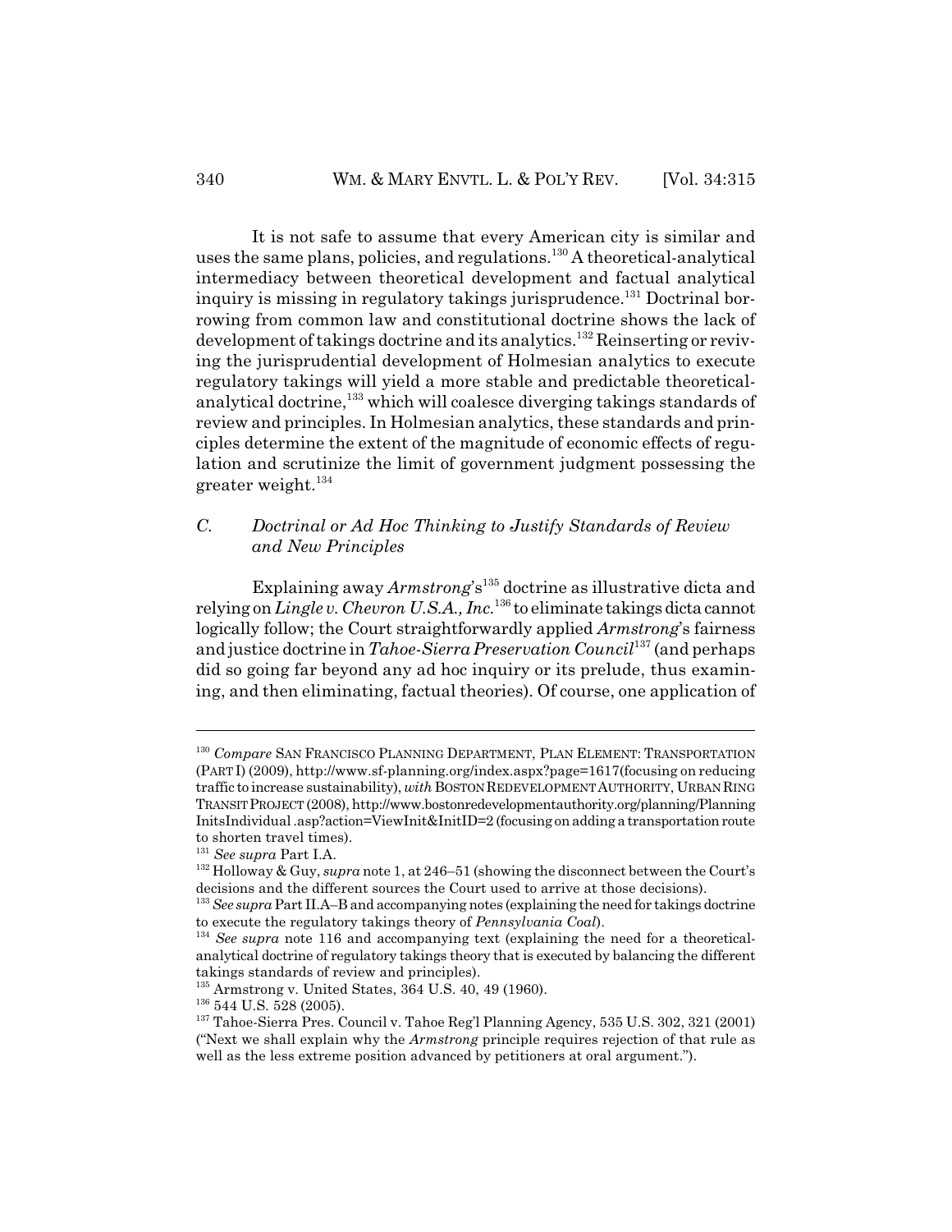It is not safe to assume that every American city is similar and uses the same plans, policies, and regulations.[130] A theoretical-analytical intermediacy between theoretical development and factual analytical inquiry is missing in regulatory takings jurisprudence.[131] Doctrinal borrowing from common law and constitutional doctrine shows the lack of development of takings doctrine and its analytics.[132] Reinserting or reviving the jurisprudential development of Holmesian analytics to execute regulatory takings will yield a more stable and predictable theoretical-analytical doctrine,[133] which will coalesce diverging takings standards of review and principles. In Holmesian analytics, these standards and principles determine the extent of the magnitude of economic effects of regulation and scrutinize the limit of government judgment possessing the greater weight.[134]

### *C. Doctrinal or Ad Hoc Thinking to Justify Standards of Review and New Principles*

Explaining away *Armstrong*'s[135] doctrine as illustrative dicta and relying on *Lingle v. Chevron U.S.A., Inc.*[136] to eliminate takings dicta cannot logically follow; the Court straightforwardly applied *Armstrong*'s fairness and justice doctrine in *Tahoe-Sierra Preservation Council*[137] (and perhaps did so going far beyond any ad hoc inquiry or its prelude, thus examining, and then eliminating, factual theories). Of course, one application of

---

[130] *Compare* SAN FRANCISCO PLANNING DEPARTMENT, PLAN ELEMENT: TRANSPORTATION (PART I) (2009), http://www.sf-planning.org/index.aspx?page=1617(focusing on reducing traffic to increase sustainability), *with* BOSTON REDEVELOPMENT AUTHORITY, URBAN RING TRANSIT PROJECT (2008), http://www.bostonredevelopmentauthority.org/planning/Planning InitsIndividual .asp?action=ViewInit&InitID=2 (focusing on adding a transportation route to shorten travel times).

[131] *See supra* Part I.A.

[132] Holloway & Guy, *supra* note 1, at 246–51 (showing the disconnect between the Court's decisions and the different sources the Court used to arrive at those decisions).

[133] *See supra* Part II.A–B and accompanying notes (explaining the need for takings doctrine to execute the regulatory takings theory of *Pennsylvania Coal*).

[134] *See supra* note 116 and accompanying text (explaining the need for a theoretical-analytical doctrine of regulatory takings theory that is executed by balancing the different takings standards of review and principles).

[135] Armstrong v. United States, 364 U.S. 40, 49 (1960).

[136] 544 U.S. 528 (2005).

[137] Tahoe-Sierra Pres. Council v. Tahoe Reg'l Planning Agency, 535 U.S. 302, 321 (2001) ("Next we shall explain why the *Armstrong* principle requires rejection of that rule as well as the less extreme position advanced by petitioners at oral argument.").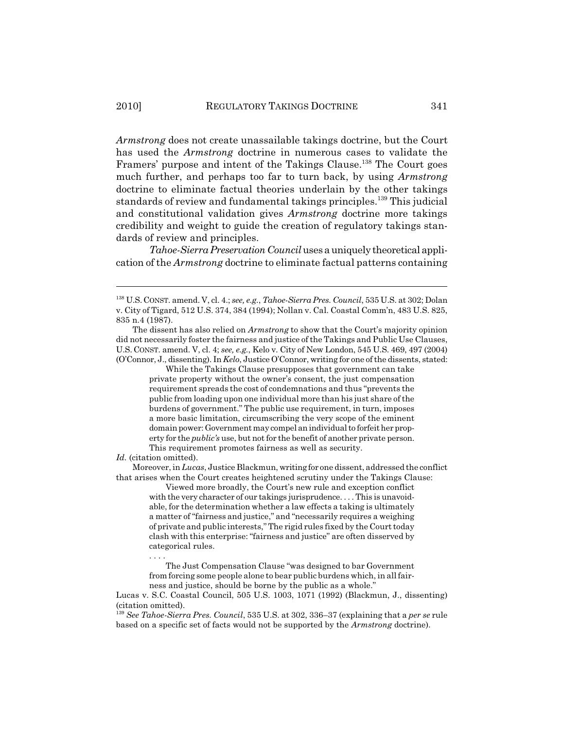*Armstrong* does not create unassailable takings doctrine, but the Court has used the *Armstrong* doctrine in numerous cases to validate the Framers' purpose and intent of the Takings Clause.[138] The Court goes much further, and perhaps too far to turn back, by using *Armstrong* doctrine to eliminate factual theories underlain by the other takings standards of review and fundamental takings principles.[139] This judicial and constitutional validation gives *Armstrong* doctrine more takings credibility and weight to guide the creation of regulatory takings standards of review and principles.

*Tahoe-Sierra Preservation Council* uses a uniquely theoretical application of the *Armstrong* doctrine to eliminate factual patterns containing

---

[138] U.S. CONST. amend. V, cl. 4.; *see, e.g.*, *Tahoe-Sierra Pres. Council*, 535 U.S. at 302; Dolan v. City of Tigard, 512 U.S. 374, 384 (1994); Nollan v. Cal. Coastal Comm'n, 483 U.S. 825, 835 n.4 (1987).

The dissent has also relied on *Armstrong* to show that the Court's majority opinion did not necessarily foster the fairness and justice of the Takings and Public Use Clauses, U.S. CONST. amend. V, cl. 4; *see, e.g.*, Kelo v. City of New London, 545 U.S. 469, 497 (2004) (O'Connor, J., dissenting). In *Kelo*, Justice O'Connor, writing for one of the dissents, stated:

> While the Takings Clause presupposes that government can take private property without the owner's consent, the just compensation requirement spreads the cost of condemnations and thus "prevents the public from loading upon one individual more than his just share of the burdens of government." The public use requirement, in turn, imposes a more basic limitation, circumscribing the very scope of the eminent domain power: Government may compel an individual to forfeit her property for the *public's* use, but not for the benefit of another private person. This requirement promotes fairness as well as security.

*Id.* (citation omitted).

Moreover, in *Lucas*, Justice Blackmun, writing for one dissent, addressed the conflict that arises when the Court creates heightened scrutiny under the Takings Clause:

> Viewed more broadly, the Court's new rule and exception conflict with the very character of our takings jurisprudence. . . . This is unavoidable, for the determination whether a law effects a taking is ultimately a matter of "fairness and justice," and "necessarily requires a weighing of private and public interests," The rigid rules fixed by the Court today clash with this enterprise: "fairness and justice" are often disserved by categorical rules.
>
> . . . .
>
> The Just Compensation Clause "was designed to bar Government from forcing some people alone to bear public burdens which, in all fairness and justice, should be borne by the public as a whole."

Lucas v. S.C. Coastal Council, 505 U.S. 1003, 1071 (1992) (Blackmun, J., dissenting) (citation omitted).

[139] *See Tahoe-Sierra Pres. Council*, 535 U.S. at 302, 336–37 (explaining that a *per se* rule based on a specific set of facts would not be supported by the *Armstrong* doctrine).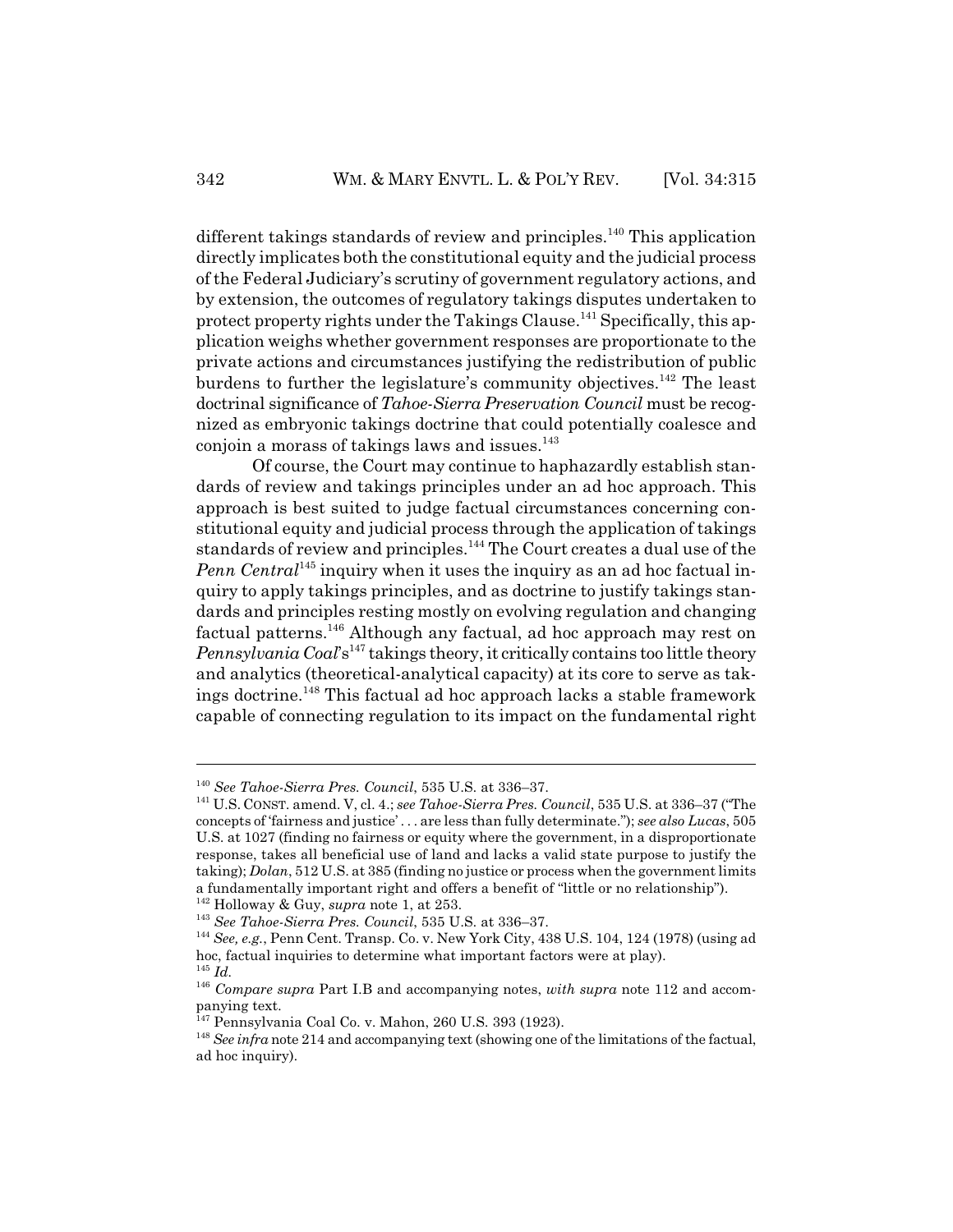different takings standards of review and principles.[140] This application directly implicates both the constitutional equity and the judicial process of the Federal Judiciary's scrutiny of government regulatory actions, and by extension, the outcomes of regulatory takings disputes undertaken to protect property rights under the Takings Clause.[141] Specifically, this application weighs whether government responses are proportionate to the private actions and circumstances justifying the redistribution of public burdens to further the legislature's community objectives.[142] The least doctrinal significance of *Tahoe-Sierra Preservation Council* must be recognized as embryonic takings doctrine that could potentially coalesce and conjoin a morass of takings laws and issues.[143]

Of course, the Court may continue to haphazardly establish standards of review and takings principles under an ad hoc approach. This approach is best suited to judge factual circumstances concerning constitutional equity and judicial process through the application of takings standards of review and principles.[144] The Court creates a dual use of the *Penn Central*[145] inquiry when it uses the inquiry as an ad hoc factual inquiry to apply takings principles, and as doctrine to justify takings standards and principles resting mostly on evolving regulation and changing factual patterns.[146] Although any factual, ad hoc approach may rest on *Pennsylvania Coal*'s[147] takings theory, it critically contains too little theory and analytics (theoretical-analytical capacity) at its core to serve as takings doctrine.[148] This factual ad hoc approach lacks a stable framework capable of connecting regulation to its impact on the fundamental right

---

[140] *See Tahoe-Sierra Pres. Council*, 535 U.S. at 336–37.

[141] U.S. CONST. amend. V, cl. 4.; *see Tahoe-Sierra Pres. Council*, 535 U.S. at 336–37 ("The concepts of 'fairness and justice' . . . are less than fully determinate."); *see also Lucas*, 505 U.S. at 1027 (finding no fairness or equity where the government, in a disproportionate response, takes all beneficial use of land and lacks a valid state purpose to justify the taking); *Dolan*, 512 U.S. at 385 (finding no justice or process when the government limits a fundamentally important right and offers a benefit of "little or no relationship").

[142] Holloway & Guy, *supra* note 1, at 253.

[143] *See Tahoe-Sierra Pres. Council*, 535 U.S. at 336–37.

[144] *See, e.g.*, Penn Cent. Transp. Co. v. New York City, 438 U.S. 104, 124 (1978) (using ad hoc, factual inquiries to determine what important factors were at play).

[145] *Id.*

[146] *Compare supra* Part I.B and accompanying notes, *with supra* note 112 and accompanying text.

[147] Pennsylvania Coal Co. v. Mahon, 260 U.S. 393 (1923).

[148] *See infra* note 214 and accompanying text (showing one of the limitations of the factual, ad hoc inquiry).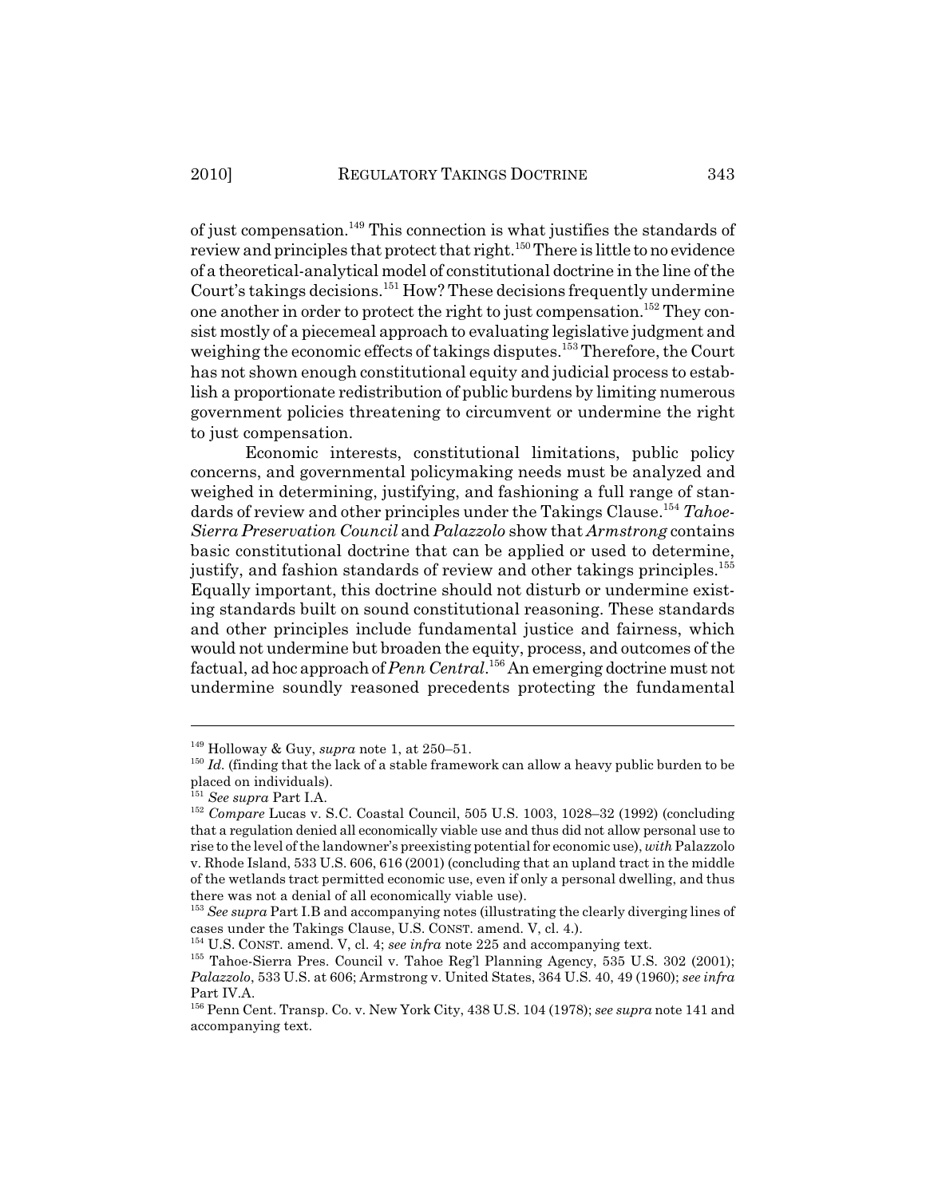of just compensation.[149] This connection is what justifies the standards of review and principles that protect that right.[150] There is little to no evidence of a theoretical-analytical model of constitutional doctrine in the line of the Court's takings decisions.[151] How? These decisions frequently undermine one another in order to protect the right to just compensation.[152] They consist mostly of a piecemeal approach to evaluating legislative judgment and weighing the economic effects of takings disputes.[153] Therefore, the Court has not shown enough constitutional equity and judicial process to establish a proportionate redistribution of public burdens by limiting numerous government policies threatening to circumvent or undermine the right to just compensation.

Economic interests, constitutional limitations, public policy concerns, and governmental policymaking needs must be analyzed and weighed in determining, justifying, and fashioning a full range of standards of review and other principles under the Takings Clause.[154] *Tahoe-Sierra Preservation Council* and *Palazzolo* show that *Armstrong* contains basic constitutional doctrine that can be applied or used to determine, justify, and fashion standards of review and other takings principles.[155] Equally important, this doctrine should not disturb or undermine existing standards built on sound constitutional reasoning. These standards and other principles include fundamental justice and fairness, which would not undermine but broaden the equity, process, and outcomes of the factual, ad hoc approach of *Penn Central*.[156] An emerging doctrine must not undermine soundly reasoned precedents protecting the fundamental

---

[149] Holloway & Guy, *supra* note 1, at 250–51.

[150] *Id.* (finding that the lack of a stable framework can allow a heavy public burden to be placed on individuals).

[151] *See supra* Part I.A.

[152] *Compare* Lucas v. S.C. Coastal Council, 505 U.S. 1003, 1028–32 (1992) (concluding that a regulation denied all economically viable use and thus did not allow personal use to rise to the level of the landowner's preexisting potential for economic use), *with* Palazzolo v. Rhode Island, 533 U.S. 606, 616 (2001) (concluding that an upland tract in the middle of the wetlands tract permitted economic use, even if only a personal dwelling, and thus there was not a denial of all economically viable use).

[153] *See supra* Part I.B and accompanying notes (illustrating the clearly diverging lines of cases under the Takings Clause, U.S. CONST. amend. V, cl. 4.).

[154] U.S. CONST. amend. V, cl. 4; *see infra* note 225 and accompanying text.

[155] Tahoe-Sierra Pres. Council v. Tahoe Reg'l Planning Agency, 535 U.S. 302 (2001); *Palazzolo*, 533 U.S. at 606; Armstrong v. United States, 364 U.S. 40, 49 (1960); *see infra* Part IV.A.

[156] Penn Cent. Transp. Co. v. New York City, 438 U.S. 104 (1978); *see supra* note 141 and accompanying text.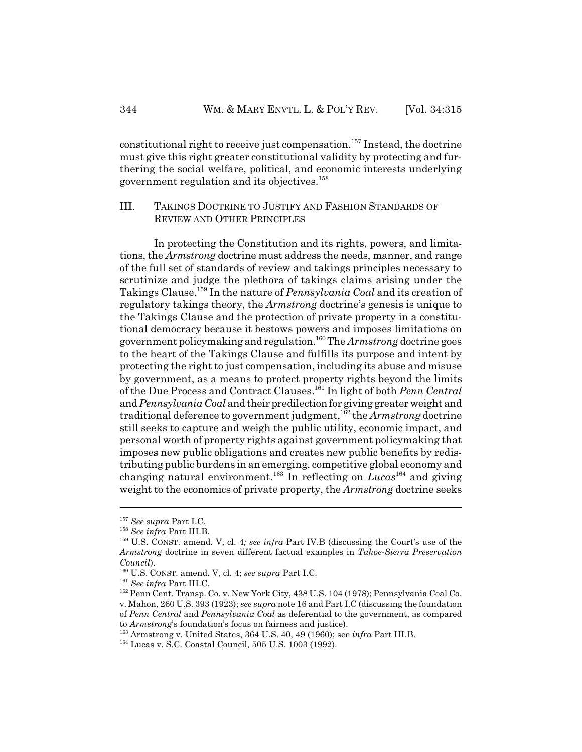constitutional right to receive just compensation.[157] Instead, the doctrine must give this right greater constitutional validity by protecting and furthering the social welfare, political, and economic interests underlying government regulation and its objectives.[158]

## III. TAKINGS DOCTRINE TO JUSTIFY AND FASHION STANDARDS OF REVIEW AND OTHER PRINCIPLES

In protecting the Constitution and its rights, powers, and limitations, the *Armstrong* doctrine must address the needs, manner, and range of the full set of standards of review and takings principles necessary to scrutinize and judge the plethora of takings claims arising under the Takings Clause.[159] In the nature of *Pennsylvania Coal* and its creation of regulatory takings theory, the *Armstrong* doctrine's genesis is unique to the Takings Clause and the protection of private property in a constitutional democracy because it bestows powers and imposes limitations on government policymaking and regulation.[160] The *Armstrong* doctrine goes to the heart of the Takings Clause and fulfills its purpose and intent by protecting the right to just compensation, including its abuse and misuse by government, as a means to protect property rights beyond the limits of the Due Process and Contract Clauses.[161] In light of both *Penn Central* and *Pennsylvania Coal* and their predilection for giving greater weight and traditional deference to government judgment,[162] the *Armstrong* doctrine still seeks to capture and weigh the public utility, economic impact, and personal worth of property rights against government policymaking that imposes new public obligations and creates new public benefits by redistributing public burdens in an emerging, competitive global economy and changing natural environment.[163] In reflecting on *Lucas*[164] and giving weight to the economics of private property, the *Armstrong* doctrine seeks

---

[157] *See supra* Part I.C.

[158] *See infra* Part III.B.

[159] U.S. CONST. amend. V, cl. 4*; see infra* Part IV.B (discussing the Court's use of the *Armstrong* doctrine in seven different factual examples in *Tahoe-Sierra Preservation Council*).

[160] U.S. CONST. amend. V, cl. 4; *see supra* Part I.C.

[161] *See infra* Part III.C.

[162] Penn Cent. Transp. Co. v. New York City, 438 U.S. 104 (1978); Pennsylvania Coal Co. v. Mahon, 260 U.S. 393 (1923); *see supra* note 16 and Part I.C (discussing the foundation of *Penn Central* and *Pennsylvania Coal* as deferential to the government, as compared to *Armstrong*'s foundation's focus on fairness and justice).

[163] Armstrong v. United States, 364 U.S. 40, 49 (1960); see *infra* Part III.B.

[164] Lucas v. S.C. Coastal Council, 505 U.S. 1003 (1992).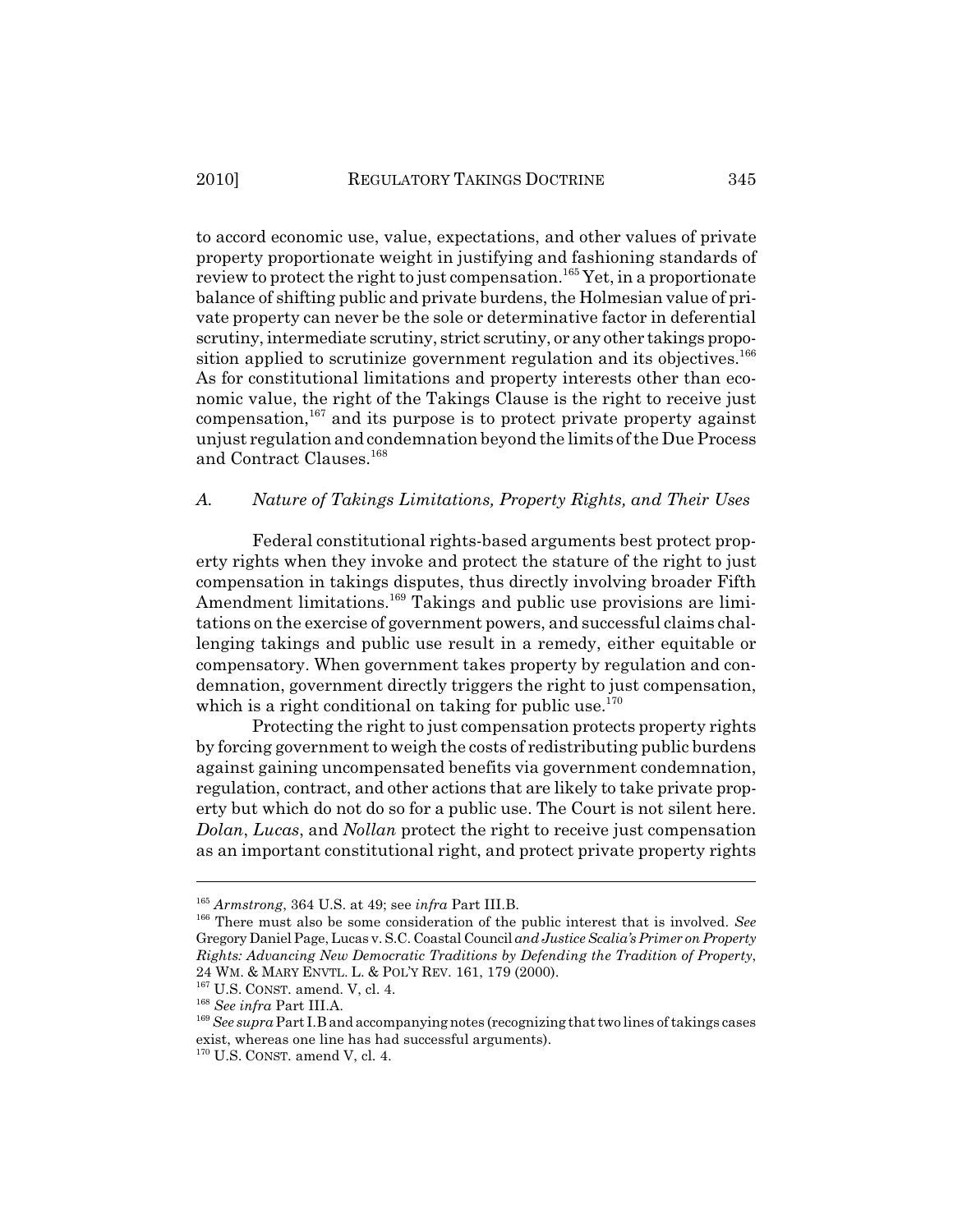to accord economic use, value, expectations, and other values of private property proportionate weight in justifying and fashioning standards of review to protect the right to just compensation.[165] Yet, in a proportionate balance of shifting public and private burdens, the Holmesian value of private property can never be the sole or determinative factor in deferential scrutiny, intermediate scrutiny, strict scrutiny, or any other takings proposition applied to scrutinize government regulation and its objectives.[166] As for constitutional limitations and property interests other than economic value, the right of the Takings Clause is the right to receive just compensation,[167] and its purpose is to protect private property against unjust regulation and condemnation beyond the limits of the Due Process and Contract Clauses.[168]

### *A. Nature of Takings Limitations, Property Rights, and Their Uses*

Federal constitutional rights-based arguments best protect property rights when they invoke and protect the stature of the right to just compensation in takings disputes, thus directly involving broader Fifth Amendment limitations.[169] Takings and public use provisions are limitations on the exercise of government powers, and successful claims challenging takings and public use result in a remedy, either equitable or compensatory. When government takes property by regulation and condemnation, government directly triggers the right to just compensation, which is a right conditional on taking for public use.[170]

Protecting the right to just compensation protects property rights by forcing government to weigh the costs of redistributing public burdens against gaining uncompensated benefits via government condemnation, regulation, contract, and other actions that are likely to take private property but which do not do so for a public use. The Court is not silent here. *Dolan*, *Lucas*, and *Nollan* protect the right to receive just compensation as an important constitutional right, and protect private property rights

---

[165] *Armstrong*, 364 U.S. at 49; see *infra* Part III.B.

[166] There must also be some consideration of the public interest that is involved. *See* Gregory Daniel Page, Lucas v. S.C. Coastal Council *and Justice Scalia's Primer on Property Rights: Advancing New Democratic Traditions by Defending the Tradition of Property*, 24 WM. & MARY ENVTL. L. & POL'Y REV. 161, 179 (2000).

[167] U.S. CONST. amend. V, cl. 4.

[168] *See infra* Part III.A.

[169] *See supra* Part I.B and accompanying notes (recognizing that two lines of takings cases exist, whereas one line has had successful arguments).

[170] U.S. CONST. amend V, cl. 4.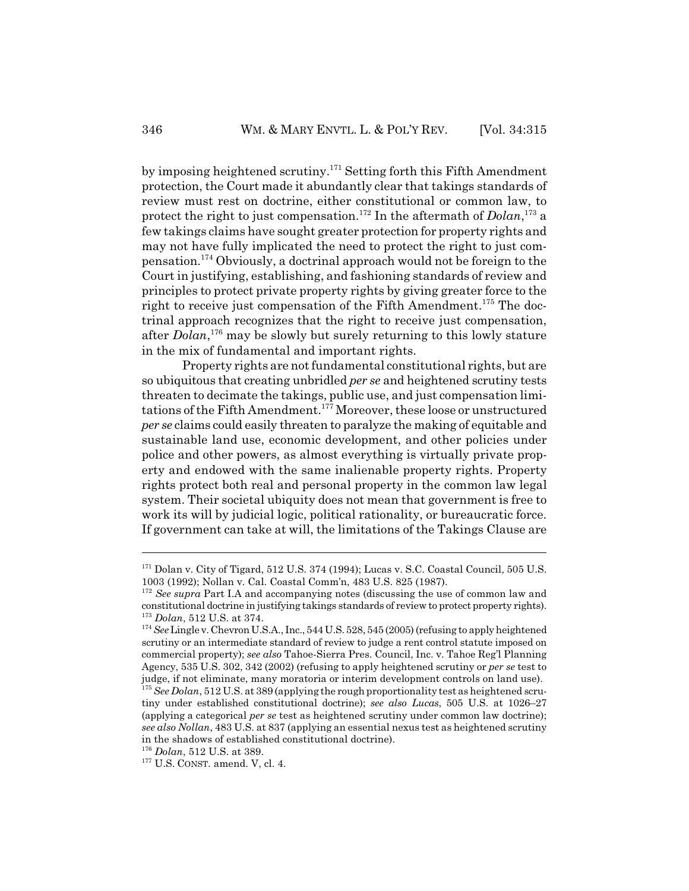by imposing heightened scrutiny.[171] Setting forth this Fifth Amendment protection, the Court made it abundantly clear that takings standards of review must rest on doctrine, either constitutional or common law, to protect the right to just compensation.[172] In the aftermath of *Dolan*,[173] a few takings claims have sought greater protection for property rights and may not have fully implicated the need to protect the right to just compensation.[174] Obviously, a doctrinal approach would not be foreign to the Court in justifying, establishing, and fashioning standards of review and principles to protect private property rights by giving greater force to the right to receive just compensation of the Fifth Amendment.[175] The doctrinal approach recognizes that the right to receive just compensation, after *Dolan*,[176] may be slowly but surely returning to this lowly stature in the mix of fundamental and important rights.

Property rights are not fundamental constitutional rights, but are so ubiquitous that creating unbridled *per se* and heightened scrutiny tests threaten to decimate the takings, public use, and just compensation limitations of the Fifth Amendment.[177] Moreover, these loose or unstructured *per se* claims could easily threaten to paralyze the making of equitable and sustainable land use, economic development, and other policies under police and other powers, as almost everything is virtually private property and endowed with the same inalienable property rights. Property rights protect both real and personal property in the common law legal system. Their societal ubiquity does not mean that government is free to work its will by judicial logic, political rationality, or bureaucratic force. If government can take at will, the limitations of the Takings Clause are

---

[171] Dolan v. City of Tigard, 512 U.S. 374 (1994); Lucas v. S.C. Coastal Council, 505 U.S. 1003 (1992); Nollan v. Cal. Coastal Comm'n, 483 U.S. 825 (1987).

[172] *See supra* Part I.A and accompanying notes (discussing the use of common law and constitutional doctrine in justifying takings standards of review to protect property rights).

[173] *Dolan*, 512 U.S. at 374.

[174] *See* Lingle v. Chevron U.S.A., Inc., 544 U.S. 528, 545 (2005) (refusing to apply heightened scrutiny or an intermediate standard of review to judge a rent control statute imposed on commercial property); *see also* Tahoe-Sierra Pres. Council, Inc. v. Tahoe Reg'l Planning Agency, 535 U.S. 302, 342 (2002) (refusing to apply heightened scrutiny or *per se* test to judge, if not eliminate, many moratoria or interim development controls on land use).

[175] *See Dolan*, 512 U.S. at 389 (applying the rough proportionality test as heightened scrutiny under established constitutional doctrine); *see also Lucas*, 505 U.S. at 1026–27 (applying a categorical *per se* test as heightened scrutiny under common law doctrine); *see also Nollan*, 483 U.S. at 837 (applying an essential nexus test as heightened scrutiny in the shadows of established constitutional doctrine).

[176] *Dolan*, 512 U.S. at 389.

[177] U.S. CONST. amend. V, cl. 4.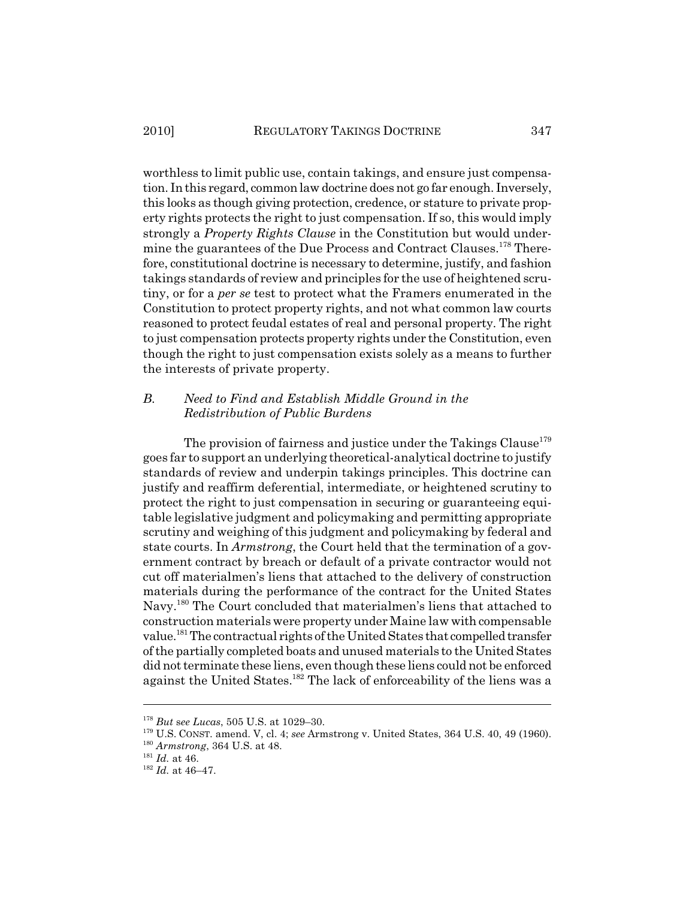worthless to limit public use, contain takings, and ensure just compensation. In this regard, common law doctrine does not go far enough. Inversely, this looks as though giving protection, credence, or stature to private property rights protects the right to just compensation. If so, this would imply strongly a *Property Rights Clause* in the Constitution but would undermine the guarantees of the Due Process and Contract Clauses.[178] Therefore, constitutional doctrine is necessary to determine, justify, and fashion takings standards of review and principles for the use of heightened scrutiny, or for a *per se* test to protect what the Framers enumerated in the Constitution to protect property rights, and not what common law courts reasoned to protect feudal estates of real and personal property. The right to just compensation protects property rights under the Constitution, even though the right to just compensation exists solely as a means to further the interests of private property.

### *B. Need to Find and Establish Middle Ground in the Redistribution of Public Burdens*

The provision of fairness and justice under the Takings Clause[179] goes far to support an underlying theoretical-analytical doctrine to justify standards of review and underpin takings principles. This doctrine can justify and reaffirm deferential, intermediate, or heightened scrutiny to protect the right to just compensation in securing or guaranteeing equitable legislative judgment and policymaking and permitting appropriate scrutiny and weighing of this judgment and policymaking by federal and state courts. In *Armstrong*, the Court held that the termination of a government contract by breach or default of a private contractor would not cut off materialmen's liens that attached to the delivery of construction materials during the performance of the contract for the United States Navy.[180] The Court concluded that materialmen's liens that attached to construction materials were property under Maine law with compensable value.[181] The contractual rights of the United States that compelled transfer of the partially completed boats and unused materials to the United States did not terminate these liens, even though these liens could not be enforced against the United States.[182] The lack of enforceability of the liens was a

---

[178] *But see Lucas*, 505 U.S. at 1029–30.

[179] U.S. CONST. amend. V, cl. 4; *see* Armstrong v. United States, 364 U.S. 40, 49 (1960).

[180] *Armstrong*, 364 U.S. at 48.

[181] *Id.* at 46.

[182] *Id.* at 46–47.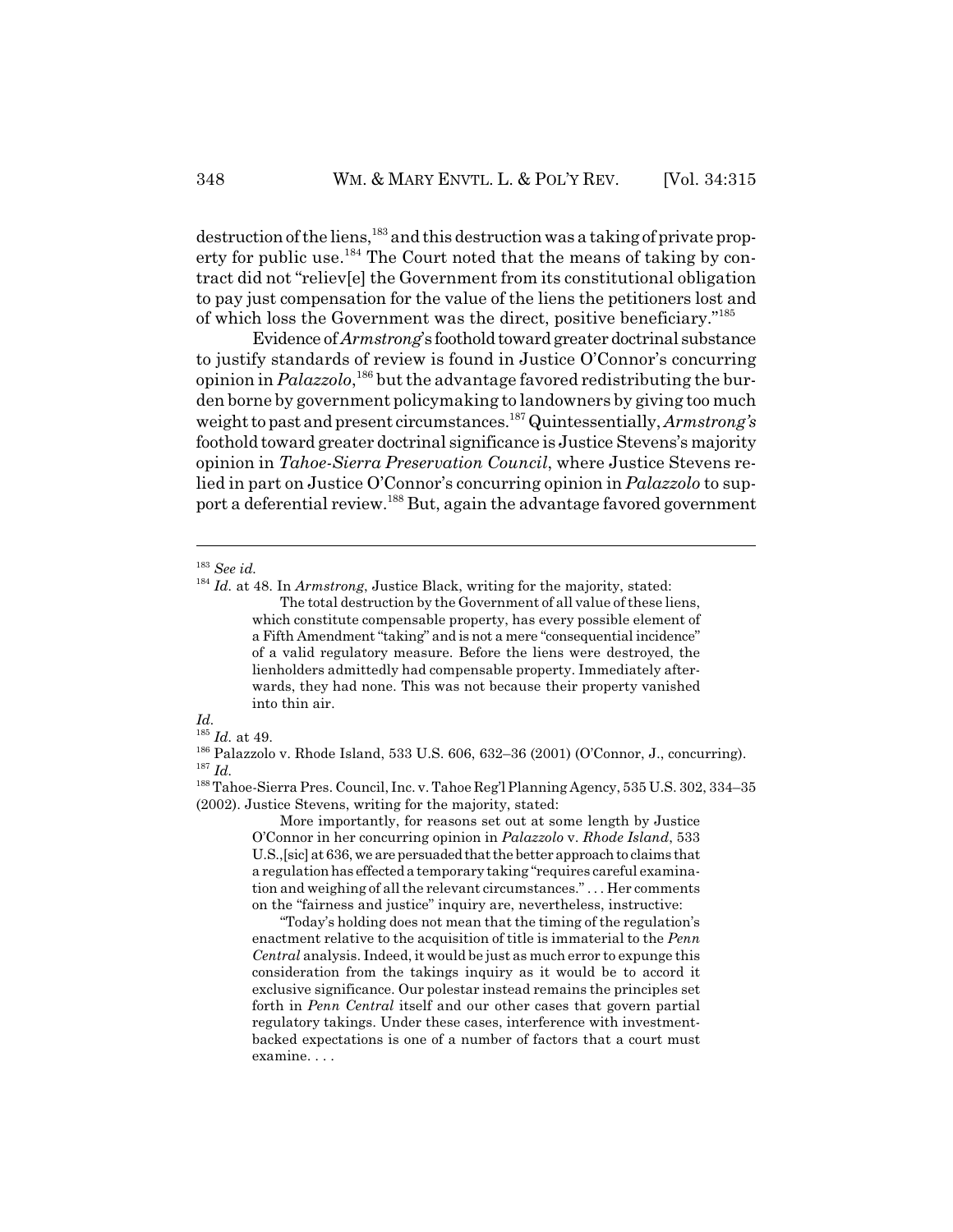destruction of the liens,[183] and this destruction was a taking of private property for public use.[184] The Court noted that the means of taking by contract did not "reliev[e] the Government from its constitutional obligation to pay just compensation for the value of the liens the petitioners lost and of which loss the Government was the direct, positive beneficiary."[185]

Evidence of *Armstrong*'s foothold toward greater doctrinal substance to justify standards of review is found in Justice O'Connor's concurring opinion in *Palazzolo*,[186] but the advantage favored redistributing the burden borne by government policymaking to landowners by giving too much weight to past and present circumstances.[187] Quintessentially, *Armstrong's* foothold toward greater doctrinal significance is Justice Stevens's majority opinion in *Tahoe-Sierra Preservation Council*, where Justice Stevens relied in part on Justice O'Connor's concurring opinion in *Palazzolo* to support a deferential review.[188] But, again the advantage favored government

---

[183] *See id.*

[184] *Id.* at 48. In *Armstrong*, Justice Black, writing for the majority, stated:

> The total destruction by the Government of all value of these liens, which constitute compensable property, has every possible element of a Fifth Amendment "taking" and is not a mere "consequential incidence" of a valid regulatory measure. Before the liens were destroyed, the lienholders admittedly had compensable property. Immediately afterwards, they had none. This was not because their property vanished into thin air.

*Id.*

[185] *Id.* at 49.

[186] Palazzolo v. Rhode Island, 533 U.S. 606, 632–36 (2001) (O'Connor, J., concurring).

[187] *Id.*

[188] Tahoe-Sierra Pres. Council, Inc. v. Tahoe Reg'l Planning Agency, 535 U.S. 302, 334–35 (2002). Justice Stevens, writing for the majority, stated:

> More importantly, for reasons set out at some length by Justice O'Connor in her concurring opinion in *Palazzolo* v. *Rhode Island*, 533 U.S.,[sic] at 636, we are persuaded that the better approach to claims that a regulation has effected a temporary taking "requires careful examination and weighing of all the relevant circumstances." . . . Her comments on the "fairness and justice" inquiry are, nevertheless, instructive:
>
> "Today's holding does not mean that the timing of the regulation's enactment relative to the acquisition of title is immaterial to the *Penn Central* analysis. Indeed, it would be just as much error to expunge this consideration from the takings inquiry as it would be to accord it exclusive significance. Our polestar instead remains the principles set forth in *Penn Central* itself and our other cases that govern partial regulatory takings. Under these cases, interference with investment-backed expectations is one of a number of factors that a court must examine. . . .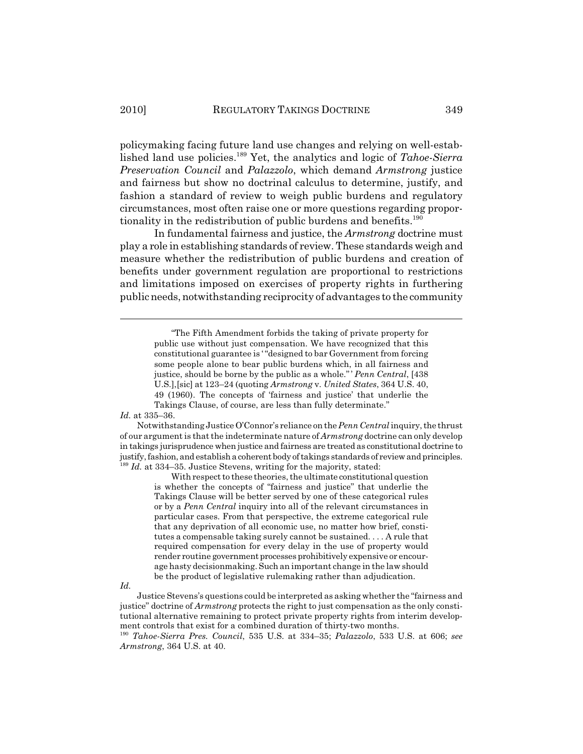policymaking facing future land use changes and relying on well-established land use policies.[189] Yet, the analytics and logic of *Tahoe-Sierra Preservation Council* and *Palazzolo*, which demand *Armstrong* justice and fairness but show no doctrinal calculus to determine, justify, and fashion a standard of review to weigh public burdens and regulatory circumstances, most often raise one or more questions regarding proportionality in the redistribution of public burdens and benefits.[190]

In fundamental fairness and justice, the *Armstrong* doctrine must play a role in establishing standards of review. These standards weigh and measure whether the redistribution of public burdens and creation of benefits under government regulation are proportional to restrictions and limitations imposed on exercises of property rights in furthering public needs, notwithstanding reciprocity of advantages to the community

---

> "The Fifth Amendment forbids the taking of private property for public use without just compensation. We have recognized that this constitutional guarantee is '"designed to bar Government from forcing some people alone to bear public burdens which, in all fairness and justice, should be borne by the public as a whole."' *Penn Central*, [438 U.S.],[sic] at 123–24 (quoting *Armstrong* v. *United States*, 364 U.S. 40, 49 (1960). The concepts of 'fairness and justice' that underlie the Takings Clause, of course, are less than fully determinate."

*Id.* at 335–36.

Notwithstanding Justice O'Connor's reliance on the *Penn Central* inquiry, the thrust of our argument is that the indeterminate nature of *Armstrong* doctrine can only develop in takings jurisprudence when justice and fairness are treated as constitutional doctrine to justify, fashion, and establish a coherent body of takings standards of review and principles.

[189] *Id.* at 334–35. Justice Stevens, writing for the majority, stated:

> With respect to these theories, the ultimate constitutional question is whether the concepts of "fairness and justice" that underlie the Takings Clause will be better served by one of these categorical rules or by a *Penn Central* inquiry into all of the relevant circumstances in particular cases. From that perspective, the extreme categorical rule that any deprivation of all economic use, no matter how brief, constitutes a compensable taking surely cannot be sustained. . . . A rule that required compensation for every delay in the use of property would render routine government processes prohibitively expensive or encourage hasty decisionmaking. Such an important change in the law should be the product of legislative rulemaking rather than adjudication.

*Id.*

Justice Stevens's questions could be interpreted as asking whether the "fairness and justice" doctrine of *Armstrong* protects the right to just compensation as the only constitutional alternative remaining to protect private property rights from interim development controls that exist for a combined duration of thirty-two months.

[190] *Tahoe-Sierra Pres. Council*, 535 U.S. at 334–35; *Palazzolo*, 533 U.S. at 606; *see Armstrong*, 364 U.S. at 40.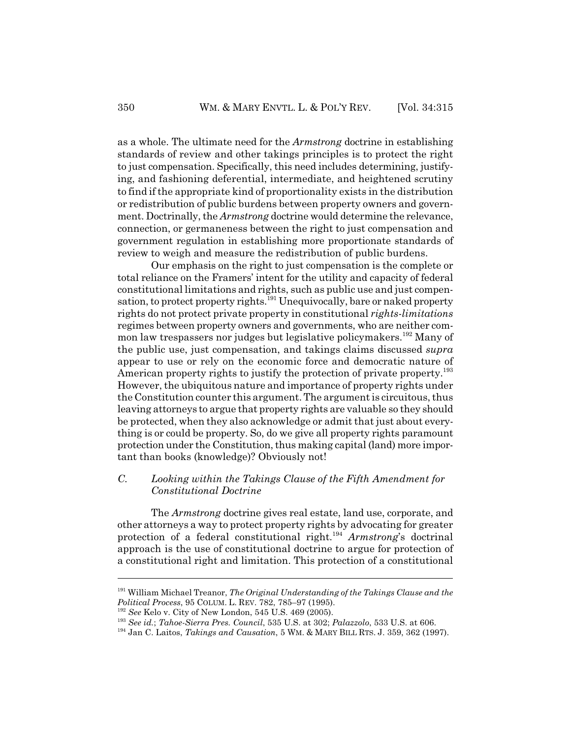as a whole. The ultimate need for the *Armstrong* doctrine in establishing standards of review and other takings principles is to protect the right to just compensation. Specifically, this need includes determining, justifying, and fashioning deferential, intermediate, and heightened scrutiny to find if the appropriate kind of proportionality exists in the distribution or redistribution of public burdens between property owners and government. Doctrinally, the *Armstrong* doctrine would determine the relevance, connection, or germaneness between the right to just compensation and government regulation in establishing more proportionate standards of review to weigh and measure the redistribution of public burdens.

Our emphasis on the right to just compensation is the complete or total reliance on the Framers' intent for the utility and capacity of federal constitutional limitations and rights, such as public use and just compensation, to protect property rights.[191] Unequivocally, bare or naked property rights do not protect private property in constitutional *rights-limitations* regimes between property owners and governments, who are neither common law trespassers nor judges but legislative policymakers.[192] Many of the public use, just compensation, and takings claims discussed *supra* appear to use or rely on the economic force and democratic nature of American property rights to justify the protection of private property.[193] However, the ubiquitous nature and importance of property rights under the Constitution counter this argument. The argument is circuitous, thus leaving attorneys to argue that property rights are valuable so they should be protected, when they also acknowledge or admit that just about everything is or could be property. So, do we give all property rights paramount protection under the Constitution, thus making capital (land) more important than books (knowledge)? Obviously not!

### *C. Looking within the Takings Clause of the Fifth Amendment for Constitutional Doctrine*

The *Armstrong* doctrine gives real estate, land use, corporate, and other attorneys a way to protect property rights by advocating for greater protection of a federal constitutional right.[194] *Armstrong*'s doctrinal approach is the use of constitutional doctrine to argue for protection of a constitutional right and limitation. This protection of a constitutional

---

[191] William Michael Treanor, *The Original Understanding of the Takings Clause and the Political Process*, 95 COLUM. L. REV. 782, 785–97 (1995).

[192] *See* Kelo v. City of New London, 545 U.S. 469 (2005).

[193] *See id.*; *Tahoe-Sierra Pres. Council*, 535 U.S. at 302; *Palazzolo*, 533 U.S. at 606.

[194] Jan C. Laitos, *Takings and Causation*, 5 WM. & MARY BILL RTS. J. 359, 362 (1997).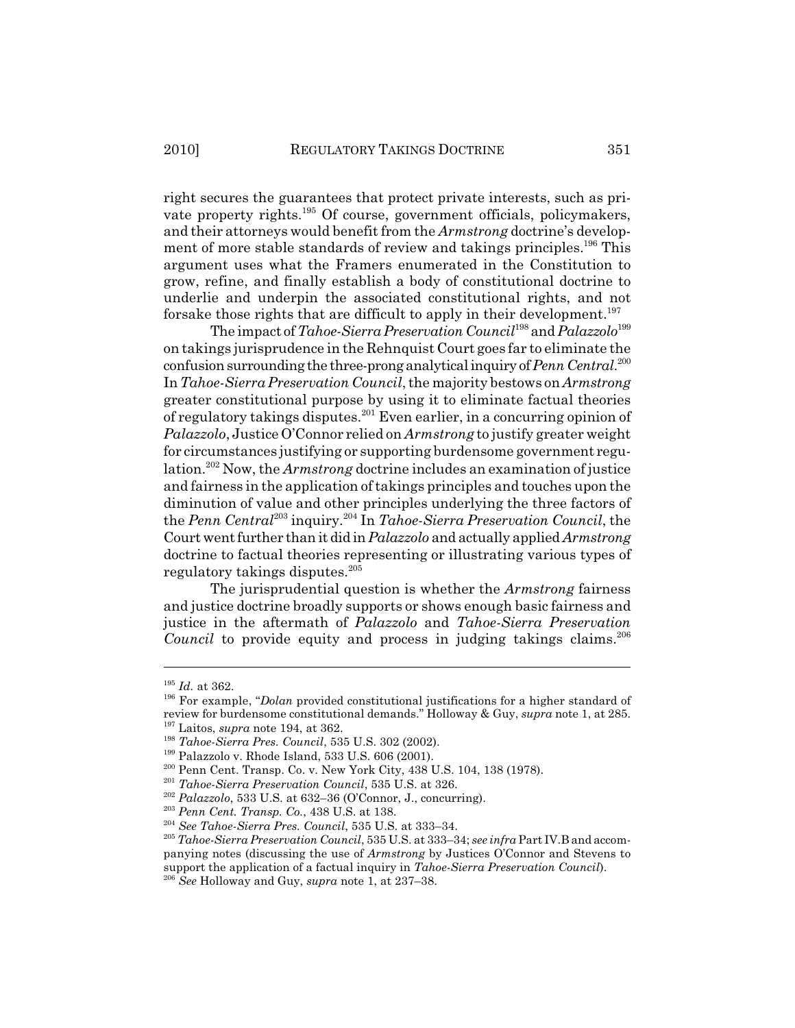right secures the guarantees that protect private interests, such as private property rights.[195] Of course, government officials, policymakers, and their attorneys would benefit from the *Armstrong* doctrine's development of more stable standards of review and takings principles.[196] This argument uses what the Framers enumerated in the Constitution to grow, refine, and finally establish a body of constitutional doctrine to underlie and underpin the associated constitutional rights, and not forsake those rights that are difficult to apply in their development.[197]

The impact of *Tahoe-Sierra Preservation Council*[198] and *Palazzolo*[199] on takings jurisprudence in the Rehnquist Court goes far to eliminate the confusion surrounding the three-prong analytical inquiry of *Penn Central*.[200] In *Tahoe-Sierra Preservation Council*, the majority bestows on *Armstrong* greater constitutional purpose by using it to eliminate factual theories of regulatory takings disputes.[201] Even earlier, in a concurring opinion of *Palazzolo*, Justice O'Connor relied on *Armstrong* to justify greater weight for circumstances justifying or supporting burdensome government regulation.[202] Now, the *Armstrong* doctrine includes an examination of justice and fairness in the application of takings principles and touches upon the diminution of value and other principles underlying the three factors of the *Penn Central*[203] inquiry.[204] In *Tahoe-Sierra Preservation Council*, the Court went further than it did in *Palazzolo* and actually applied *Armstrong* doctrine to factual theories representing or illustrating various types of regulatory takings disputes.[205]

The jurisprudential question is whether the *Armstrong* fairness and justice doctrine broadly supports or shows enough basic fairness and justice in the aftermath of *Palazzolo* and *Tahoe-Sierra Preservation Council* to provide equity and process in judging takings claims.[206]

---

[195] *Id.* at 362.

[196] For example, "*Dolan* provided constitutional justifications for a higher standard of review for burdensome constitutional demands." Holloway & Guy, *supra* note 1, at 285.

[197] Laitos, *supra* note 194, at 362.

[198] *Tahoe-Sierra Pres. Council*, 535 U.S. 302 (2002).

[199] Palazzolo v. Rhode Island, 533 U.S. 606 (2001).

[200] Penn Cent. Transp. Co. v. New York City, 438 U.S. 104, 138 (1978).

[201] *Tahoe-Sierra Preservation Council*, 535 U.S. at 326.

[202] *Palazzolo*, 533 U.S. at 632–36 (O'Connor, J., concurring).

[203] *Penn Cent. Transp. Co.*, 438 U.S. at 138.

[204] *See Tahoe-Sierra Pres. Council*, 535 U.S. at 333–34.

[205] *Tahoe-Sierra Preservation Council*, 535 U.S. at 333–34; *see infra* Part IV.B and accompanying notes (discussing the use of *Armstrong* by Justices O'Connor and Stevens to support the application of a factual inquiry in *Tahoe-Sierra Preservation Council*).

[206] *See* Holloway and Guy, *supra* note 1, at 237–38.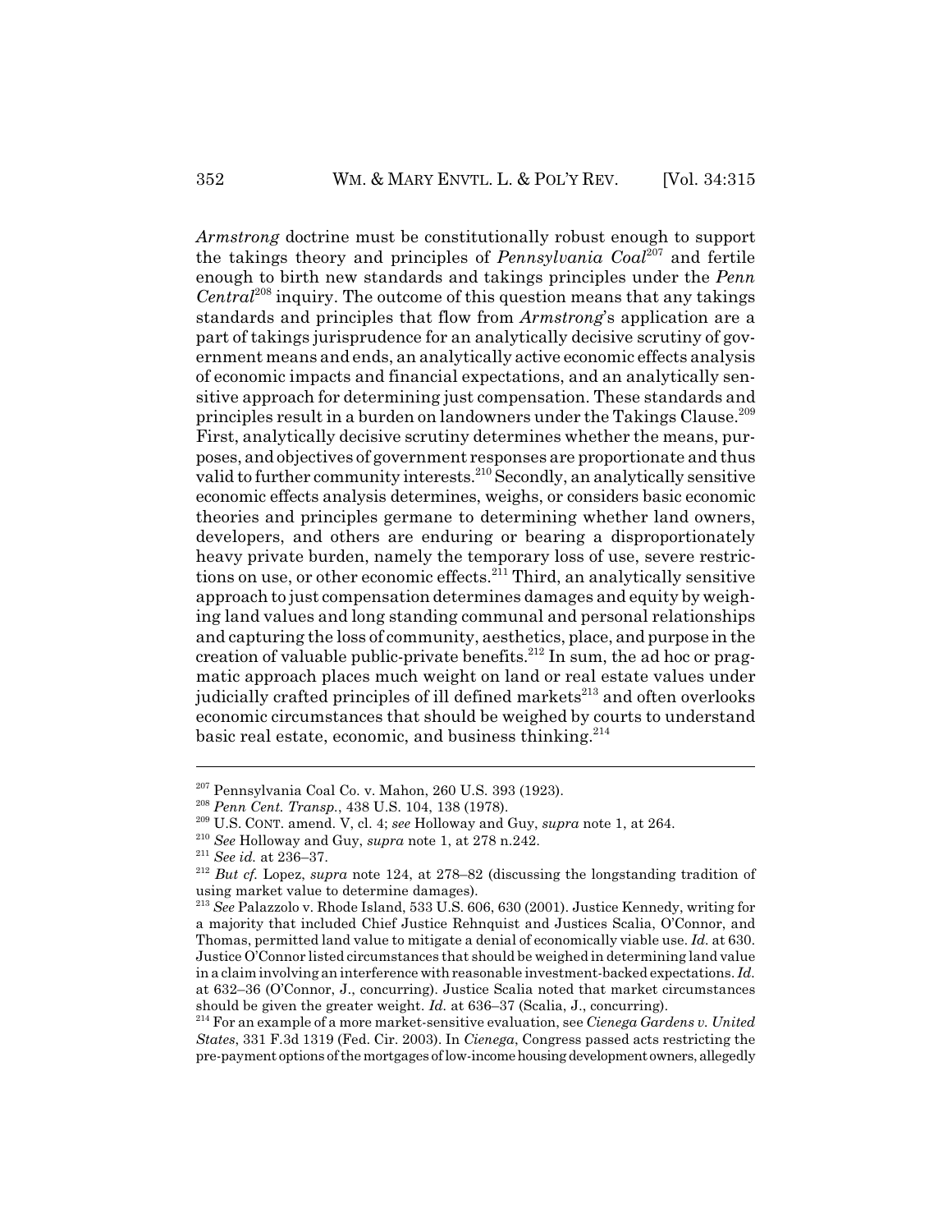*Armstrong* doctrine must be constitutionally robust enough to support the takings theory and principles of *Pennsylvania Coal*[207] and fertile enough to birth new standards and takings principles under the *Penn Central*[208] inquiry. The outcome of this question means that any takings standards and principles that flow from *Armstrong*'s application are a part of takings jurisprudence for an analytically decisive scrutiny of government means and ends, an analytically active economic effects analysis of economic impacts and financial expectations, and an analytically sensitive approach for determining just compensation. These standards and principles result in a burden on landowners under the Takings Clause.[209] First, analytically decisive scrutiny determines whether the means, purposes, and objectives of government responses are proportionate and thus valid to further community interests.[210] Secondly, an analytically sensitive economic effects analysis determines, weighs, or considers basic economic theories and principles germane to determining whether land owners, developers, and others are enduring or bearing a disproportionately heavy private burden, namely the temporary loss of use, severe restrictions on use, or other economic effects.[211] Third, an analytically sensitive approach to just compensation determines damages and equity by weighing land values and long standing communal and personal relationships and capturing the loss of community, aesthetics, place, and purpose in the creation of valuable public-private benefits.[212] In sum, the ad hoc or pragmatic approach places much weight on land or real estate values under judicially crafted principles of ill defined markets[213] and often overlooks economic circumstances that should be weighed by courts to understand basic real estate, economic, and business thinking.[214]

---

[207] Pennsylvania Coal Co. v. Mahon, 260 U.S. 393 (1923).

[208] *Penn Cent. Transp.*, 438 U.S. 104, 138 (1978).

[209] U.S. CONST. amend. V, cl. 4; *see* Holloway and Guy, *supra* note 1, at 264.

[210] *See* Holloway and Guy, *supra* note 1, at 278 n.242.

[211] *See id.* at 236–37.

[212] *But cf.* Lopez, *supra* note 124, at 278–82 (discussing the longstanding tradition of using market value to determine damages).

[213] *See* Palazzolo v. Rhode Island, 533 U.S. 606, 630 (2001). Justice Kennedy, writing for a majority that included Chief Justice Rehnquist and Justices Scalia, O'Connor, and Thomas, permitted land value to mitigate a denial of economically viable use. *Id.* at 630. Justice O'Connor listed circumstances that should be weighed in determining land value in a claim involving an interference with reasonable investment-backed expectations. *Id.* at 632–36 (O'Connor, J., concurring). Justice Scalia noted that market circumstances should be given the greater weight. *Id.* at 636–37 (Scalia, J., concurring).

[214] For an example of a more market-sensitive evaluation, see *Cienega Gardens v. United States*, 331 F.3d 1319 (Fed. Cir. 2003). In *Cienega*, Congress passed acts restricting the pre-payment options of the mortgages of low-income housing development owners, allegedly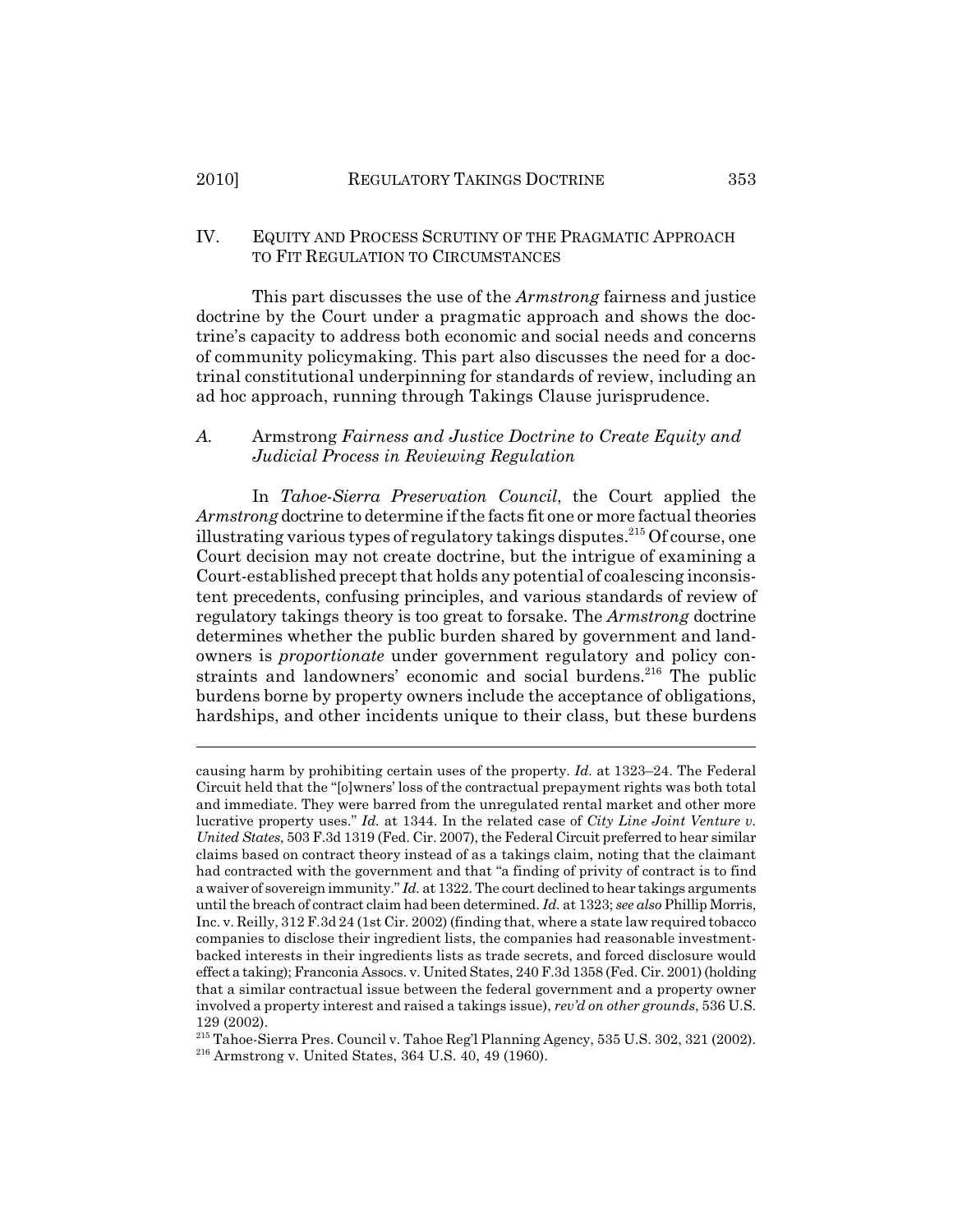## IV. Equity and Process Scrutiny of the Pragmatic Approach to Fit Regulation to Circumstances

This part discusses the use of the *Armstrong* fairness and justice doctrine by the Court under a pragmatic approach and shows the doctrine's capacity to address both economic and social needs and concerns of community policymaking. This part also discusses the need for a doctrinal constitutional underpinning for standards of review, including an ad hoc approach, running through Takings Clause jurisprudence.

### *A.* Armstrong *Fairness and Justice Doctrine to Create Equity and Judicial Process in Reviewing Regulation*

In *Tahoe-Sierra Preservation Council*, the Court applied the *Armstrong* doctrine to determine if the facts fit one or more factual theories illustrating various types of regulatory takings disputes.[215] Of course, one Court decision may not create doctrine, but the intrigue of examining a Court-established precept that holds any potential of coalescing inconsistent precedents, confusing principles, and various standards of review of regulatory takings theory is too great to forsake. The *Armstrong* doctrine determines whether the public burden shared by government and landowners is *proportionate* under government regulatory and policy constraints and landowners' economic and social burdens.[216] The public burdens borne by property owners include the acceptance of obligations, hardships, and other incidents unique to their class, but these burdens

---

causing harm by prohibiting certain uses of the property. *Id.* at 1323–24. The Federal Circuit held that the "[o]wners' loss of the contractual prepayment rights was both total and immediate. They were barred from the unregulated rental market and other more lucrative property uses." *Id.* at 1344. In the related case of *City Line Joint Venture v. United States*, 503 F.3d 1319 (Fed. Cir. 2007), the Federal Circuit preferred to hear similar claims based on contract theory instead of as a takings claim, noting that the claimant had contracted with the government and that "a finding of privity of contract is to find a waiver of sovereign immunity." *Id.* at 1322. The court declined to hear takings arguments until the breach of contract claim had been determined. *Id.* at 1323; *see also* Phillip Morris, Inc. v. Reilly, 312 F.3d 24 (1st Cir. 2002) (finding that, where a state law required tobacco companies to disclose their ingredient lists, the companies had reasonable investment-backed interests in their ingredients lists as trade secrets, and forced disclosure would effect a taking); Franconia Assocs. v. United States, 240 F.3d 1358 (Fed. Cir. 2001) (holding that a similar contractual issue between the federal government and a property owner involved a property interest and raised a takings issue), *rev'd on other grounds*, 536 U.S. 129 (2002).

[215] Tahoe-Sierra Pres. Council v. Tahoe Reg'l Planning Agency, 535 U.S. 302, 321 (2002).

[216] Armstrong v. United States, 364 U.S. 40, 49 (1960).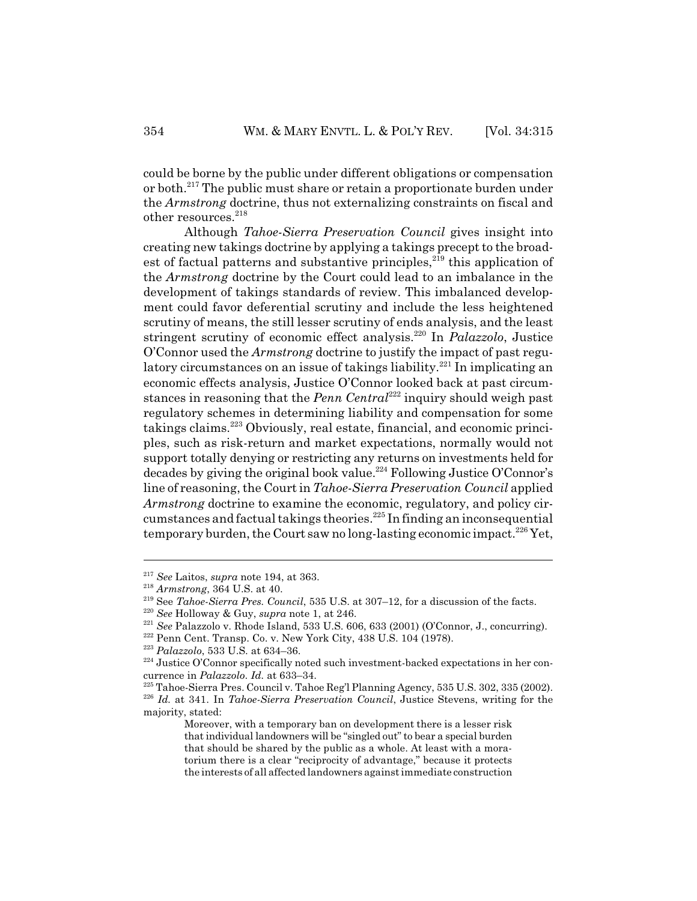could be borne by the public under different obligations or compensation or both.[217] The public must share or retain a proportionate burden under the *Armstrong* doctrine, thus not externalizing constraints on fiscal and other resources.[218]

Although *Tahoe-Sierra Preservation Council* gives insight into creating new takings doctrine by applying a takings precept to the broadest of factual patterns and substantive principles,[219] this application of the *Armstrong* doctrine by the Court could lead to an imbalance in the development of takings standards of review. This imbalanced development could favor deferential scrutiny and include the less heightened scrutiny of means, the still lesser scrutiny of ends analysis, and the least stringent scrutiny of economic effect analysis.[220] In *Palazzolo*, Justice O'Connor used the *Armstrong* doctrine to justify the impact of past regulatory circumstances on an issue of takings liability.[221] In implicating an economic effects analysis, Justice O'Connor looked back at past circumstances in reasoning that the *Penn Central*[222] inquiry should weigh past regulatory schemes in determining liability and compensation for some takings claims.[223] Obviously, real estate, financial, and economic principles, such as risk-return and market expectations, normally would not support totally denying or restricting any returns on investments held for decades by giving the original book value.[224] Following Justice O'Connor's line of reasoning, the Court in *Tahoe-Sierra Preservation Council* applied *Armstrong* doctrine to examine the economic, regulatory, and policy circumstances and factual takings theories.[225] In finding an inconsequential temporary burden, the Court saw no long-lasting economic impact.[226] Yet,

---

[217] *See* Laitos, *supra* note 194, at 363.

[218] *Armstrong*, 364 U.S. at 40.

[219] See *Tahoe-Sierra Pres. Council*, 535 U.S. at 307–12, for a discussion of the facts.

[220] *See* Holloway & Guy, *supra* note 1, at 246.

[221] *See* Palazzolo v. Rhode Island, 533 U.S. 606, 633 (2001) (O'Connor, J., concurring).

[222] Penn Cent. Transp. Co. v. New York City, 438 U.S. 104 (1978).

[223] *Palazzolo*, 533 U.S. at 634–36.

[224] Justice O'Connor specifically noted such investment-backed expectations in her concurrence in *Palazzolo*. *Id.* at 633–34.

[225] Tahoe-Sierra Pres. Council v. Tahoe Reg'l Planning Agency, 535 U.S. 302, 335 (2002).

[226] *Id.* at 341. In *Tahoe-Sierra Preservation Council*, Justice Stevens, writing for the majority, stated:

> Moreover, with a temporary ban on development there is a lesser risk that individual landowners will be "singled out" to bear a special burden that should be shared by the public as a whole. At least with a moratorium there is a clear "reciprocity of advantage," because it protects the interests of all affected landowners against immediate construction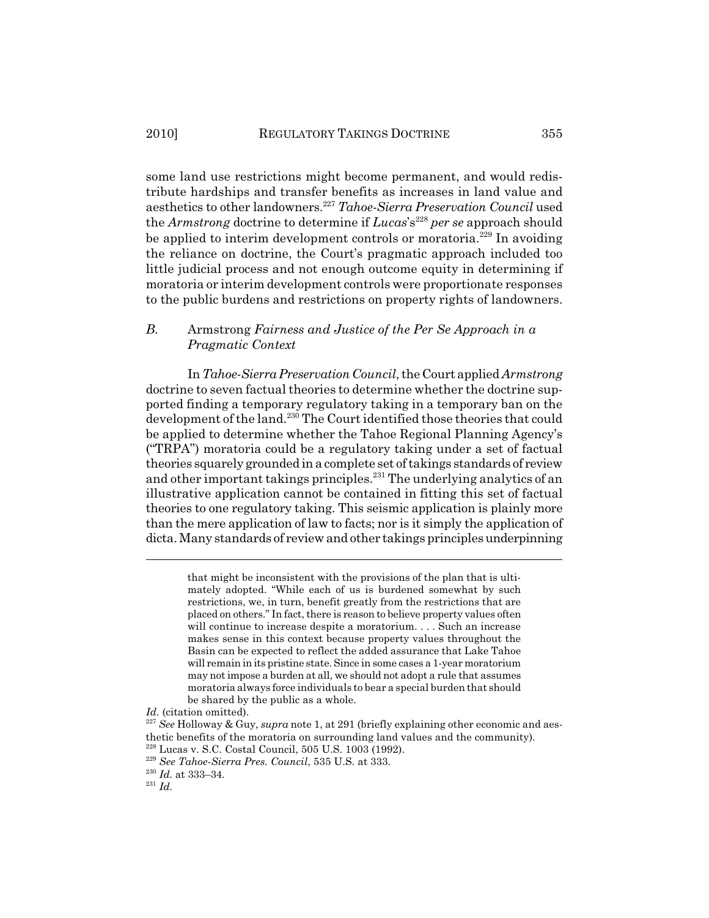some land use restrictions might become permanent, and would redistribute hardships and transfer benefits as increases in land value and aesthetics to other landowners.[227] *Tahoe-Sierra Preservation Council* used the *Armstrong* doctrine to determine if *Lucas*'s[228] *per se* approach should be applied to interim development controls or moratoria.[229] In avoiding the reliance on doctrine, the Court's pragmatic approach included too little judicial process and not enough outcome equity in determining if moratoria or interim development controls were proportionate responses to the public burdens and restrictions on property rights of landowners.

### *B.* Armstrong *Fairness and Justice of the Per Se Approach in a Pragmatic Context*

In *Tahoe-Sierra Preservation Council*, the Court applied *Armstrong* doctrine to seven factual theories to determine whether the doctrine supported finding a temporary regulatory taking in a temporary ban on the development of the land.[230] The Court identified those theories that could be applied to determine whether the Tahoe Regional Planning Agency's ("TRPA") moratoria could be a regulatory taking under a set of factual theories squarely grounded in a complete set of takings standards of review and other important takings principles.[231] The underlying analytics of an illustrative application cannot be contained in fitting this set of factual theories to one regulatory taking. This seismic application is plainly more than the mere application of law to facts; nor is it simply the application of dicta. Many standards of review and other takings principles underpinning

---

> that might be inconsistent with the provisions of the plan that is ultimately adopted. "While each of us is burdened somewhat by such restrictions, we, in turn, benefit greatly from the restrictions that are placed on others." In fact, there is reason to believe property values often will continue to increase despite a moratorium. . . . Such an increase makes sense in this context because property values throughout the Basin can be expected to reflect the added assurance that Lake Tahoe will remain in its pristine state. Since in some cases a 1-year moratorium may not impose a burden at all, we should not adopt a rule that assumes moratoria always force individuals to bear a special burden that should be shared by the public as a whole.

*Id.* (citation omitted).

[227] *See* Holloway & Guy, *supra* note 1, at 291 (briefly explaining other economic and aesthetic benefits of the moratoria on surrounding land values and the community).

[228] Lucas v. S.C. Costal Council, 505 U.S. 1003 (1992).

[229] *See Tahoe-Sierra Pres. Council*, 535 U.S. at 333.

[230] *Id.* at 333–34.

[231] *Id.*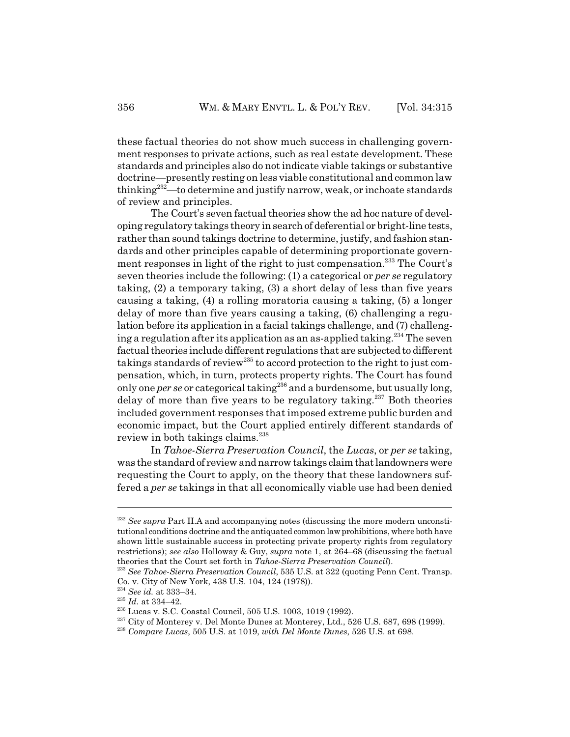these factual theories do not show much success in challenging government responses to private actions, such as real estate development. These standards and principles also do not indicate viable takings or substantive doctrine—presently resting on less viable constitutional and common law thinking[232]—to determine and justify narrow, weak, or inchoate standards of review and principles.

The Court's seven factual theories show the ad hoc nature of developing regulatory takings theory in search of deferential or bright-line tests, rather than sound takings doctrine to determine, justify, and fashion standards and other principles capable of determining proportionate government responses in light of the right to just compensation.[233] The Court's seven theories include the following: (1) a categorical or *per se* regulatory taking, (2) a temporary taking, (3) a short delay of less than five years causing a taking, (4) a rolling moratoria causing a taking, (5) a longer delay of more than five years causing a taking, (6) challenging a regulation before its application in a facial takings challenge, and (7) challenging a regulation after its application as an as-applied taking.[234] The seven factual theories include different regulations that are subjected to different takings standards of review[235] to accord protection to the right to just compensation, which, in turn, protects property rights. The Court has found only one *per se* or categorical taking[236] and a burdensome, but usually long, delay of more than five years to be regulatory taking.[237] Both theories included government responses that imposed extreme public burden and economic impact, but the Court applied entirely different standards of review in both takings claims.[238]

In *Tahoe-Sierra Preservation Council*, the *Lucas*, or *per se* taking, was the standard of review and narrow takings claim that landowners were requesting the Court to apply, on the theory that these landowners suffered a *per se* takings in that all economically viable use had been denied

---

[232] *See supra* Part II.A and accompanying notes (discussing the more modern unconstitutional conditions doctrine and the antiquated common law prohibitions, where both have shown little sustainable success in protecting private property rights from regulatory restrictions); *see also* Holloway & Guy, *supra* note 1, at 264–68 (discussing the factual theories that the Court set forth in *Tahoe-Sierra Preservation Council*).

[233] *See Tahoe-Sierra Preservation Council*, 535 U.S. at 322 (quoting Penn Cent. Transp. Co. v. City of New York, 438 U.S. 104, 124 (1978)).

[234] *See id.* at 333–34.

[235] *Id.* at 334–42.

[236] Lucas v. S.C. Coastal Council, 505 U.S. 1003, 1019 (1992).

[237] City of Monterey v. Del Monte Dunes at Monterey, Ltd., 526 U.S. 687, 698 (1999).

[238] *Compare Lucas*, 505 U.S. at 1019, *with Del Monte Dunes*, 526 U.S. at 698.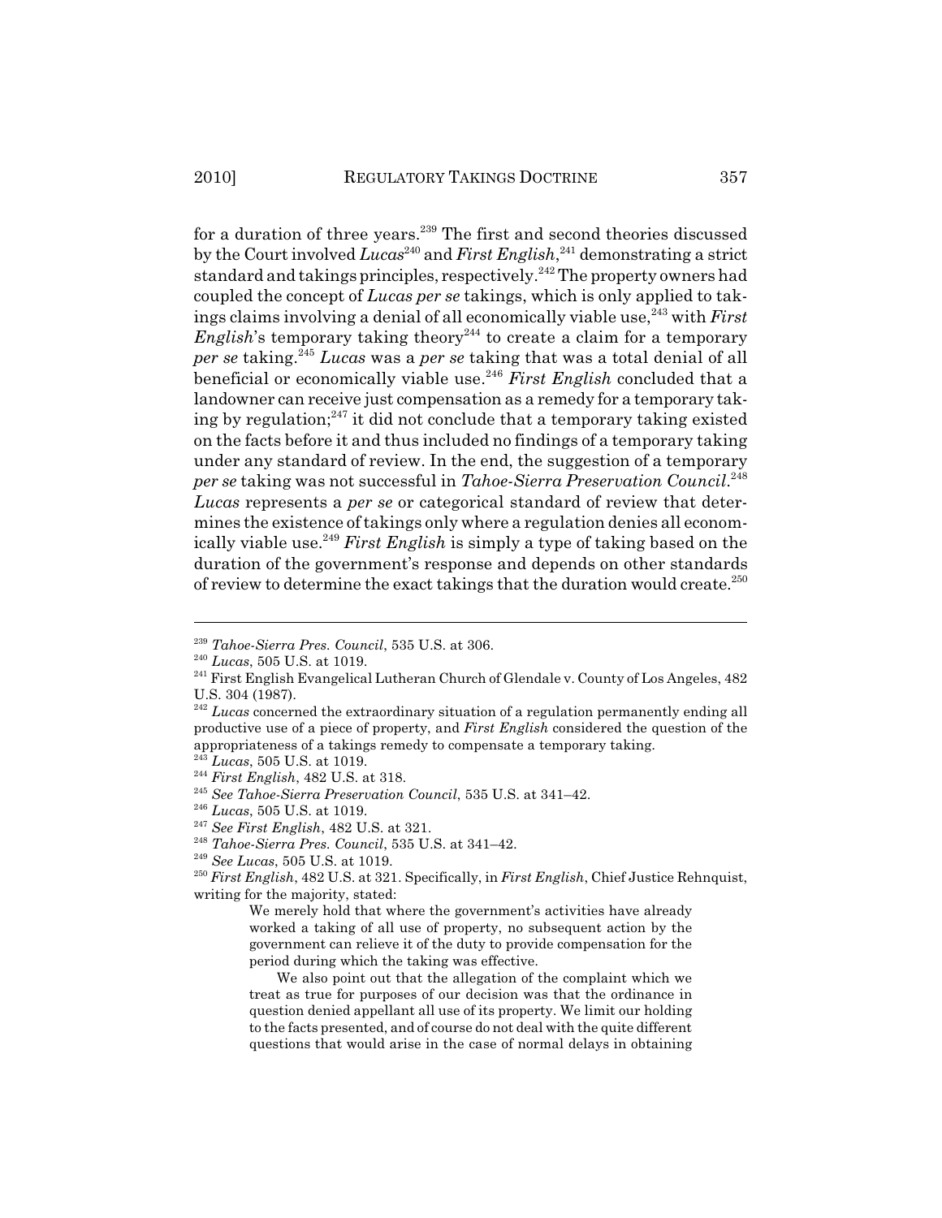for a duration of three years.[239] The first and second theories discussed by the Court involved *Lucas*[240] and *First English*,[241] demonstrating a strict standard and takings principles, respectively.[242] The property owners had coupled the concept of *Lucas per se* takings, which is only applied to takings claims involving a denial of all economically viable use,[243] with *First English*'s temporary taking theory[244] to create a claim for a temporary *per se* taking.[245] *Lucas* was a *per se* taking that was a total denial of all beneficial or economically viable use.[246] *First English* concluded that a landowner can receive just compensation as a remedy for a temporary taking by regulation;[247] it did not conclude that a temporary taking existed on the facts before it and thus included no findings of a temporary taking under any standard of review. In the end, the suggestion of a temporary *per se* taking was not successful in *Tahoe-Sierra Preservation Council*.[248] *Lucas* represents a *per se* or categorical standard of review that determines the existence of takings only where a regulation denies all economically viable use.[249] *First English* is simply a type of taking based on the duration of the government's response and depends on other standards of review to determine the exact takings that the duration would create.[250]

---

[239] *Tahoe-Sierra Pres. Council*, 535 U.S. at 306.

[240] *Lucas*, 505 U.S. at 1019.

[241] First English Evangelical Lutheran Church of Glendale v. County of Los Angeles, 482 U.S. 304 (1987).

[242] *Lucas* concerned the extraordinary situation of a regulation permanently ending all productive use of a piece of property, and *First English* considered the question of the appropriateness of a takings remedy to compensate a temporary taking.

[243] *Lucas*, 505 U.S. at 1019.

[244] *First English*, 482 U.S. at 318.

[245] *See Tahoe-Sierra Preservation Council*, 535 U.S. at 341–42.

[246] *Lucas*, 505 U.S. at 1019.

[247] *See First English*, 482 U.S. at 321.

[248] *Tahoe-Sierra Pres. Council*, 535 U.S. at 341–42.

[249] *See Lucas*, 505 U.S. at 1019.

[250] *First English*, 482 U.S. at 321. Specifically, in *First English*, Chief Justice Rehnquist, writing for the majority, stated:

> We merely hold that where the government's activities have already worked a taking of all use of property, no subsequent action by the government can relieve it of the duty to provide compensation for the period during which the taking was effective.
>
> We also point out that the allegation of the complaint which we treat as true for purposes of our decision was that the ordinance in question denied appellant all use of its property. We limit our holding to the facts presented, and of course do not deal with the quite different questions that would arise in the case of normal delays in obtaining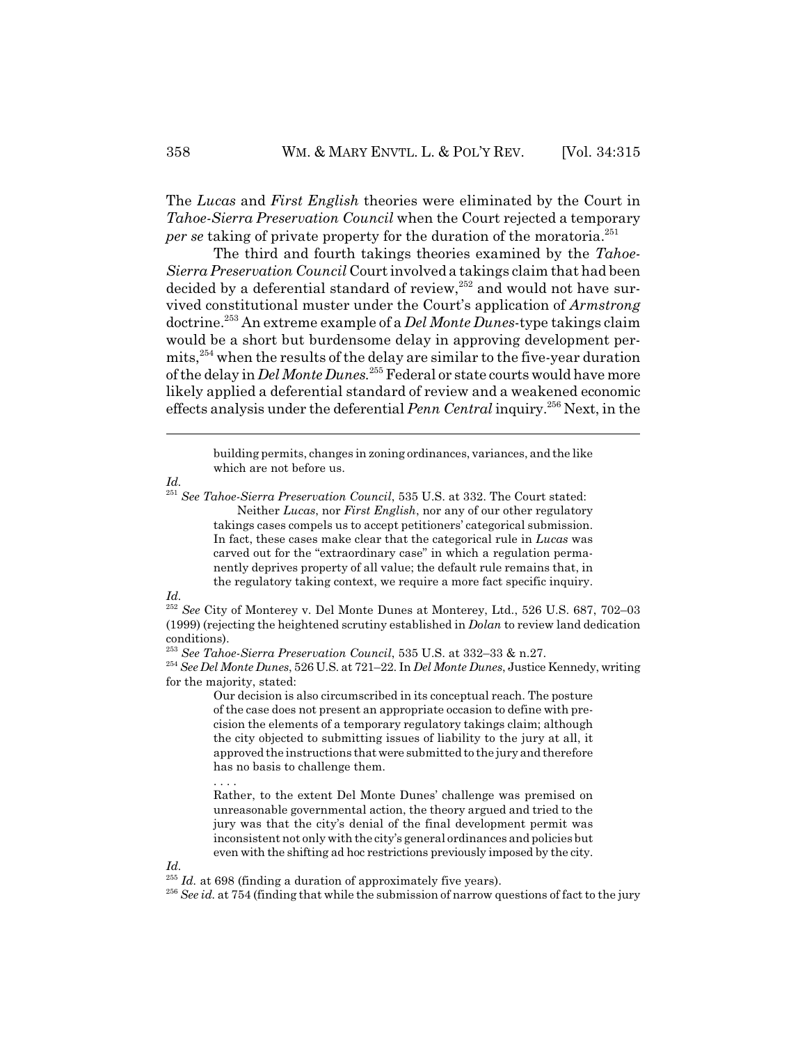The *Lucas* and *First English* theories were eliminated by the Court in *Tahoe-Sierra Preservation Council* when the Court rejected a temporary *per se* taking of private property for the duration of the moratoria.[251]

The third and fourth takings theories examined by the *Tahoe-Sierra Preservation Council* Court involved a takings claim that had been decided by a deferential standard of review,[252] and would not have survived constitutional muster under the Court's application of *Armstrong* doctrine.[253] An extreme example of a *Del Monte Dunes*-type takings claim would be a short but burdensome delay in approving development permits,[254] when the results of the delay are similar to the five-year duration of the delay in *Del Monte Dunes*.[255] Federal or state courts would have more likely applied a deferential standard of review and a weakened economic effects analysis under the deferential *Penn Central* inquiry.[256] Next, in the

---

> building permits, changes in zoning ordinances, variances, and the like which are not before us.

*Id.*

[251] *See Tahoe-Sierra Preservation Council*, 535 U.S. at 332. The Court stated:

> Neither *Lucas*, nor *First English*, nor any of our other regulatory takings cases compels us to accept petitioners' categorical submission. In fact, these cases make clear that the categorical rule in *Lucas* was carved out for the "extraordinary case" in which a regulation permanently deprives property of all value; the default rule remains that, in the regulatory taking context, we require a more fact specific inquiry.

*Id.*

[252] *See* City of Monterey v. Del Monte Dunes at Monterey, Ltd., 526 U.S. 687, 702–03 (1999) (rejecting the heightened scrutiny established in *Dolan* to review land dedication conditions).

[253] *See Tahoe-Sierra Preservation Council*, 535 U.S. at 332–33 & n.27.

[254] *See Del Monte Dunes*, 526 U.S. at 721–22. In *Del Monte Dunes*, Justice Kennedy, writing for the majority, stated:

> Our decision is also circumscribed in its conceptual reach. The posture of the case does not present an appropriate occasion to define with precision the elements of a temporary regulatory takings claim; although the city objected to submitting issues of liability to the jury at all, it approved the instructions that were submitted to the jury and therefore has no basis to challenge them.
>
> . . . .
>
> Rather, to the extent Del Monte Dunes' challenge was premised on unreasonable governmental action, the theory argued and tried to the jury was that the city's denial of the final development permit was inconsistent not only with the city's general ordinances and policies but even with the shifting ad hoc restrictions previously imposed by the city.

*Id.*

[255] *Id.* at 698 (finding a duration of approximately five years).

[256] *See id.* at 754 (finding that while the submission of narrow questions of fact to the jury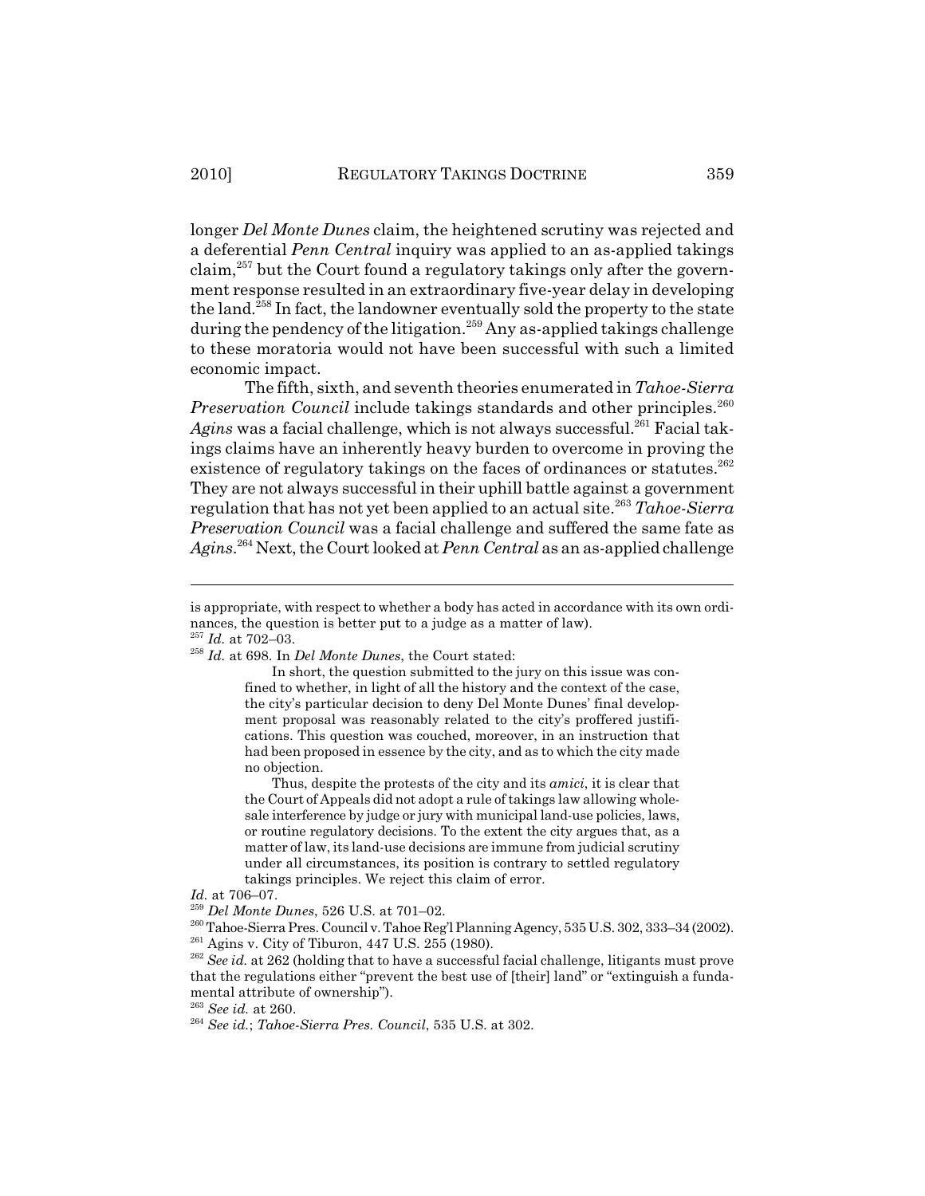longer *Del Monte Dunes* claim, the heightened scrutiny was rejected and a deferential *Penn Central* inquiry was applied to an as-applied takings claim,[257] but the Court found a regulatory takings only after the government response resulted in an extraordinary five-year delay in developing the land.[258] In fact, the landowner eventually sold the property to the state during the pendency of the litigation.[259] Any as-applied takings challenge to these moratoria would not have been successful with such a limited economic impact.

The fifth, sixth, and seventh theories enumerated in *Tahoe-Sierra Preservation Council* include takings standards and other principles.[260] *Agins* was a facial challenge, which is not always successful.[261] Facial takings claims have an inherently heavy burden to overcome in proving the existence of regulatory takings on the faces of ordinances or statutes.[262] They are not always successful in their uphill battle against a government regulation that has not yet been applied to an actual site.[263] *Tahoe-Sierra Preservation Council* was a facial challenge and suffered the same fate as *Agins*.[264] Next, the Court looked at *Penn Central* as an as-applied challenge

---

is appropriate, with respect to whether a body has acted in accordance with its own ordinances, the question is better put to a judge as a matter of law).

[257] *Id.* at 702–03.

[258] *Id.* at 698. In *Del Monte Dunes*, the Court stated:

> In short, the question submitted to the jury on this issue was confined to whether, in light of all the history and the context of the case, the city's particular decision to deny Del Monte Dunes' final development proposal was reasonably related to the city's proffered justifications. This question was couched, moreover, in an instruction that had been proposed in essence by the city, and as to which the city made no objection.
>
> Thus, despite the protests of the city and its *amici*, it is clear that the Court of Appeals did not adopt a rule of takings law allowing wholesale interference by judge or jury with municipal land-use policies, laws, or routine regulatory decisions. To the extent the city argues that, as a matter of law, its land-use decisions are immune from judicial scrutiny under all circumstances, its position is contrary to settled regulatory takings principles. We reject this claim of error.

*Id.* at 706–07.

[259] *Del Monte Dunes*, 526 U.S. at 701–02.

[260] Tahoe-Sierra Pres. Council v. Tahoe Reg'l Planning Agency, 535 U.S. 302, 333–34 (2002).

[261] Agins v. City of Tiburon, 447 U.S. 255 (1980).

[262] *See id.* at 262 (holding that to have a successful facial challenge, litigants must prove that the regulations either "prevent the best use of [their] land" or "extinguish a fundamental attribute of ownership").

[263] *See id.* at 260.

[264] *See id.*; *Tahoe-Sierra Pres. Council*, 535 U.S. at 302.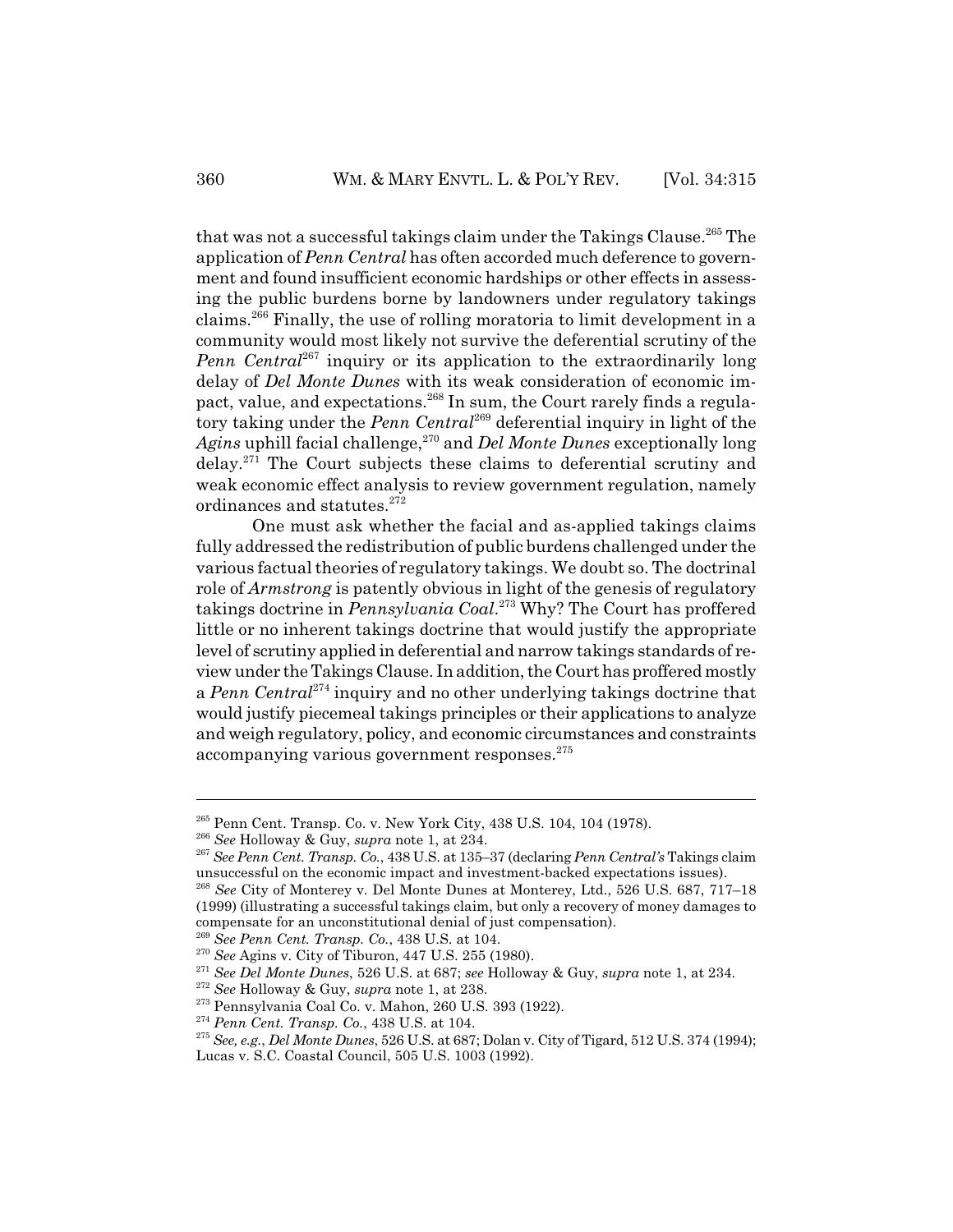that was not a successful takings claim under the Takings Clause.[265] The application of *Penn Central* has often accorded much deference to government and found insufficient economic hardships or other effects in assessing the public burdens borne by landowners under regulatory takings claims.[266] Finally, the use of rolling moratoria to limit development in a community would most likely not survive the deferential scrutiny of the *Penn Central*[267] inquiry or its application to the extraordinarily long delay of *Del Monte Dunes* with its weak consideration of economic impact, value, and expectations.[268] In sum, the Court rarely finds a regulatory taking under the *Penn Central*[269] deferential inquiry in light of the *Agins* uphill facial challenge,[270] and *Del Monte Dunes* exceptionally long delay.[271] The Court subjects these claims to deferential scrutiny and weak economic effect analysis to review government regulation, namely ordinances and statutes.[272]

One must ask whether the facial and as-applied takings claims fully addressed the redistribution of public burdens challenged under the various factual theories of regulatory takings. We doubt so. The doctrinal role of *Armstrong* is patently obvious in light of the genesis of regulatory takings doctrine in *Pennsylvania Coal*.[273] Why? The Court has proffered little or no inherent takings doctrine that would justify the appropriate level of scrutiny applied in deferential and narrow takings standards of review under the Takings Clause. In addition, the Court has proffered mostly a *Penn Central*[274] inquiry and no other underlying takings doctrine that would justify piecemeal takings principles or their applications to analyze and weigh regulatory, policy, and economic circumstances and constraints accompanying various government responses.[275]

---

[265] Penn Cent. Transp. Co. v. New York City, 438 U.S. 104, 104 (1978).
[266] *See* Holloway & Guy, *supra* note 1, at 234.
[267] *See Penn Cent. Transp. Co.*, 438 U.S. at 135–37 (declaring *Penn Central's* Takings claim unsuccessful on the economic impact and investment-backed expectations issues).
[268] *See* City of Monterey v. Del Monte Dunes at Monterey, Ltd., 526 U.S. 687, 717–18 (1999) (illustrating a successful takings claim, but only a recovery of money damages to compensate for an unconstitutional denial of just compensation).
[269] *See Penn Cent. Transp. Co.*, 438 U.S. at 104.
[270] *See* Agins v. City of Tiburon, 447 U.S. 255 (1980).
[271] *See Del Monte Dunes*, 526 U.S. at 687; *see* Holloway & Guy, *supra* note 1, at 234.
[272] *See* Holloway & Guy, *supra* note 1, at 238.
[273] Pennsylvania Coal Co. v. Mahon, 260 U.S. 393 (1922).
[274] *Penn Cent. Transp. Co.*, 438 U.S. at 104.
[275] *See, e.g.*, *Del Monte Dunes*, 526 U.S. at 687; Dolan v. City of Tigard, 512 U.S. 374 (1994); Lucas v. S.C. Coastal Council, 505 U.S. 1003 (1992).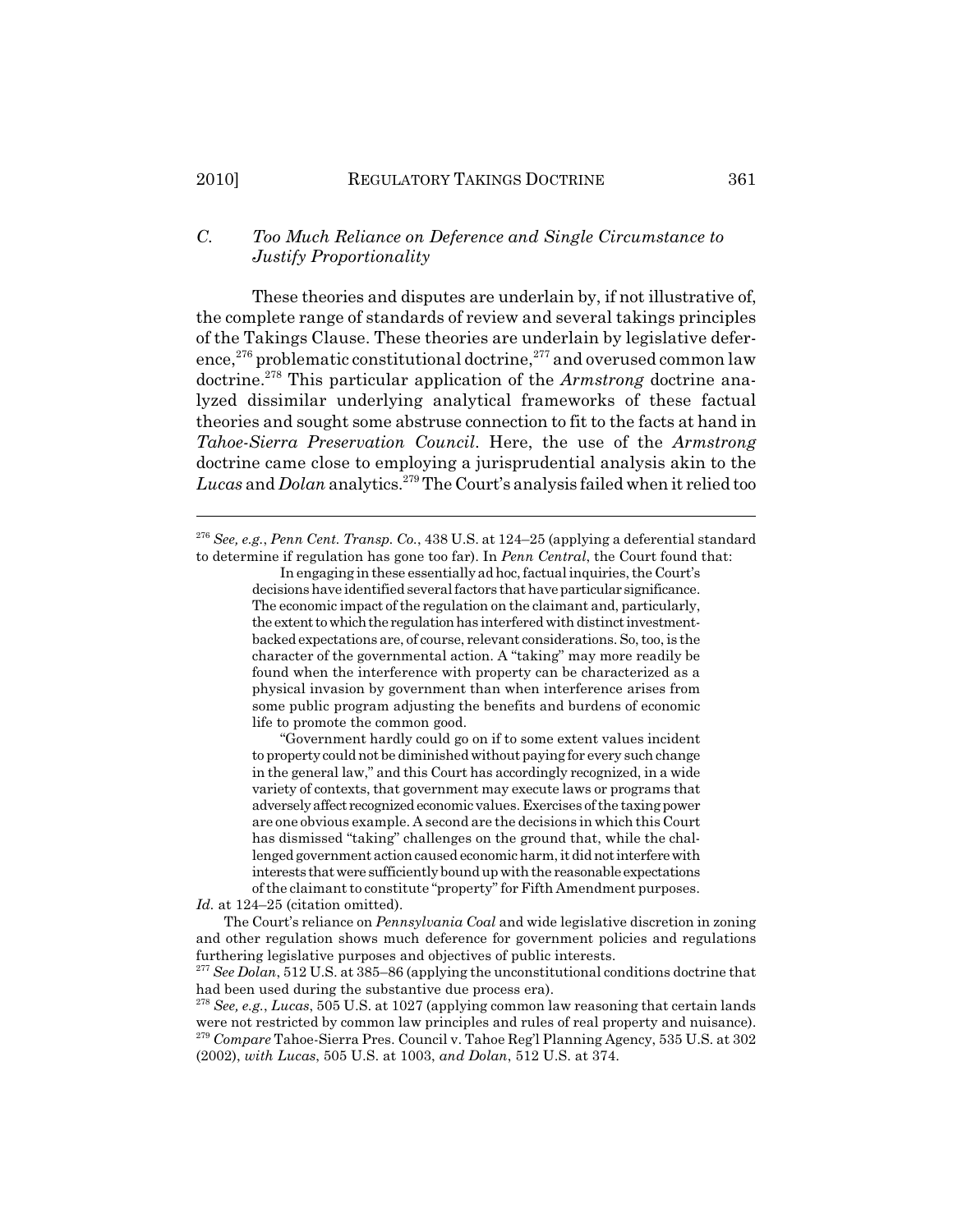### *C. Too Much Reliance on Deference and Single Circumstance to Justify Proportionality*

These theories and disputes are underlain by, if not illustrative of, the complete range of standards of review and several takings principles of the Takings Clause. These theories are underlain by legislative deference,[276] problematic constitutional doctrine,[277] and overused common law doctrine.[278] This particular application of the *Armstrong* doctrine analyzed dissimilar underlying analytical frameworks of these factual theories and sought some abstruse connection to fit to the facts at hand in *Tahoe-Sierra Preservation Council*. Here, the use of the *Armstrong* doctrine came close to employing a jurisprudential analysis akin to the *Lucas* and *Dolan* analytics.[279] The Court's analysis failed when it relied too

---

[276] *See, e.g.*, *Penn Cent. Transp. Co.*, 438 U.S. at 124–25 (applying a deferential standard to determine if regulation has gone too far). In *Penn Central*, the Court found that:

> In engaging in these essentially ad hoc, factual inquiries, the Court's decisions have identified several factors that have particular significance. The economic impact of the regulation on the claimant and, particularly, the extent to which the regulation has interfered with distinct investment-backed expectations are, of course, relevant considerations. So, too, is the character of the governmental action. A "taking" may more readily be found when the interference with property can be characterized as a physical invasion by government than when interference arises from some public program adjusting the benefits and burdens of economic life to promote the common good.
>
> "Government hardly could go on if to some extent values incident to property could not be diminished without paying for every such change in the general law," and this Court has accordingly recognized, in a wide variety of contexts, that government may execute laws or programs that adversely affect recognized economic values. Exercises of the taxing power are one obvious example. A second are the decisions in which this Court has dismissed "taking" challenges on the ground that, while the challenged government action caused economic harm, it did not interfere with interests that were sufficiently bound up with the reasonable expectations of the claimant to constitute "property" for Fifth Amendment purposes.

*Id.* at 124–25 (citation omitted).

The Court's reliance on *Pennsylvania Coal* and wide legislative discretion in zoning and other regulation shows much deference for government policies and regulations furthering legislative purposes and objectives of public interests.

[277] *See Dolan*, 512 U.S. at 385–86 (applying the unconstitutional conditions doctrine that had been used during the substantive due process era).

[278] *See, e.g.*, *Lucas*, 505 U.S. at 1027 (applying common law reasoning that certain lands were not restricted by common law principles and rules of real property and nuisance).

[279] *Compare* Tahoe-Sierra Pres. Council v. Tahoe Reg'l Planning Agency, 535 U.S. at 302 (2002), *with Lucas*, 505 U.S. at 1003, *and Dolan*, 512 U.S. at 374.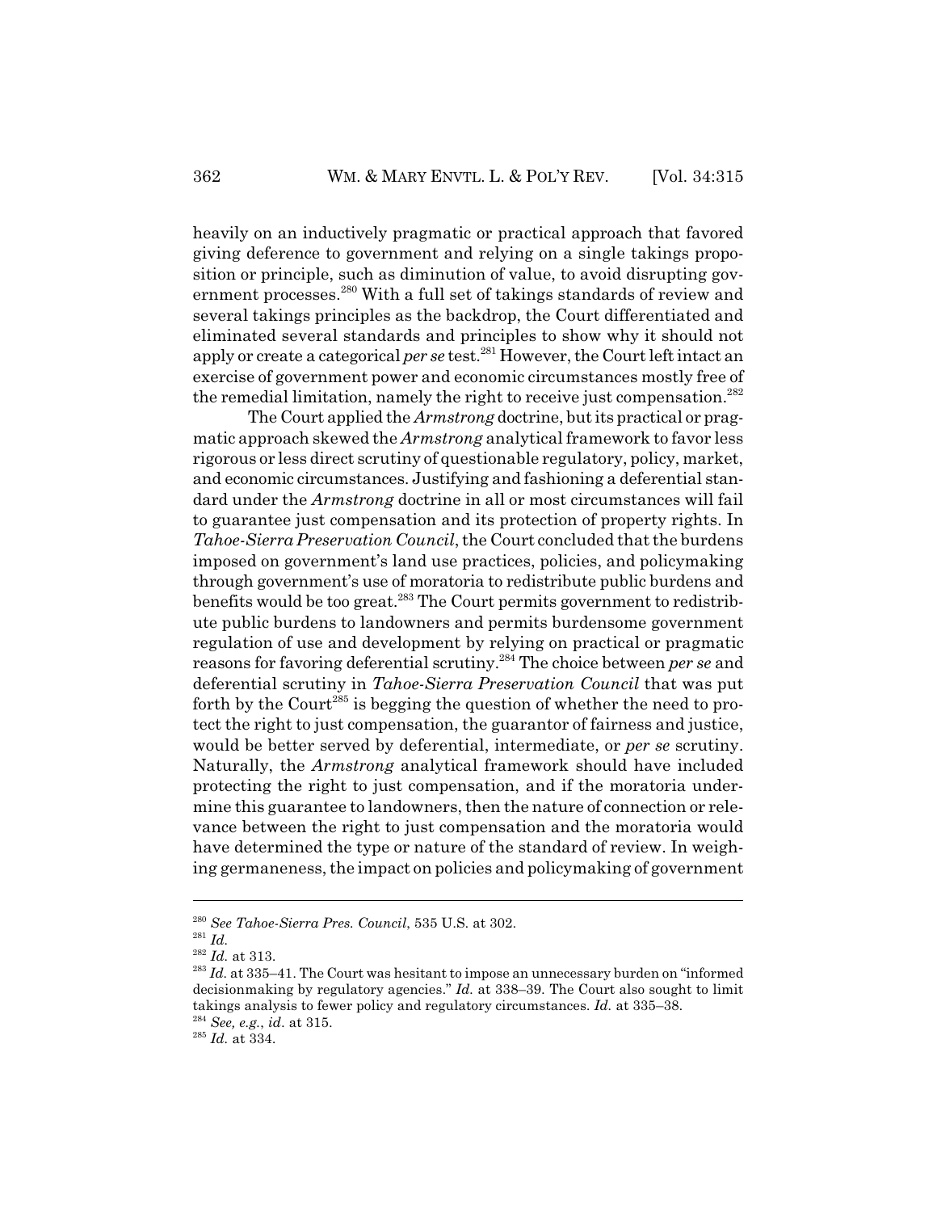heavily on an inductively pragmatic or practical approach that favored giving deference to government and relying on a single takings proposition or principle, such as diminution of value, to avoid disrupting government processes.[280] With a full set of takings standards of review and several takings principles as the backdrop, the Court differentiated and eliminated several standards and principles to show why it should not apply or create a categorical *per se* test.[281] However, the Court left intact an exercise of government power and economic circumstances mostly free of the remedial limitation, namely the right to receive just compensation.[282]

The Court applied the *Armstrong* doctrine, but its practical or pragmatic approach skewed the *Armstrong* analytical framework to favor less rigorous or less direct scrutiny of questionable regulatory, policy, market, and economic circumstances. Justifying and fashioning a deferential standard under the *Armstrong* doctrine in all or most circumstances will fail to guarantee just compensation and its protection of property rights. In *Tahoe-Sierra Preservation Council*, the Court concluded that the burdens imposed on government's land use practices, policies, and policymaking through government's use of moratoria to redistribute public burdens and benefits would be too great.[283] The Court permits government to redistribute public burdens to landowners and permits burdensome government regulation of use and development by relying on practical or pragmatic reasons for favoring deferential scrutiny.[284] The choice between *per se* and deferential scrutiny in *Tahoe-Sierra Preservation Council* that was put forth by the Court[285] is begging the question of whether the need to protect the right to just compensation, the guarantor of fairness and justice, would be better served by deferential, intermediate, or *per se* scrutiny. Naturally, the *Armstrong* analytical framework should have included protecting the right to just compensation, and if the moratoria undermine this guarantee to landowners, then the nature of connection or relevance between the right to just compensation and the moratoria would have determined the type or nature of the standard of review. In weighing germaneness, the impact on policies and policymaking of government

---

[280] *See Tahoe-Sierra Pres. Council*, 535 U.S. at 302.

[281] *Id.*

[282] *Id.* at 313.

[283] *Id.* at 335–41. The Court was hesitant to impose an unnecessary burden on "informed decisionmaking by regulatory agencies." *Id.* at 338–39. The Court also sought to limit takings analysis to fewer policy and regulatory circumstances. *Id.* at 335–38.

[284] *See, e.g.*, *id.* at 315.

[285] *Id.* at 334.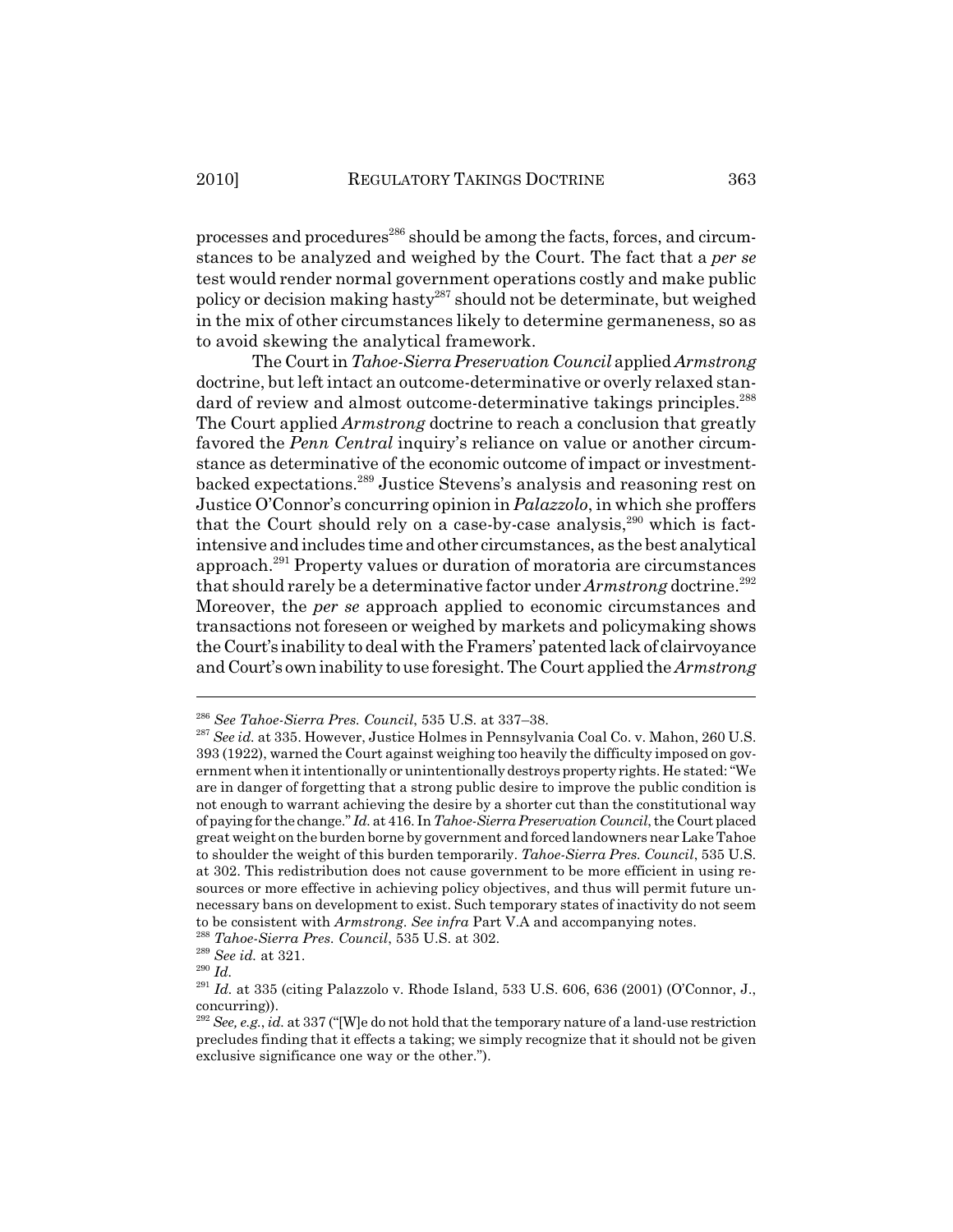processes and procedures[286] should be among the facts, forces, and circumstances to be analyzed and weighed by the Court. The fact that a *per se* test would render normal government operations costly and make public policy or decision making hasty[287] should not be determinate, but weighed in the mix of other circumstances likely to determine germaneness, so as to avoid skewing the analytical framework.

The Court in *Tahoe-Sierra Preservation Council* applied *Armstrong* doctrine, but left intact an outcome-determinative or overly relaxed standard of review and almost outcome-determinative takings principles.[288] The Court applied *Armstrong* doctrine to reach a conclusion that greatly favored the *Penn Central* inquiry's reliance on value or another circumstance as determinative of the economic outcome of impact or investment-backed expectations.[289] Justice Stevens's analysis and reasoning rest on Justice O'Connor's concurring opinion in *Palazzolo*, in which she proffers that the Court should rely on a case-by-case analysis,[290] which is fact-intensive and includes time and other circumstances, as the best analytical approach.[291] Property values or duration of moratoria are circumstances that should rarely be a determinative factor under *Armstrong* doctrine.[292] Moreover, the *per se* approach applied to economic circumstances and transactions not foreseen or weighed by markets and policymaking shows the Court's inability to deal with the Framers' patented lack of clairvoyance and Court's own inability to use foresight. The Court applied the *Armstrong*

---

[286] *See Tahoe-Sierra Pres. Council*, 535 U.S. at 337–38.

[287] *See id.* at 335. However, Justice Holmes in Pennsylvania Coal Co. v. Mahon, 260 U.S. 393 (1922), warned the Court against weighing too heavily the difficulty imposed on government when it intentionally or unintentionally destroys property rights. He stated: "We are in danger of forgetting that a strong public desire to improve the public condition is not enough to warrant achieving the desire by a shorter cut than the constitutional way of paying for the change." *Id.* at 416. In *Tahoe-Sierra Preservation Council*, the Court placed great weight on the burden borne by government and forced landowners near Lake Tahoe to shoulder the weight of this burden temporarily. *Tahoe-Sierra Pres. Council*, 535 U.S. at 302. This redistribution does not cause government to be more efficient in using resources or more effective in achieving policy objectives, and thus will permit future unnecessary bans on development to exist. Such temporary states of inactivity do not seem to be consistent with *Armstrong*. *See infra* Part V.A and accompanying notes.

[288] *Tahoe-Sierra Pres. Council*, 535 U.S. at 302.

[289] *See id.* at 321.

[290] *Id.*

[291] *Id.* at 335 (citing Palazzolo v. Rhode Island, 533 U.S. 606, 636 (2001) (O'Connor, J., concurring)).

[292] *See, e.g.*, *id.* at 337 ("[W]e do not hold that the temporary nature of a land-use restriction precludes finding that it effects a taking; we simply recognize that it should not be given exclusive significance one way or the other.").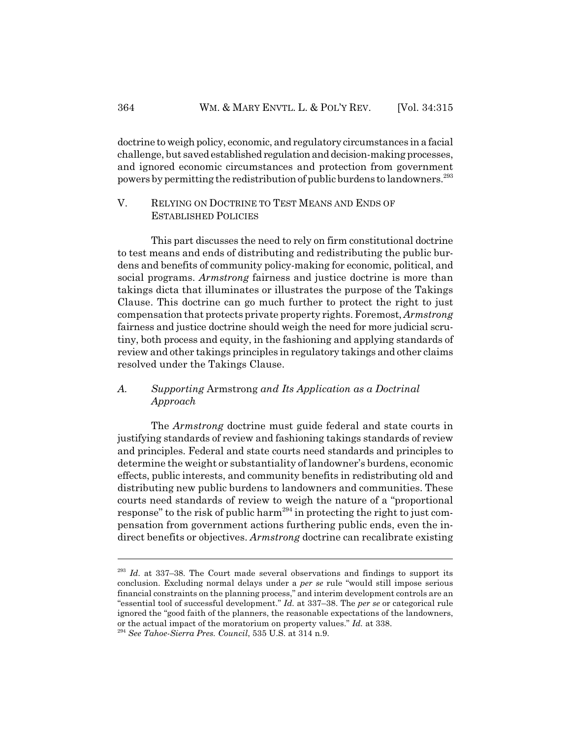doctrine to weigh policy, economic, and regulatory circumstances in a facial challenge, but saved established regulation and decision-making processes, and ignored economic circumstances and protection from government powers by permitting the redistribution of public burdens to landowners.[293]

## V. RELYING ON DOCTRINE TO TEST MEANS AND ENDS OF ESTABLISHED POLICIES

This part discusses the need to rely on firm constitutional doctrine to test means and ends of distributing and redistributing the public burdens and benefits of community policy-making for economic, political, and social programs. *Armstrong* fairness and justice doctrine is more than takings dicta that illuminates or illustrates the purpose of the Takings Clause. This doctrine can go much further to protect the right to just compensation that protects private property rights. Foremost, *Armstrong* fairness and justice doctrine should weigh the need for more judicial scrutiny, both process and equity, in the fashioning and applying standards of review and other takings principles in regulatory takings and other claims resolved under the Takings Clause.

### *A. Supporting* Armstrong *and Its Application as a Doctrinal Approach*

The *Armstrong* doctrine must guide federal and state courts in justifying standards of review and fashioning takings standards of review and principles. Federal and state courts need standards and principles to determine the weight or substantiality of landowner's burdens, economic effects, public interests, and community benefits in redistributing old and distributing new public burdens to landowners and communities. These courts need standards of review to weigh the nature of a "proportional response" to the risk of public harm[294] in protecting the right to just compensation from government actions furthering public ends, even the indirect benefits or objectives. *Armstrong* doctrine can recalibrate existing

---

[293] *Id.* at 337–38. The Court made several observations and findings to support its conclusion. Excluding normal delays under a *per se* rule "would still impose serious financial constraints on the planning process," and interim development controls are an "essential tool of successful development." *Id.* at 337–38. The *per se* or categorical rule ignored the "good faith of the planners, the reasonable expectations of the landowners, or the actual impact of the moratorium on property values." *Id.* at 338.

[294] *See Tahoe-Sierra Pres. Council*, 535 U.S. at 314 n.9.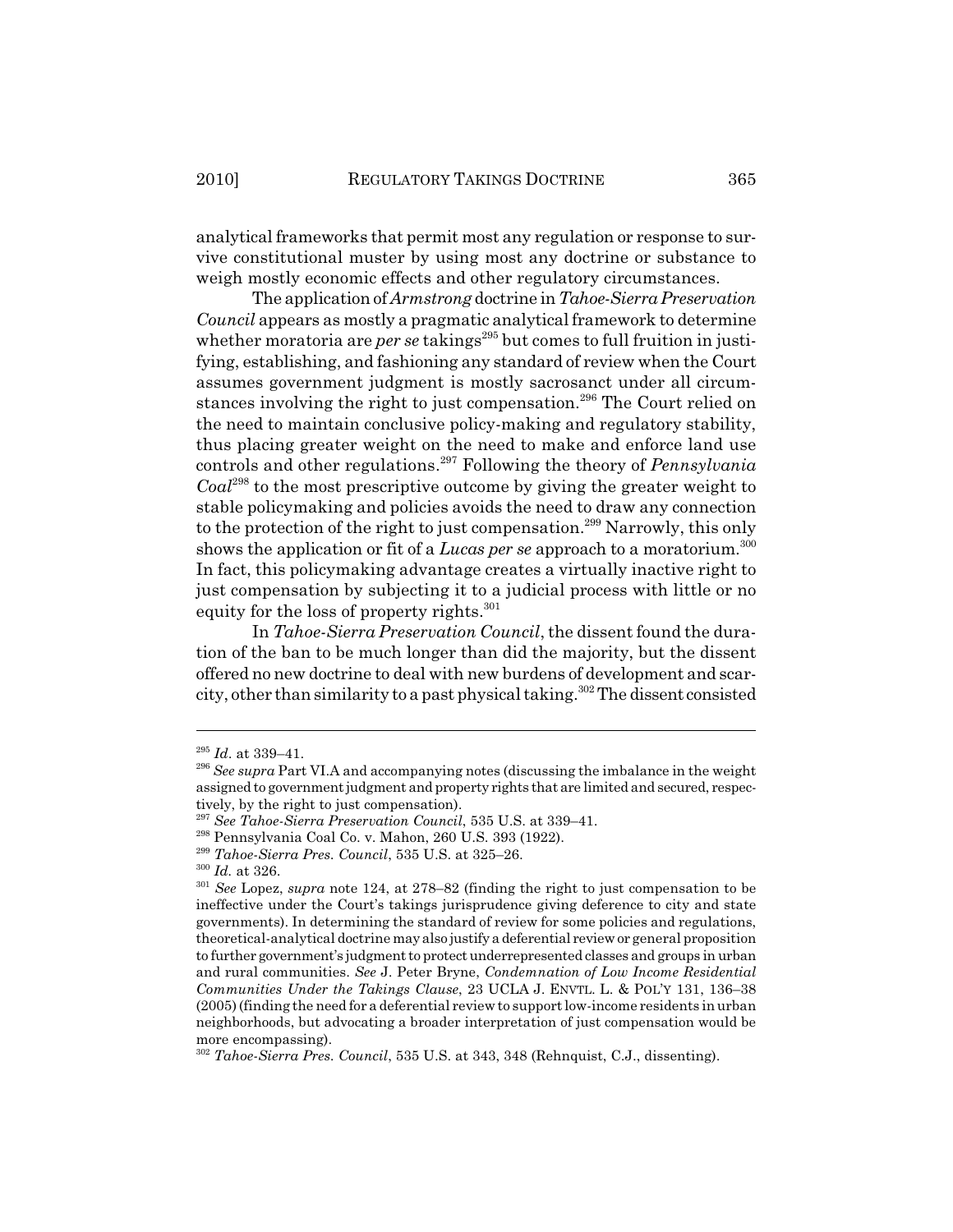analytical frameworks that permit most any regulation or response to survive constitutional muster by using most any doctrine or substance to weigh mostly economic effects and other regulatory circumstances.

The application of *Armstrong* doctrine in *Tahoe-Sierra Preservation Council* appears as mostly a pragmatic analytical framework to determine whether moratoria are *per se* takings[295] but comes to full fruition in justifying, establishing, and fashioning any standard of review when the Court assumes government judgment is mostly sacrosanct under all circumstances involving the right to just compensation.[296] The Court relied on the need to maintain conclusive policy-making and regulatory stability, thus placing greater weight on the need to make and enforce land use controls and other regulations.[297] Following the theory of *Pennsylvania Coal*[298] to the most prescriptive outcome by giving the greater weight to stable policymaking and policies avoids the need to draw any connection to the protection of the right to just compensation.[299] Narrowly, this only shows the application or fit of a *Lucas per se* approach to a moratorium.[300] In fact, this policymaking advantage creates a virtually inactive right to just compensation by subjecting it to a judicial process with little or no equity for the loss of property rights.[301]

In *Tahoe-Sierra Preservation Council*, the dissent found the duration of the ban to be much longer than did the majority, but the dissent offered no new doctrine to deal with new burdens of development and scarcity, other than similarity to a past physical taking.[302] The dissent consisted

---

[295] *Id*. at 339–41.

[296] *See supra* Part VI.A and accompanying notes (discussing the imbalance in the weight assigned to government judgment and property rights that are limited and secured, respectively, by the right to just compensation).

[297] *See Tahoe-Sierra Preservation Council*, 535 U.S. at 339–41.

[298] Pennsylvania Coal Co. v. Mahon, 260 U.S. 393 (1922).

[299] *Tahoe-Sierra Pres. Council*, 535 U.S. at 325–26.

[300] *Id.* at 326.

[301] *See* Lopez, *supra* note 124, at 278–82 (finding the right to just compensation to be ineffective under the Court's takings jurisprudence giving deference to city and state governments). In determining the standard of review for some policies and regulations, theoretical-analytical doctrine may also justify a deferential review or general proposition to further government's judgment to protect underrepresented classes and groups in urban and rural communities. *See* J. Peter Bryne, *Condemnation of Low Income Residential Communities Under the Takings Clause*, 23 UCLA J. ENVTL. L. & POL'Y 131, 136–38 (2005) (finding the need for a deferential review to support low-income residents in urban neighborhoods, but advocating a broader interpretation of just compensation would be more encompassing).

[302] *Tahoe-Sierra Pres. Council*, 535 U.S. at 343, 348 (Rehnquist, C.J., dissenting).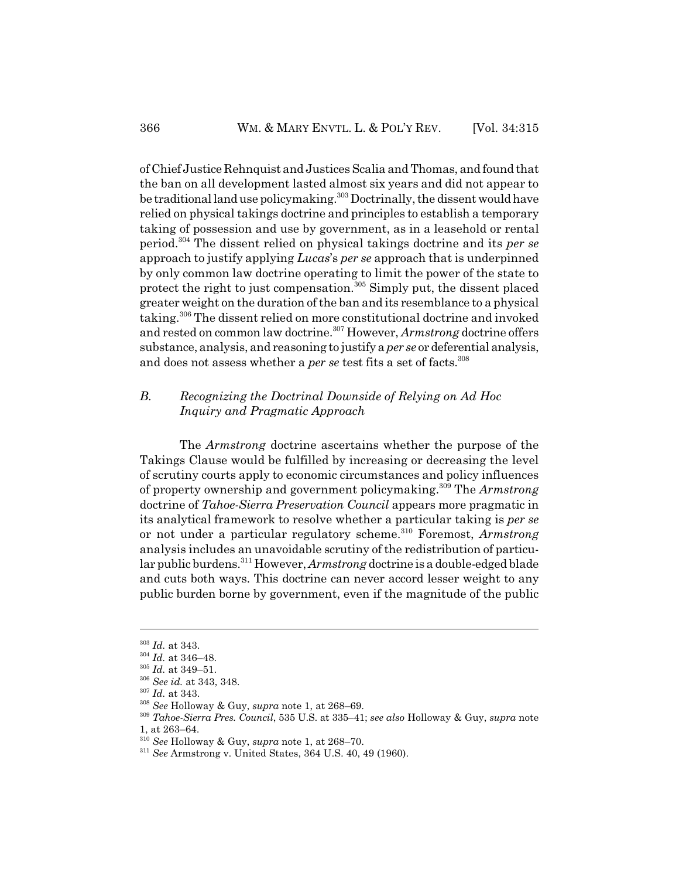of Chief Justice Rehnquist and Justices Scalia and Thomas, and found that the ban on all development lasted almost six years and did not appear to be traditional land use policymaking.[303] Doctrinally, the dissent would have relied on physical takings doctrine and principles to establish a temporary taking of possession and use by government, as in a leasehold or rental period.[304] The dissent relied on physical takings doctrine and its *per se* approach to justify applying *Lucas*'s *per se* approach that is underpinned by only common law doctrine operating to limit the power of the state to protect the right to just compensation.[305] Simply put, the dissent placed greater weight on the duration of the ban and its resemblance to a physical taking.[306] The dissent relied on more constitutional doctrine and invoked and rested on common law doctrine.[307] However, *Armstrong* doctrine offers substance, analysis, and reasoning to justify a *per se* or deferential analysis, and does not assess whether a *per se* test fits a set of facts.[308]

### *B. Recognizing the Doctrinal Downside of Relying on Ad Hoc Inquiry and Pragmatic Approach*

The *Armstrong* doctrine ascertains whether the purpose of the Takings Clause would be fulfilled by increasing or decreasing the level of scrutiny courts apply to economic circumstances and policy influences of property ownership and government policymaking.[309] The *Armstrong* doctrine of *Tahoe-Sierra Preservation Council* appears more pragmatic in its analytical framework to resolve whether a particular taking is *per se* or not under a particular regulatory scheme.[310] Foremost, *Armstrong* analysis includes an unavoidable scrutiny of the redistribution of particular public burdens.[311] However, *Armstrong* doctrine is a double-edged blade and cuts both ways. This doctrine can never accord lesser weight to any public burden borne by government, even if the magnitude of the public

---

[303] *Id.* at 343.

[304] *Id.* at 346–48.

[305] *Id.* at 349–51.

[306] *See id.* at 343, 348.

[307] *Id.* at 343.

[308] *See* Holloway & Guy, *supra* note 1, at 268–69.

[309] *Tahoe-Sierra Pres. Council*, 535 U.S. at 335–41; *see also* Holloway & Guy, *supra* note 1, at 263–64.

[310] *See* Holloway & Guy, *supra* note 1, at 268–70.

[311] *See* Armstrong v. United States, 364 U.S. 40, 49 (1960).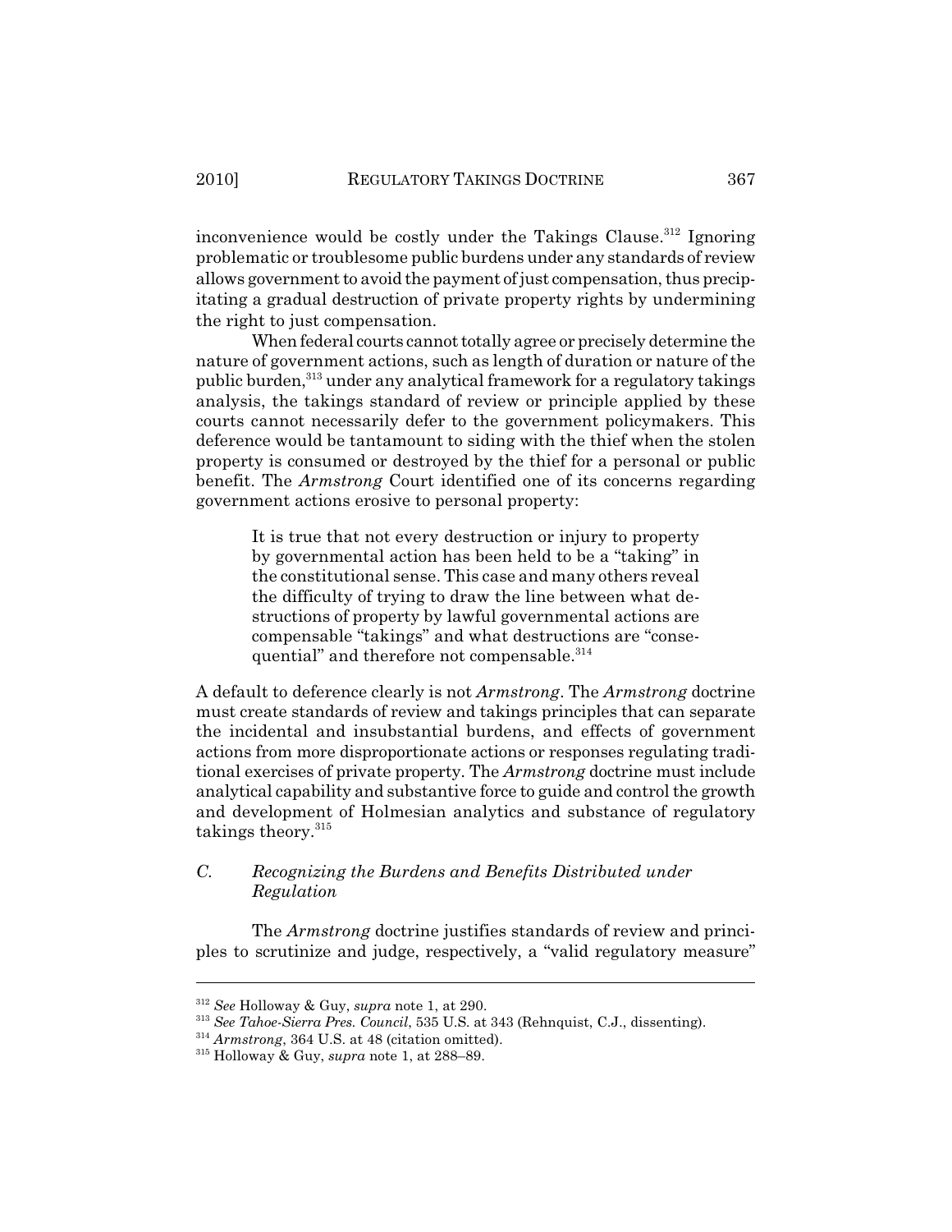inconvenience would be costly under the Takings Clause.[312] Ignoring problematic or troublesome public burdens under any standards of review allows government to avoid the payment of just compensation, thus precipitating a gradual destruction of private property rights by undermining the right to just compensation.

When federal courts cannot totally agree or precisely determine the nature of government actions, such as length of duration or nature of the public burden,[313] under any analytical framework for a regulatory takings analysis, the takings standard of review or principle applied by these courts cannot necessarily defer to the government policymakers. This deference would be tantamount to siding with the thief when the stolen property is consumed or destroyed by the thief for a personal or public benefit. The *Armstrong* Court identified one of its concerns regarding government actions erosive to personal property:

> It is true that not every destruction or injury to property by governmental action has been held to be a "taking" in the constitutional sense. This case and many others reveal the difficulty of trying to draw the line between what destructions of property by lawful governmental actions are compensable "takings" and what destructions are "consequential" and therefore not compensable.[314]

A default to deference clearly is not *Armstrong*. The *Armstrong* doctrine must create standards of review and takings principles that can separate the incidental and insubstantial burdens, and effects of government actions from more disproportionate actions or responses regulating traditional exercises of private property. The *Armstrong* doctrine must include analytical capability and substantive force to guide and control the growth and development of Holmesian analytics and substance of regulatory takings theory.[315]

### *C. Recognizing the Burdens and Benefits Distributed under Regulation*

The *Armstrong* doctrine justifies standards of review and principles to scrutinize and judge, respectively, a "valid regulatory measure"

---

[312] *See* Holloway & Guy, *supra* note 1, at 290.

[313] *See Tahoe-Sierra Pres. Council*, 535 U.S. at 343 (Rehnquist, C.J., dissenting).

[314] *Armstrong*, 364 U.S. at 48 (citation omitted).

[315] Holloway & Guy, *supra* note 1, at 288–89.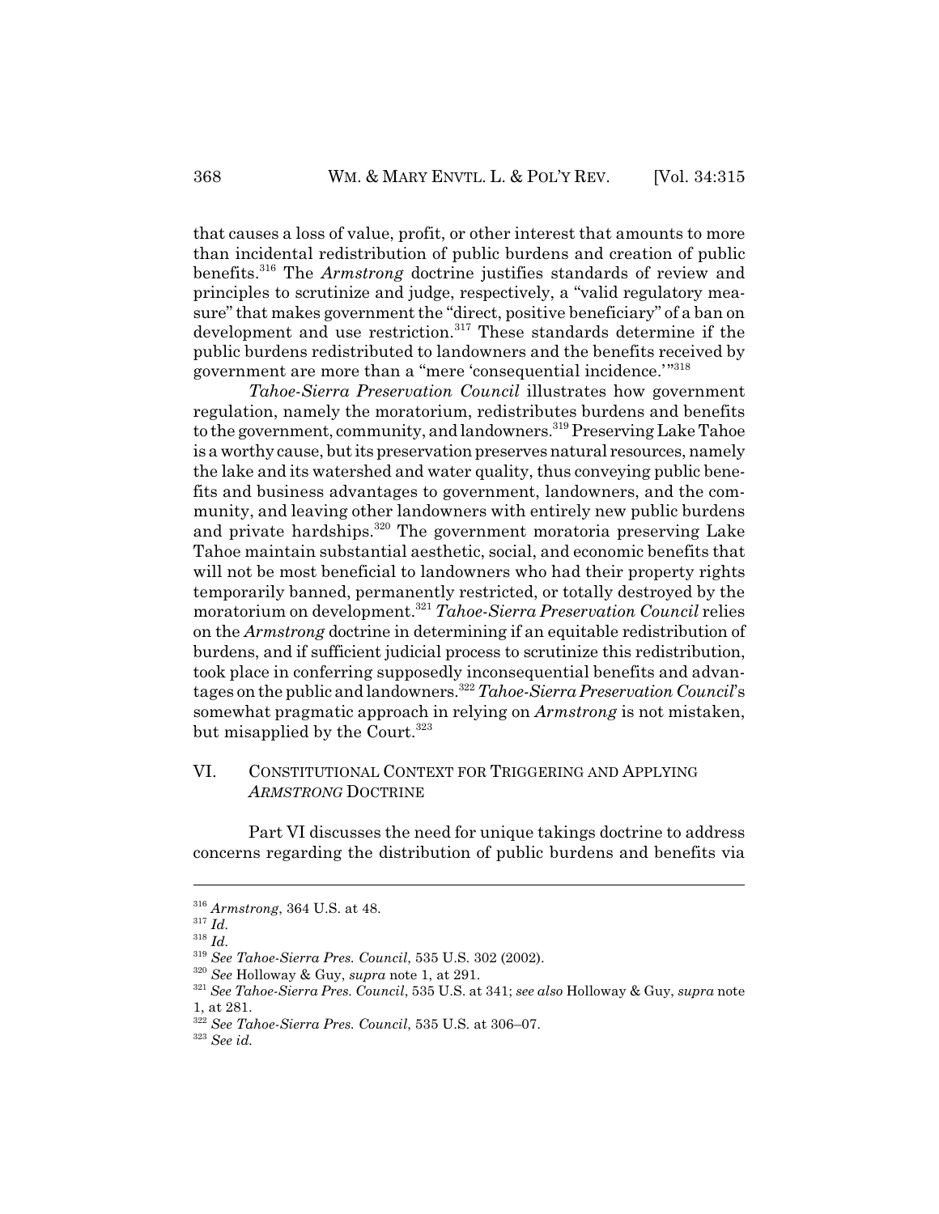that causes a loss of value, profit, or other interest that amounts to more than incidental redistribution of public burdens and creation of public benefits.[316] The *Armstrong* doctrine justifies standards of review and principles to scrutinize and judge, respectively, a "valid regulatory measure" that makes government the "direct, positive beneficiary" of a ban on development and use restriction.[317] These standards determine if the public burdens redistributed to landowners and the benefits received by government are more than a "mere 'consequential incidence.'"[318]

*Tahoe-Sierra Preservation Council* illustrates how government regulation, namely the moratorium, redistributes burdens and benefits to the government, community, and landowners.[319] Preserving Lake Tahoe is a worthy cause, but its preservation preserves natural resources, namely the lake and its watershed and water quality, thus conveying public benefits and business advantages to government, landowners, and the community, and leaving other landowners with entirely new public burdens and private hardships.[320] The government moratoria preserving Lake Tahoe maintain substantial aesthetic, social, and economic benefits that will not be most beneficial to landowners who had their property rights temporarily banned, permanently restricted, or totally destroyed by the moratorium on development.[321] *Tahoe-Sierra Preservation Council* relies on the *Armstrong* doctrine in determining if an equitable redistribution of burdens, and if sufficient judicial process to scrutinize this redistribution, took place in conferring supposedly inconsequential benefits and advantages on the public and landowners.[322] *Tahoe-Sierra Preservation Council*'s somewhat pragmatic approach in relying on *Armstrong* is not mistaken, but misapplied by the Court.[323]

## VI. CONSTITUTIONAL CONTEXT FOR TRIGGERING AND APPLYING *ARMSTRONG* DOCTRINE

Part VI discusses the need for unique takings doctrine to address concerns regarding the distribution of public burdens and benefits via

---

[316] *Armstrong*, 364 U.S. at 48.

[317] *Id.*

[318] *Id.*

[319] *See Tahoe-Sierra Pres. Council*, 535 U.S. 302 (2002).

[320] *See* Holloway & Guy, *supra* note 1, at 291.

[321] *See Tahoe-Sierra Pres. Council*, 535 U.S. at 341; *see also* Holloway & Guy, *supra* note 1, at 281.

[322] *See Tahoe-Sierra Pres. Council*, 535 U.S. at 306–07.

[323] *See id.*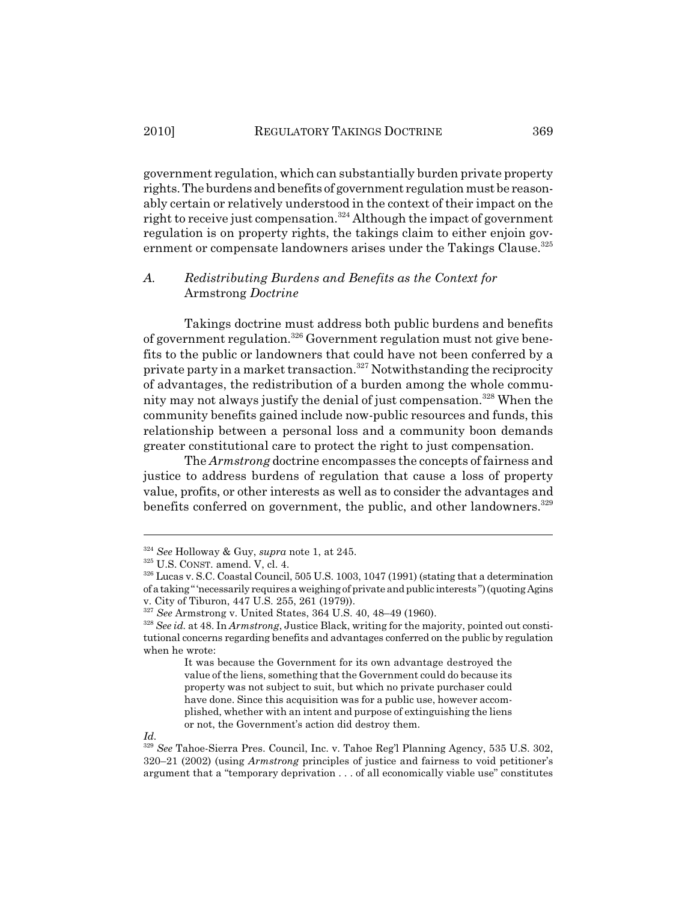government regulation, which can substantially burden private property rights. The burdens and benefits of government regulation must be reasonably certain or relatively understood in the context of their impact on the right to receive just compensation.[324] Although the impact of government regulation is on property rights, the takings claim to either enjoin government or compensate landowners arises under the Takings Clause.[325]

### A. Redistributing Burdens and Benefits as the Context for *Armstrong Doctrine*

Takings doctrine must address both public burdens and benefits of government regulation.[326] Government regulation must not give benefits to the public or landowners that could have not been conferred by a private party in a market transaction.[327] Notwithstanding the reciprocity of advantages, the redistribution of a burden among the whole community may not always justify the denial of just compensation.[328] When the community benefits gained include now-public resources and funds, this relationship between a personal loss and a community boon demands greater constitutional care to protect the right to just compensation.

The *Armstrong* doctrine encompasses the concepts of fairness and justice to address burdens of regulation that cause a loss of property value, profits, or other interests as well as to consider the advantages and benefits conferred on government, the public, and other landowners.[329]

---

[324] *See* Holloway & Guy, *supra* note 1, at 245.

[325] U.S. CONST. amend. V, cl. 4.

[326] Lucas v. S.C. Coastal Council, 505 U.S. 1003, 1047 (1991) (stating that a determination of a taking "'necessarily requires a weighing of private and public interests'") (quoting Agins v. City of Tiburon, 447 U.S. 255, 261 (1979)).

[327] *See* Armstrong v. United States, 364 U.S. 40, 48–49 (1960).

[328] *See id.* at 48. In *Armstrong*, Justice Black, writing for the majority, pointed out constitutional concerns regarding benefits and advantages conferred on the public by regulation when he wrote:

> It was because the Government for its own advantage destroyed the value of the liens, something that the Government could do because its property was not subject to suit, but which no private purchaser could have done. Since this acquisition was for a public use, however accomplished, whether with an intent and purpose of extinguishing the liens or not, the Government's action did destroy them.

*Id.*

[329] *See* Tahoe-Sierra Pres. Council, Inc. v. Tahoe Reg'l Planning Agency, 535 U.S. 302, 320–21 (2002) (using *Armstrong* principles of justice and fairness to void petitioner's argument that a "temporary deprivation . . . of all economically viable use" constitutes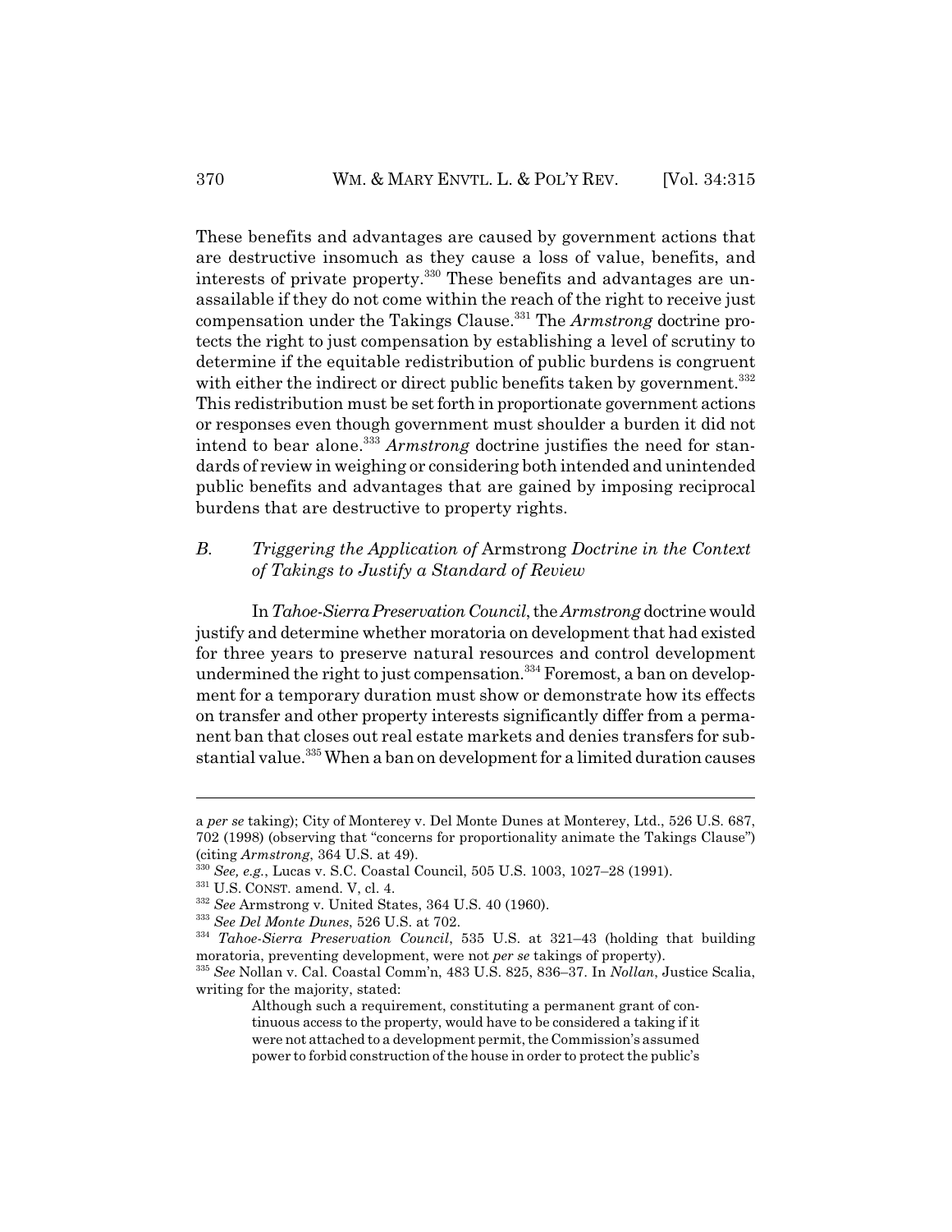These benefits and advantages are caused by government actions that are destructive insomuch as they cause a loss of value, benefits, and interests of private property.[330] These benefits and advantages are unassailable if they do not come within the reach of the right to receive just compensation under the Takings Clause.[331] The *Armstrong* doctrine protects the right to just compensation by establishing a level of scrutiny to determine if the equitable redistribution of public burdens is congruent with either the indirect or direct public benefits taken by government.[332] This redistribution must be set forth in proportionate government actions or responses even though government must shoulder a burden it did not intend to bear alone.[333] *Armstrong* doctrine justifies the need for standards of review in weighing or considering both intended and unintended public benefits and advantages that are gained by imposing reciprocal burdens that are destructive to property rights.

## B. *Triggering the Application of* Armstrong *Doctrine in the Context of Takings to Justify a Standard of Review*

In *Tahoe-Sierra Preservation Council*, the *Armstrong* doctrine would justify and determine whether moratoria on development that had existed for three years to preserve natural resources and control development undermined the right to just compensation.[334] Foremost, a ban on development for a temporary duration must show or demonstrate how its effects on transfer and other property interests significantly differ from a permanent ban that closes out real estate markets and denies transfers for substantial value.[335] When a ban on development for a limited duration causes

---

a *per se* taking); City of Monterey v. Del Monte Dunes at Monterey, Ltd., 526 U.S. 687, 702 (1998) (observing that "concerns for proportionality animate the Takings Clause") (citing *Armstrong*, 364 U.S. at 49).

[330] *See, e.g.*, Lucas v. S.C. Coastal Council, 505 U.S. 1003, 1027–28 (1991).

[331] U.S. CONST. amend. V, cl. 4.

[332] *See* Armstrong v. United States, 364 U.S. 40 (1960).

[333] *See Del Monte Dunes*, 526 U.S. at 702.

[334] *Tahoe-Sierra Preservation Council*, 535 U.S. at 321–43 (holding that building moratoria, preventing development, were not *per se* takings of property).

[335] *See* Nollan v. Cal. Coastal Comm'n, 483 U.S. 825, 836–37. In *Nollan*, Justice Scalia, writing for the majority, stated:

> Although such a requirement, constituting a permanent grant of continuous access to the property, would have to be considered a taking if it were not attached to a development permit, the Commission's assumed power to forbid construction of the house in order to protect the public's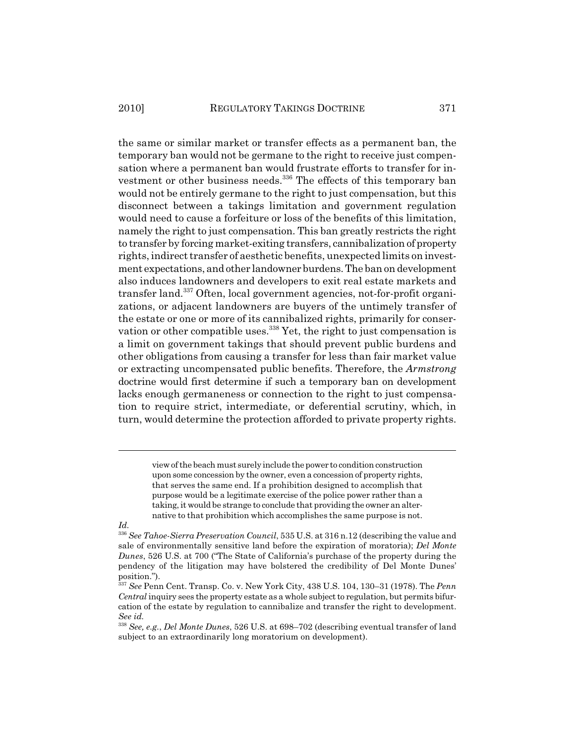the same or similar market or transfer effects as a permanent ban, the temporary ban would not be germane to the right to receive just compensation where a permanent ban would frustrate efforts to transfer for investment or other business needs.[336] The effects of this temporary ban would not be entirely germane to the right to just compensation, but this disconnect between a takings limitation and government regulation would need to cause a forfeiture or loss of the benefits of this limitation, namely the right to just compensation. This ban greatly restricts the right to transfer by forcing market-exiting transfers, cannibalization of property rights, indirect transfer of aesthetic benefits, unexpected limits on investment expectations, and other landowner burdens. The ban on development also induces landowners and developers to exit real estate markets and transfer land.[337] Often, local government agencies, not-for-profit organizations, or adjacent landowners are buyers of the untimely transfer of the estate or one or more of its cannibalized rights, primarily for conservation or other compatible uses.[338] Yet, the right to just compensation is a limit on government takings that should prevent public burdens and other obligations from causing a transfer for less than fair market value or extracting uncompensated public benefits. Therefore, the *Armstrong* doctrine would first determine if such a temporary ban on development lacks enough germaneness or connection to the right to just compensation to require strict, intermediate, or deferential scrutiny, which, in turn, would determine the protection afforded to private property rights.

---

> view of the beach must surely include the power to condition construction upon some concession by the owner, even a concession of property rights, that serves the same end. If a prohibition designed to accomplish that purpose would be a legitimate exercise of the police power rather than a taking, it would be strange to conclude that providing the owner an alternative to that prohibition which accomplishes the same purpose is not.

*Id.*

[336] *See Tahoe-Sierra Preservation Council*, 535 U.S. at 316 n.12 (describing the value and sale of environmentally sensitive land before the expiration of moratoria); *Del Monte Dunes*, 526 U.S. at 700 ("The State of California's purchase of the property during the pendency of the litigation may have bolstered the credibility of Del Monte Dunes' position.").

[337] *See* Penn Cent. Transp. Co. v. New York City, 438 U.S. 104, 130–31 (1978). The *Penn Central* inquiry sees the property estate as a whole subject to regulation, but permits bifurcation of the estate by regulation to cannibalize and transfer the right to development. *See id.*

[338] *See, e.g.*, *Del Monte Dunes*, 526 U.S. at 698–702 (describing eventual transfer of land subject to an extraordinarily long moratorium on development).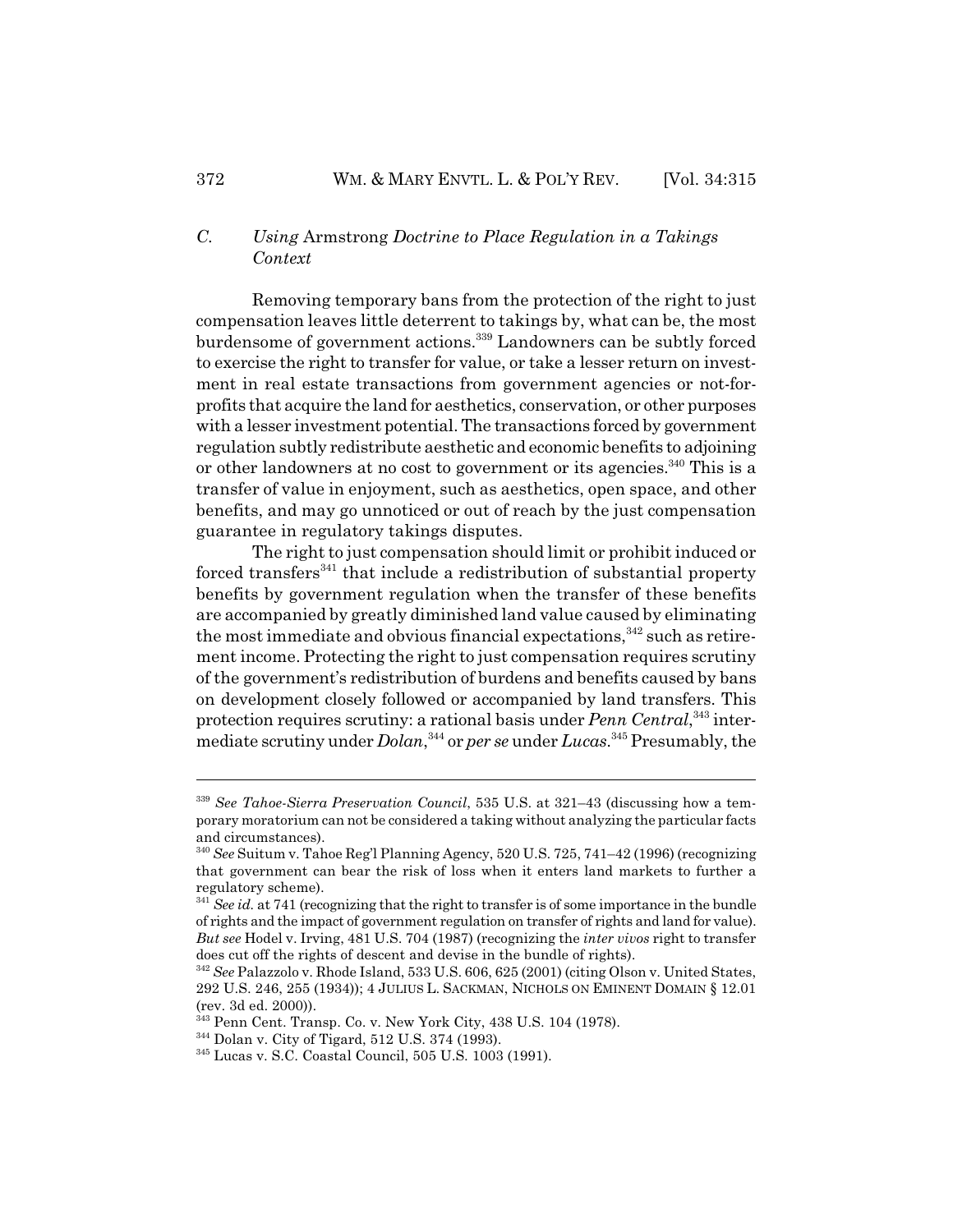### C. *Using* Armstrong *Doctrine to Place Regulation in a Takings Context*

Removing temporary bans from the protection of the right to just compensation leaves little deterrent to takings by, what can be, the most burdensome of government actions.[339] Landowners can be subtly forced to exercise the right to transfer for value, or take a lesser return on investment in real estate transactions from government agencies or not-for-profits that acquire the land for aesthetics, conservation, or other purposes with a lesser investment potential. The transactions forced by government regulation subtly redistribute aesthetic and economic benefits to adjoining or other landowners at no cost to government or its agencies.[340] This is a transfer of value in enjoyment, such as aesthetics, open space, and other benefits, and may go unnoticed or out of reach by the just compensation guarantee in regulatory takings disputes.

The right to just compensation should limit or prohibit induced or forced transfers[341] that include a redistribution of substantial property benefits by government regulation when the transfer of these benefits are accompanied by greatly diminished land value caused by eliminating the most immediate and obvious financial expectations,[342] such as retirement income. Protecting the right to just compensation requires scrutiny of the government's redistribution of burdens and benefits caused by bans on development closely followed or accompanied by land transfers. This protection requires scrutiny: a rational basis under *Penn Central*,[343] intermediate scrutiny under *Dolan*,[344] or *per se* under *Lucas*.[345] Presumably, the

---

[339] *See Tahoe-Sierra Preservation Council*, 535 U.S. at 321–43 (discussing how a temporary moratorium can not be considered a taking without analyzing the particular facts and circumstances).

[340] *See* Suitum v. Tahoe Reg'l Planning Agency, 520 U.S. 725, 741–42 (1996) (recognizing that government can bear the risk of loss when it enters land markets to further a regulatory scheme).

[341] *See id.* at 741 (recognizing that the right to transfer is of some importance in the bundle of rights and the impact of government regulation on transfer of rights and land for value). *But see* Hodel v. Irving, 481 U.S. 704 (1987) (recognizing the *inter vivos* right to transfer does cut off the rights of descent and devise in the bundle of rights).

[342] *See* Palazzolo v. Rhode Island, 533 U.S. 606, 625 (2001) (citing Olson v. United States, 292 U.S. 246, 255 (1934)); 4 JULIUS L. SACKMAN, NICHOLS ON EMINENT DOMAIN § 12.01 (rev. 3d ed. 2000)).

[343] Penn Cent. Transp. Co. v. New York City, 438 U.S. 104 (1978).

[344] Dolan v. City of Tigard, 512 U.S. 374 (1993).

[345] Lucas v. S.C. Coastal Council, 505 U.S. 1003 (1991).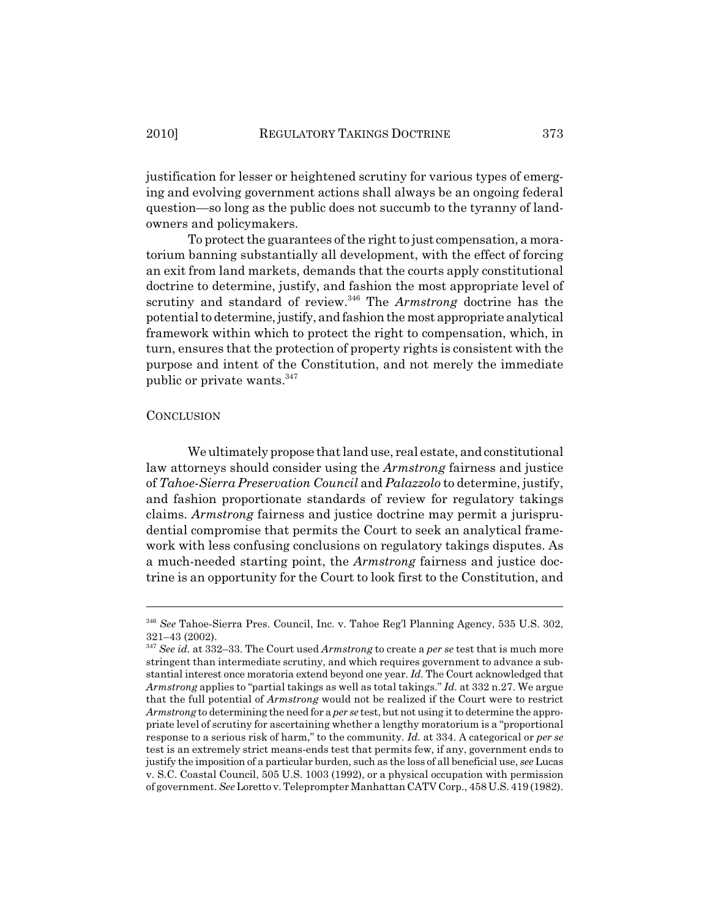justification for lesser or heightened scrutiny for various types of emerging and evolving government actions shall always be an ongoing federal question—so long as the public does not succumb to the tyranny of landowners and policymakers.

To protect the guarantees of the right to just compensation, a moratorium banning substantially all development, with the effect of forcing an exit from land markets, demands that the courts apply constitutional doctrine to determine, justify, and fashion the most appropriate level of scrutiny and standard of review.[346] The *Armstrong* doctrine has the potential to determine, justify, and fashion the most appropriate analytical framework within which to protect the right to compensation, which, in turn, ensures that the protection of property rights is consistent with the purpose and intent of the Constitution, and not merely the immediate public or private wants.[347]

## CONCLUSION

We ultimately propose that land use, real estate, and constitutional law attorneys should consider using the *Armstrong* fairness and justice of *Tahoe-Sierra Preservation Council* and *Palazzolo* to determine, justify, and fashion proportionate standards of review for regulatory takings claims. *Armstrong* fairness and justice doctrine may permit a jurisprudential compromise that permits the Court to seek an analytical framework with less confusing conclusions on regulatory takings disputes. As a much-needed starting point, the *Armstrong* fairness and justice doctrine is an opportunity for the Court to look first to the Constitution, and

---

[346] *See* Tahoe-Sierra Pres. Council, Inc. v. Tahoe Reg'l Planning Agency, 535 U.S. 302, 321–43 (2002).

[347] *See id.* at 332–33. The Court used *Armstrong* to create a *per se* test that is much more stringent than intermediate scrutiny, and which requires government to advance a substantial interest once moratoria extend beyond one year. *Id.* The Court acknowledged that *Armstrong* applies to "partial takings as well as total takings." *Id.* at 332 n.27. We argue that the full potential of *Armstrong* would not be realized if the Court were to restrict *Armstrong* to determining the need for a *per se* test, but not using it to determine the appropriate level of scrutiny for ascertaining whether a lengthy moratorium is a "proportional response to a serious risk of harm," to the community. *Id.* at 334. A categorical or *per se* test is an extremely strict means-ends test that permits few, if any, government ends to justify the imposition of a particular burden, such as the loss of all beneficial use, *see* Lucas v. S.C. Coastal Council, 505 U.S. 1003 (1992), or a physical occupation with permission of government. *See* Loretto v. Teleprompter Manhattan CATV Corp., 458 U.S. 419 (1982).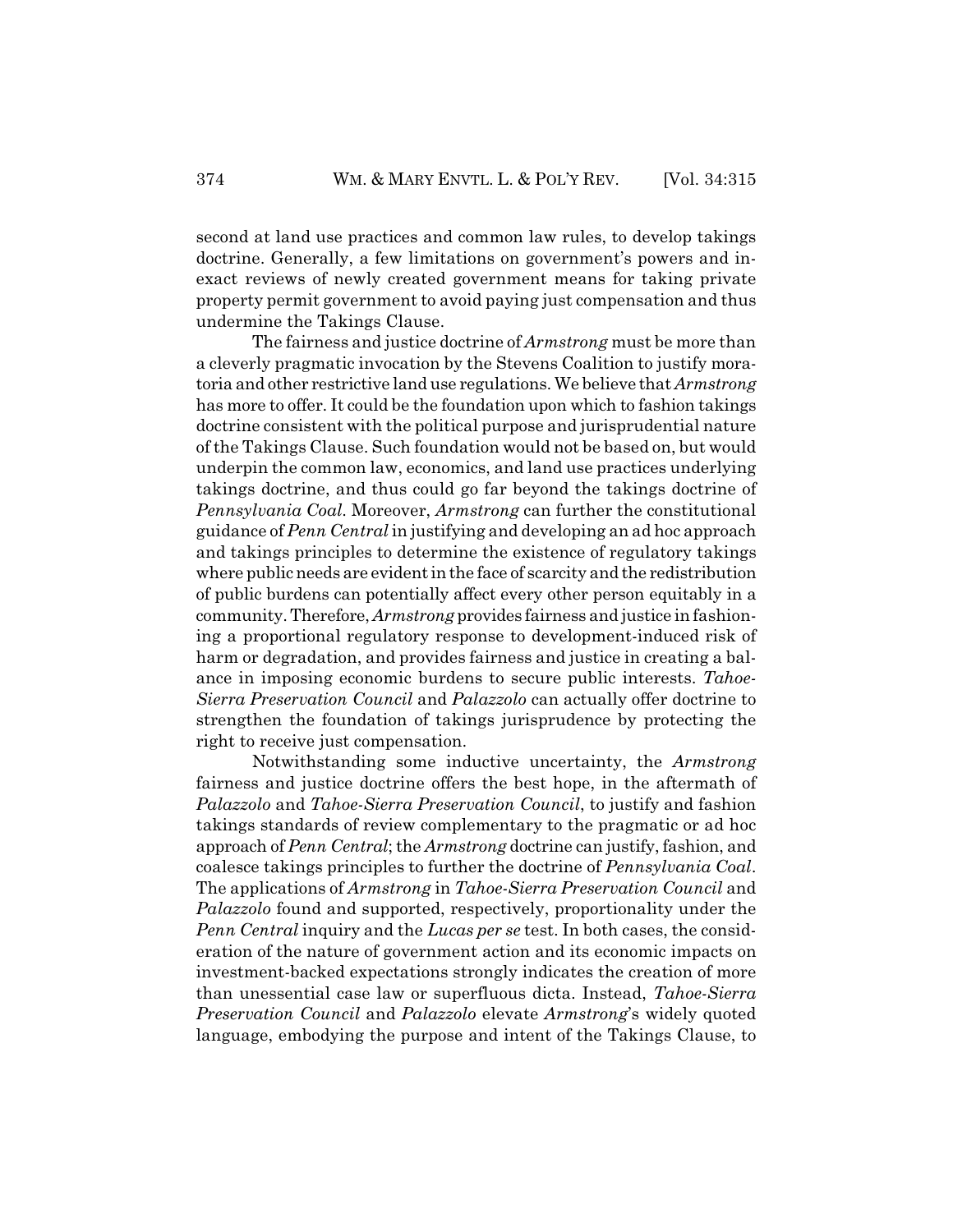second at land use practices and common law rules, to develop takings doctrine. Generally, a few limitations on government's powers and inexact reviews of newly created government means for taking private property permit government to avoid paying just compensation and thus undermine the Takings Clause.

The fairness and justice doctrine of *Armstrong* must be more than a cleverly pragmatic invocation by the Stevens Coalition to justify moratoria and other restrictive land use regulations. We believe that *Armstrong* has more to offer. It could be the foundation upon which to fashion takings doctrine consistent with the political purpose and jurisprudential nature of the Takings Clause. Such foundation would not be based on, but would underpin the common law, economics, and land use practices underlying takings doctrine, and thus could go far beyond the takings doctrine of *Pennsylvania Coal*. Moreover, *Armstrong* can further the constitutional guidance of *Penn Central* in justifying and developing an ad hoc approach and takings principles to determine the existence of regulatory takings where public needs are evident in the face of scarcity and the redistribution of public burdens can potentially affect every other person equitably in a community. Therefore, *Armstrong* provides fairness and justice in fashioning a proportional regulatory response to development-induced risk of harm or degradation, and provides fairness and justice in creating a balance in imposing economic burdens to secure public interests. *Tahoe-Sierra Preservation Council* and *Palazzolo* can actually offer doctrine to strengthen the foundation of takings jurisprudence by protecting the right to receive just compensation.

Notwithstanding some inductive uncertainty, the *Armstrong* fairness and justice doctrine offers the best hope, in the aftermath of *Palazzolo* and *Tahoe-Sierra Preservation Council*, to justify and fashion takings standards of review complementary to the pragmatic or ad hoc approach of *Penn Central*; the *Armstrong* doctrine can justify, fashion, and coalesce takings principles to further the doctrine of *Pennsylvania Coal*. The applications of *Armstrong* in *Tahoe-Sierra Preservation Council* and *Palazzolo* found and supported, respectively, proportionality under the *Penn Central* inquiry and the *Lucas per se* test. In both cases, the consideration of the nature of government action and its economic impacts on investment-backed expectations strongly indicates the creation of more than unessential case law or superfluous dicta. Instead, *Tahoe-Sierra Preservation Council* and *Palazzolo* elevate *Armstrong*'s widely quoted language, embodying the purpose and intent of the Takings Clause, to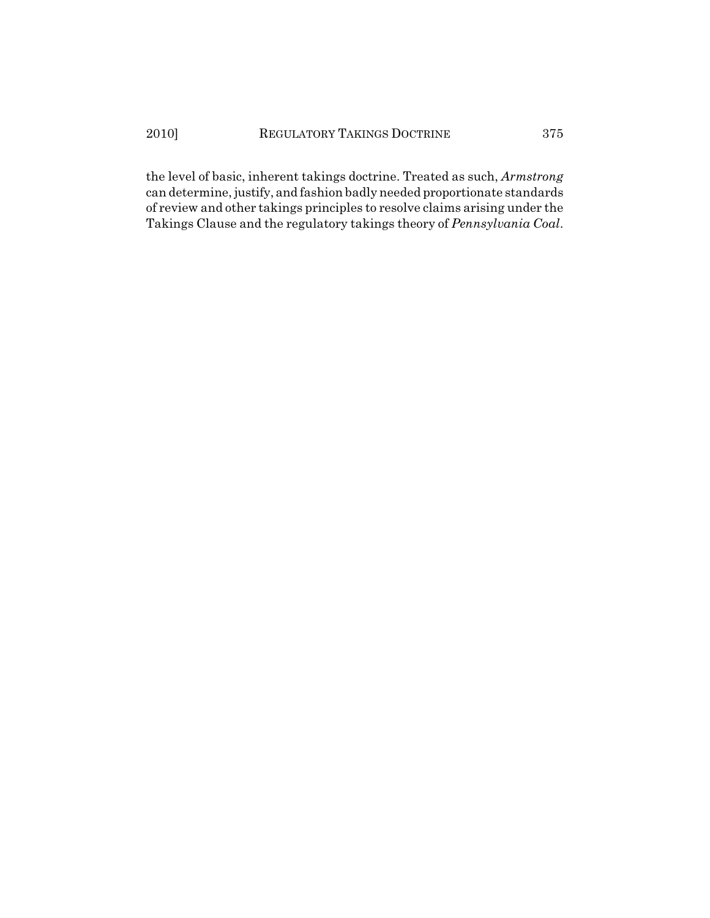the level of basic, inherent takings doctrine. Treated as such, *Armstrong* can determine, justify, and fashion badly needed proportionate standards of review and other takings principles to resolve claims arising under the Takings Clause and the regulatory takings theory of *Pennsylvania Coal*.